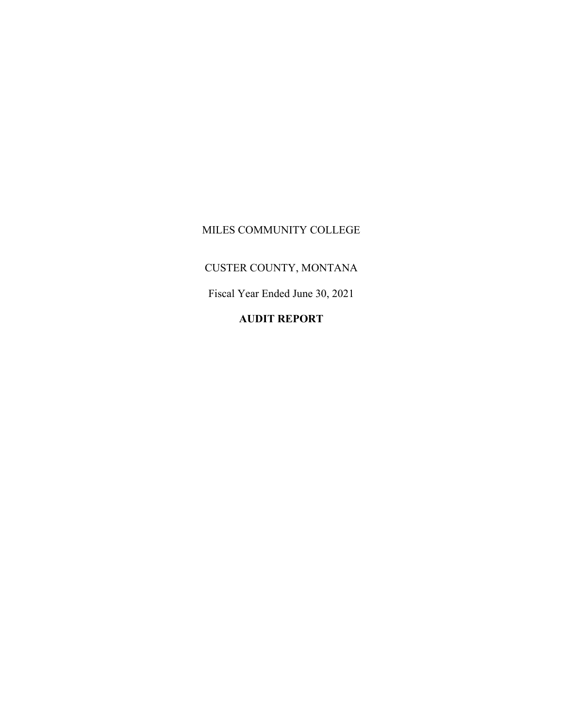MILES COMMUNITY COLLEGE

CUSTER COUNTY, MONTANA

Fiscal Year Ended June 30, 2021

**AUDIT REPORT**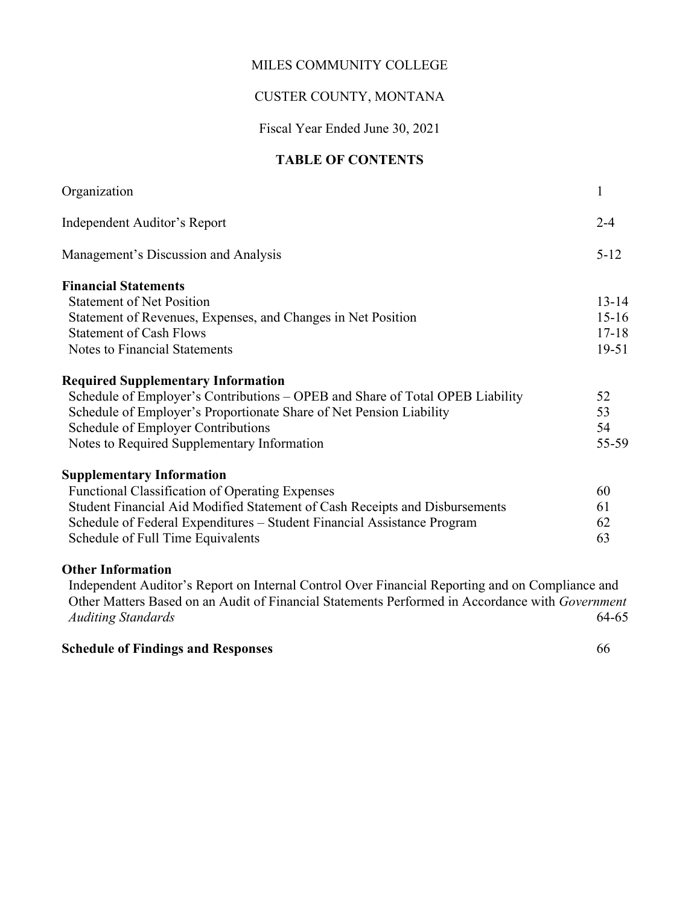MILES COMMUNITY COLLEGE

CUSTER COUNTY, MONTANA

Fiscal Year Ended June 30, 2021

## TABLE OF CONTENTS

| | |
|---|---|
| Organization | 1 |
| Independent Auditor's Report | 2-4 |
| Management's Discussion and Analysis | 5-12 |
| **Financial Statements** | |
| Statement of Net Position | 13-14 |
| Statement of Revenues, Expenses, and Changes in Net Position | 15-16 |
| Statement of Cash Flows | 17-18 |
| Notes to Financial Statements | 19-51 |
| **Required Supplementary Information** | |
| Schedule of Employer's Contributions – OPEB and Share of Total OPEB Liability | 52 |
| Schedule of Employer's Proportionate Share of Net Pension Liability | 53 |
| Schedule of Employer Contributions | 54 |
| Notes to Required Supplementary Information | 55-59 |
| **Supplementary Information** | |
| Functional Classification of Operating Expenses | 60 |
| Student Financial Aid Modified Statement of Cash Receipts and Disbursements | 61 |
| Schedule of Federal Expenditures – Student Financial Assistance Program | 62 |
| Schedule of Full Time Equivalents | 63 |
| **Other Information** | |
| Independent Auditor's Report on Internal Control Over Financial Reporting and on Compliance and Other Matters Based on an Audit of Financial Statements Performed in Accordance with *Government Auditing Standards* | 64-65 |
| **Schedule of Findings and Responses** | 66 |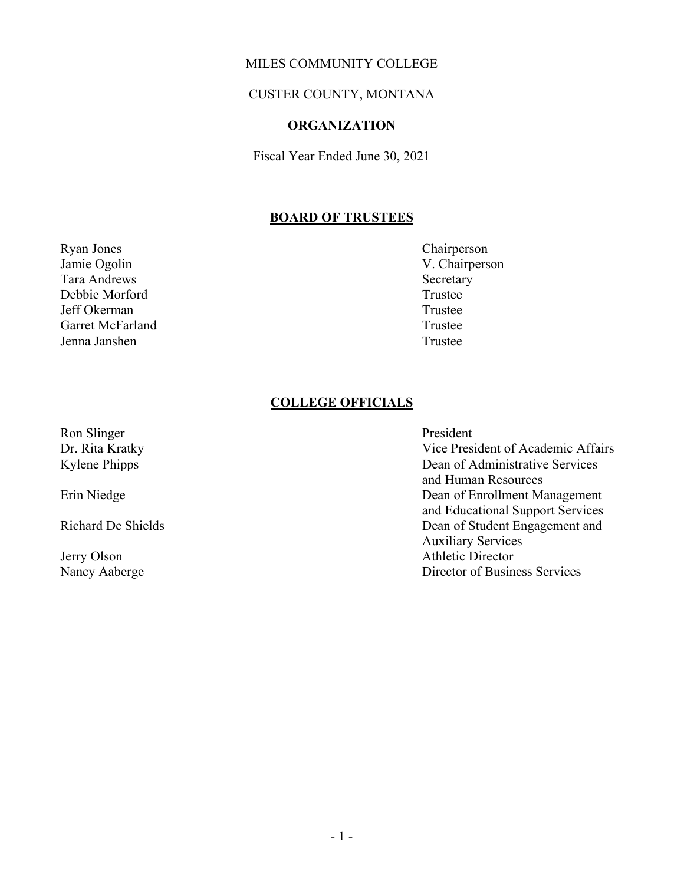MILES COMMUNITY COLLEGE

CUSTER COUNTY, MONTANA

**ORGANIZATION**

Fiscal Year Ended June 30, 2021

## BOARD OF TRUSTEES

| | |
|---|---|
| Ryan Jones | Chairperson |
| Jamie Ogolin | V. Chairperson |
| Tara Andrews | Secretary |
| Debbie Morford | Trustee |
| Jeff Okerman | Trustee |
| Garret McFarland | Trustee |
| Jenna Janshen | Trustee |

## COLLEGE OFFICIALS

| | |
|---|---|
| Ron Slinger | President |
| Dr. Rita Kratky | Vice President of Academic Affairs |
| Kylene Phipps | Dean of Administrative Services and Human Resources |
| Erin Niedge | Dean of Enrollment Management and Educational Support Services |
| Richard De Shields | Dean of Student Engagement and Auxiliary Services |
| Jerry Olson | Athletic Director |
| Nancy Aaberge | Director of Business Services |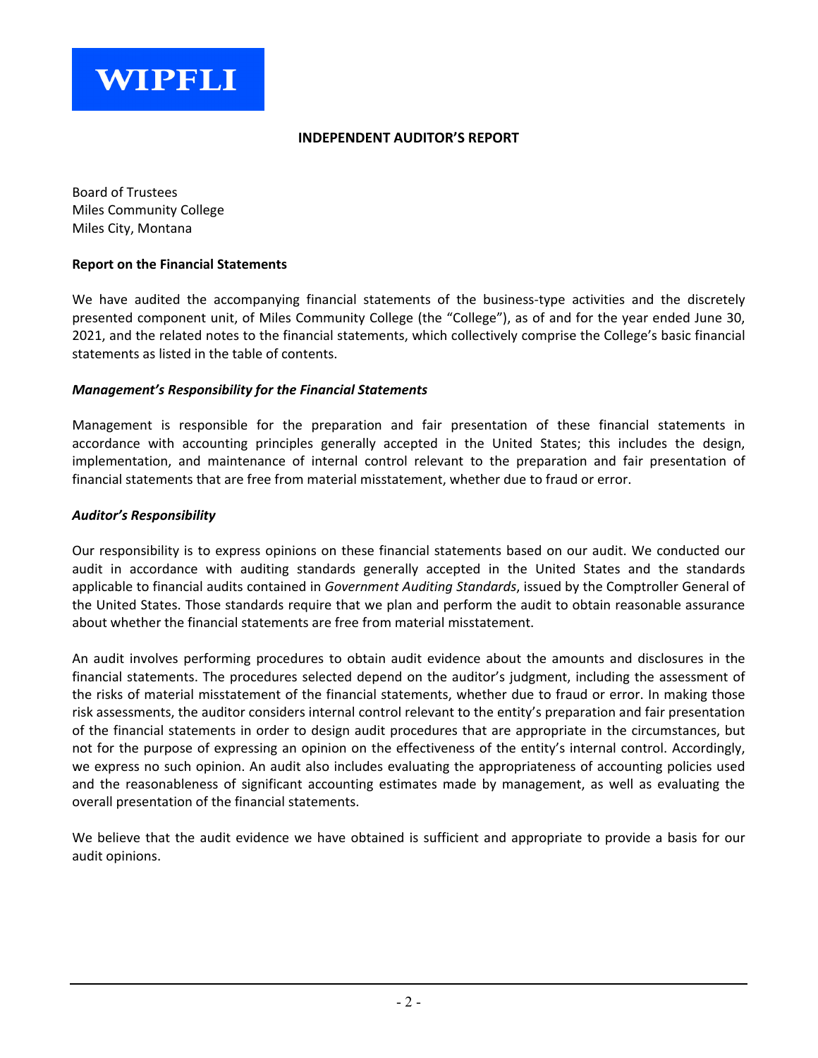WIPFLI

# INDEPENDENT AUDITOR'S REPORT

Board of Trustees
Miles Community College
Miles City, Montana

**Report on the Financial Statements**

We have audited the accompanying financial statements of the business-type activities and the discretely presented component unit, of Miles Community College (the "College"), as of and for the year ended June 30, 2021, and the related notes to the financial statements, which collectively comprise the College's basic financial statements as listed in the table of contents.

***Management's Responsibility for the Financial Statements***

Management is responsible for the preparation and fair presentation of these financial statements in accordance with accounting principles generally accepted in the United States; this includes the design, implementation, and maintenance of internal control relevant to the preparation and fair presentation of financial statements that are free from material misstatement, whether due to fraud or error.

***Auditor's Responsibility***

Our responsibility is to express opinions on these financial statements based on our audit. We conducted our audit in accordance with auditing standards generally accepted in the United States and the standards applicable to financial audits contained in *Government Auditing Standards*, issued by the Comptroller General of the United States. Those standards require that we plan and perform the audit to obtain reasonable assurance about whether the financial statements are free from material misstatement.

An audit involves performing procedures to obtain audit evidence about the amounts and disclosures in the financial statements. The procedures selected depend on the auditor's judgment, including the assessment of the risks of material misstatement of the financial statements, whether due to fraud or error. In making those risk assessments, the auditor considers internal control relevant to the entity's preparation and fair presentation of the financial statements in order to design audit procedures that are appropriate in the circumstances, but not for the purpose of expressing an opinion on the effectiveness of the entity's internal control. Accordingly, we express no such opinion. An audit also includes evaluating the appropriateness of accounting policies used and the reasonableness of significant accounting estimates made by management, as well as evaluating the overall presentation of the financial statements.

We believe that the audit evidence we have obtained is sufficient and appropriate to provide a basis for our audit opinions.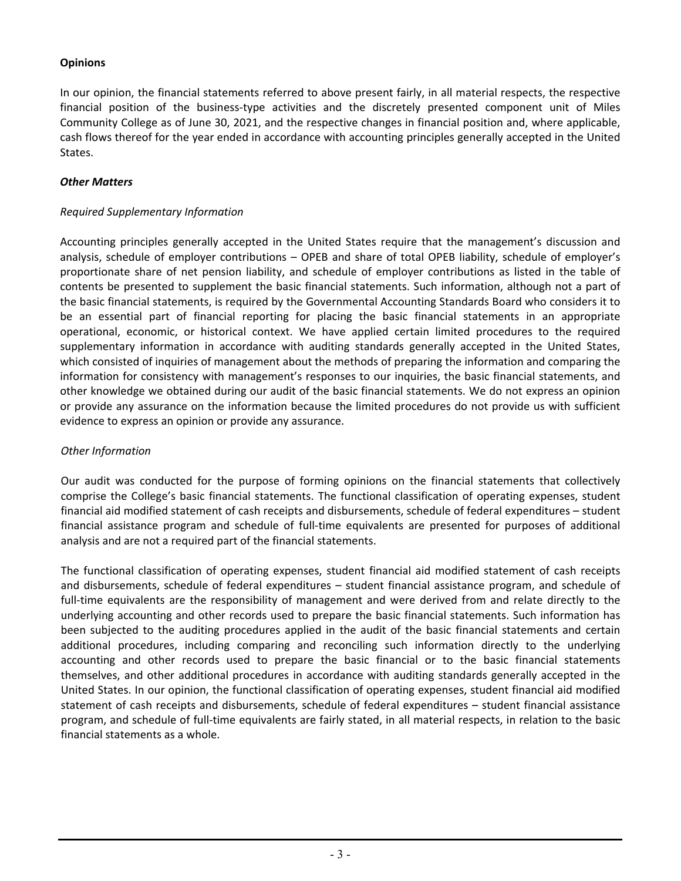**Opinions**

In our opinion, the financial statements referred to above present fairly, in all material respects, the respective financial position of the business-type activities and the discretely presented component unit of Miles Community College as of June 30, 2021, and the respective changes in financial position and, where applicable, cash flows thereof for the year ended in accordance with accounting principles generally accepted in the United States.

***Other Matters***

*Required Supplementary Information*

Accounting principles generally accepted in the United States require that the management's discussion and analysis, schedule of employer contributions – OPEB and share of total OPEB liability, schedule of employer's proportionate share of net pension liability, and schedule of employer contributions as listed in the table of contents be presented to supplement the basic financial statements. Such information, although not a part of the basic financial statements, is required by the Governmental Accounting Standards Board who considers it to be an essential part of financial reporting for placing the basic financial statements in an appropriate operational, economic, or historical context. We have applied certain limited procedures to the required supplementary information in accordance with auditing standards generally accepted in the United States, which consisted of inquiries of management about the methods of preparing the information and comparing the information for consistency with management's responses to our inquiries, the basic financial statements, and other knowledge we obtained during our audit of the basic financial statements. We do not express an opinion or provide any assurance on the information because the limited procedures do not provide us with sufficient evidence to express an opinion or provide any assurance.

*Other Information*

Our audit was conducted for the purpose of forming opinions on the financial statements that collectively comprise the College's basic financial statements. The functional classification of operating expenses, student financial aid modified statement of cash receipts and disbursements, schedule of federal expenditures – student financial assistance program and schedule of full-time equivalents are presented for purposes of additional analysis and are not a required part of the financial statements.

The functional classification of operating expenses, student financial aid modified statement of cash receipts and disbursements, schedule of federal expenditures – student financial assistance program, and schedule of full-time equivalents are the responsibility of management and were derived from and relate directly to the underlying accounting and other records used to prepare the basic financial statements. Such information has been subjected to the auditing procedures applied in the audit of the basic financial statements and certain additional procedures, including comparing and reconciling such information directly to the underlying accounting and other records used to prepare the basic financial or to the basic financial statements themselves, and other additional procedures in accordance with auditing standards generally accepted in the United States. In our opinion, the functional classification of operating expenses, student financial aid modified statement of cash receipts and disbursements, schedule of federal expenditures – student financial assistance program, and schedule of full-time equivalents are fairly stated, in all material respects, in relation to the basic financial statements as a whole.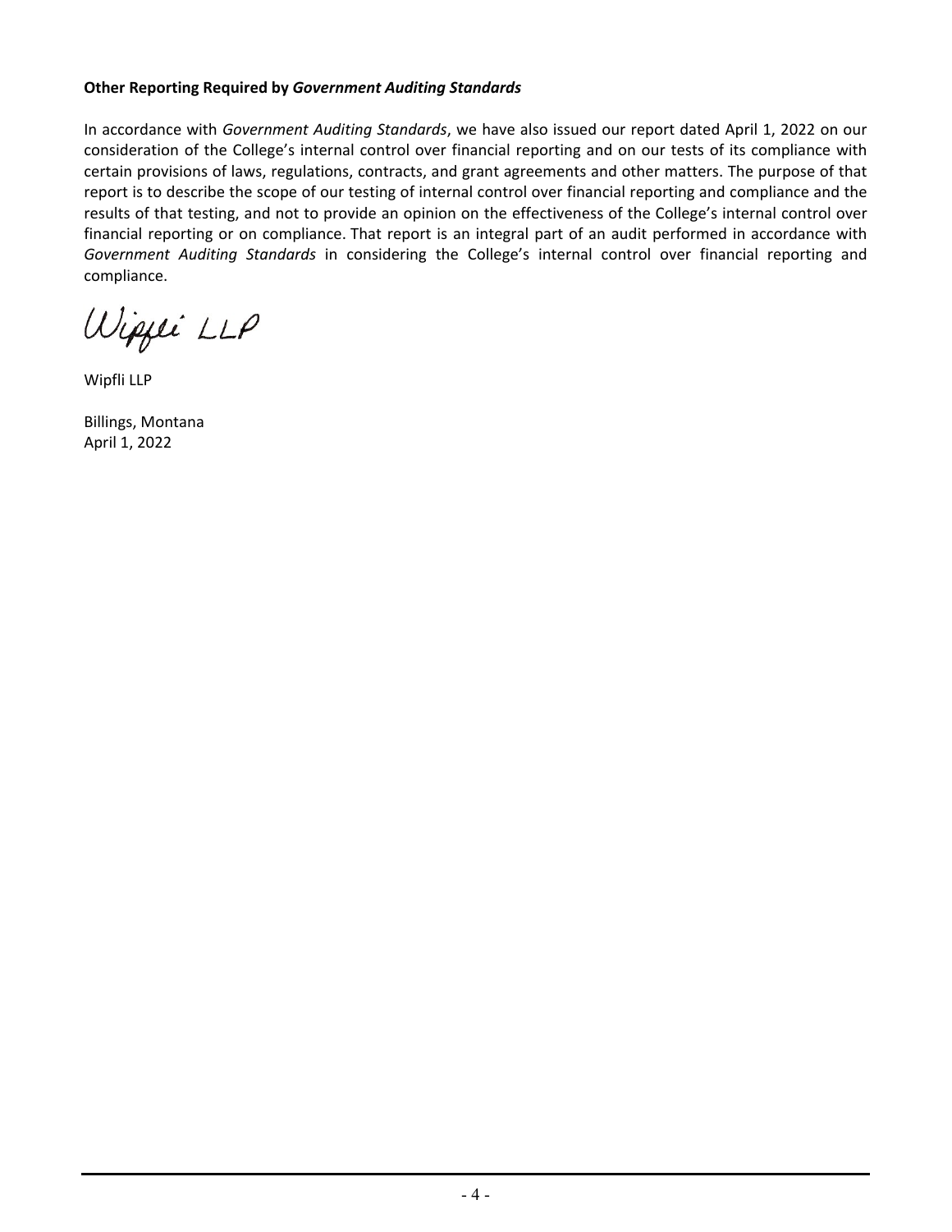**Other Reporting Required by *Government Auditing Standards***

In accordance with *Government Auditing Standards*, we have also issued our report dated April 1, 2022 on our consideration of the College's internal control over financial reporting and on our tests of its compliance with certain provisions of laws, regulations, contracts, and grant agreements and other matters. The purpose of that report is to describe the scope of our testing of internal control over financial reporting and compliance and the results of that testing, and not to provide an opinion on the effectiveness of the College's internal control over financial reporting or on compliance. That report is an integral part of an audit performed in accordance with *Government Auditing Standards* in considering the College's internal control over financial reporting and compliance.

Wipfli LLP

Wipfli LLP

Billings, Montana
April 1, 2022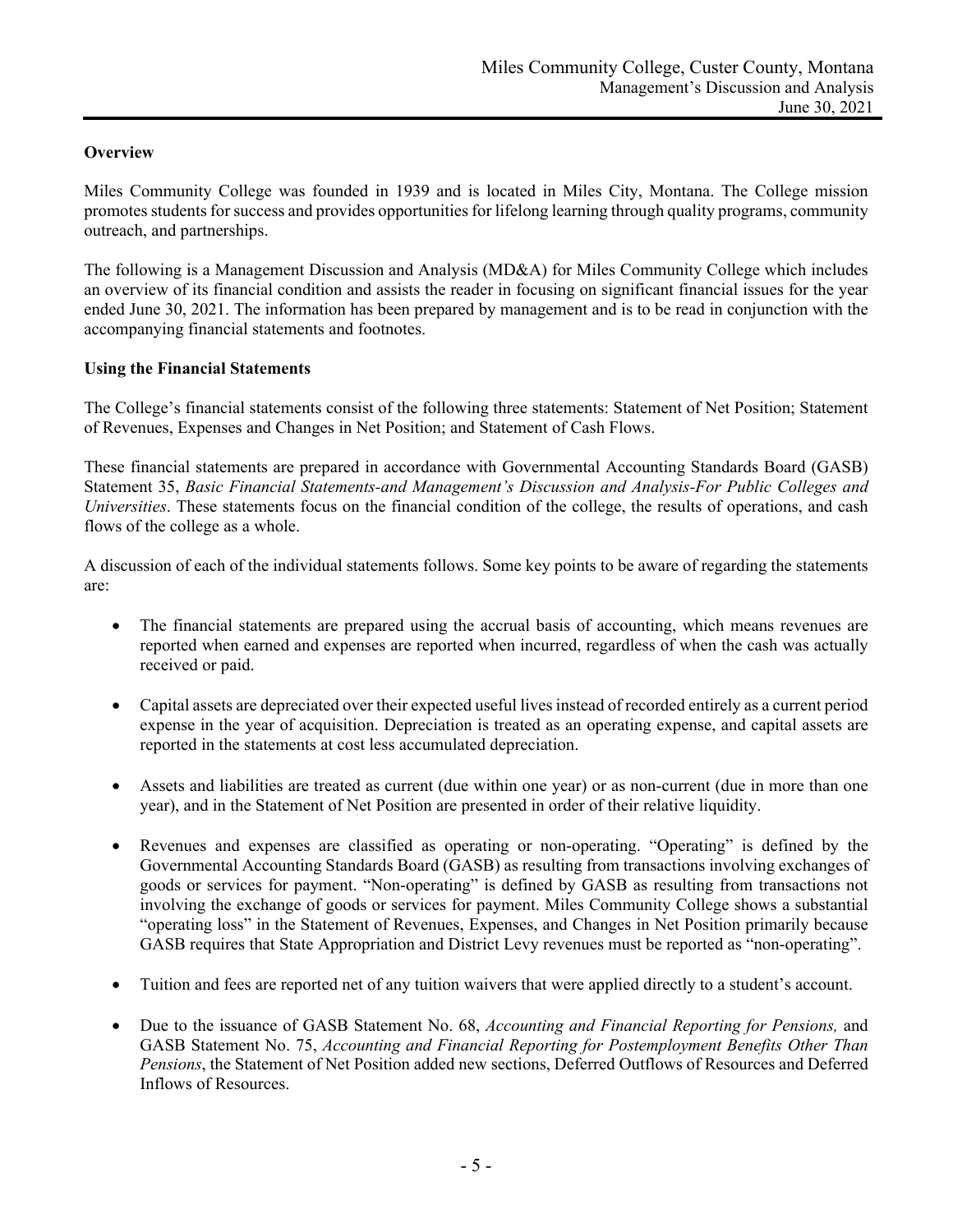## Overview

Miles Community College was founded in 1939 and is located in Miles City, Montana. The College mission promotes students for success and provides opportunities for lifelong learning through quality programs, community outreach, and partnerships.

The following is a Management Discussion and Analysis (MD&A) for Miles Community College which includes an overview of its financial condition and assists the reader in focusing on significant financial issues for the year ended June 30, 2021. The information has been prepared by management and is to be read in conjunction with the accompanying financial statements and footnotes.

## Using the Financial Statements

The College's financial statements consist of the following three statements: Statement of Net Position; Statement of Revenues, Expenses and Changes in Net Position; and Statement of Cash Flows.

These financial statements are prepared in accordance with Governmental Accounting Standards Board (GASB) Statement 35, *Basic Financial Statements-and Management's Discussion and Analysis-For Public Colleges and Universities*. These statements focus on the financial condition of the college, the results of operations, and cash flows of the college as a whole.

A discussion of each of the individual statements follows. Some key points to be aware of regarding the statements are:

- The financial statements are prepared using the accrual basis of accounting, which means revenues are reported when earned and expenses are reported when incurred, regardless of when the cash was actually received or paid.

- Capital assets are depreciated over their expected useful lives instead of recorded entirely as a current period expense in the year of acquisition. Depreciation is treated as an operating expense, and capital assets are reported in the statements at cost less accumulated depreciation.

- Assets and liabilities are treated as current (due within one year) or as non-current (due in more than one year), and in the Statement of Net Position are presented in order of their relative liquidity.

- Revenues and expenses are classified as operating or non-operating. "Operating" is defined by the Governmental Accounting Standards Board (GASB) as resulting from transactions involving exchanges of goods or services for payment. "Non-operating" is defined by GASB as resulting from transactions not involving the exchange of goods or services for payment. Miles Community College shows a substantial "operating loss" in the Statement of Revenues, Expenses, and Changes in Net Position primarily because GASB requires that State Appropriation and District Levy revenues must be reported as "non-operating".

- Tuition and fees are reported net of any tuition waivers that were applied directly to a student's account.

- Due to the issuance of GASB Statement No. 68, *Accounting and Financial Reporting for Pensions,* and GASB Statement No. 75, *Accounting and Financial Reporting for Postemployment Benefits Other Than Pensions*, the Statement of Net Position added new sections, Deferred Outflows of Resources and Deferred Inflows of Resources.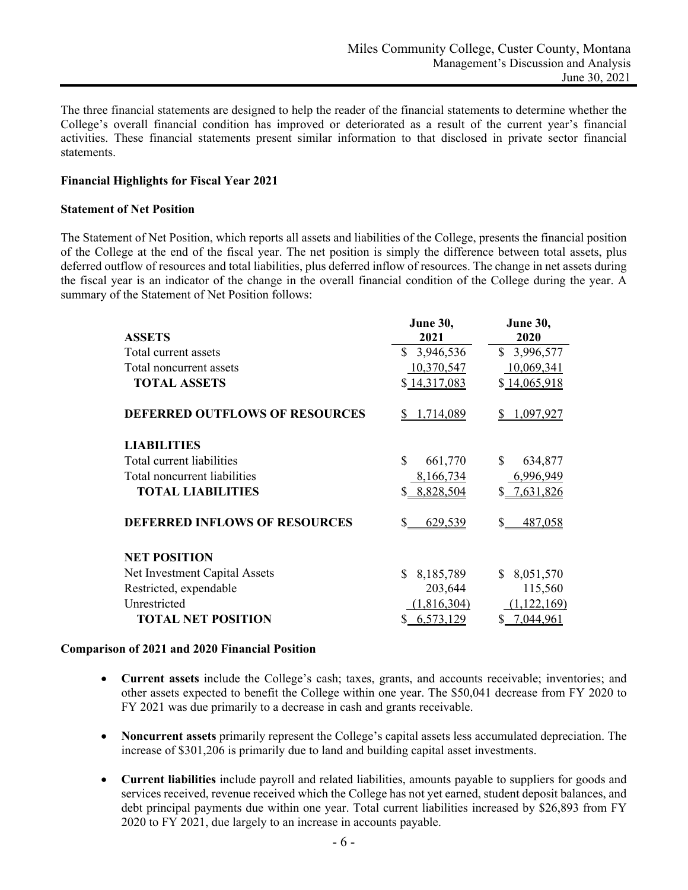The three financial statements are designed to help the reader of the financial statements to determine whether the College's overall financial condition has improved or deteriorated as a result of the current year's financial activities. These financial statements present similar information to that disclosed in private sector financial statements.

**Financial Highlights for Fiscal Year 2021**

**Statement of Net Position**

The Statement of Net Position, which reports all assets and liabilities of the College, presents the financial position of the College at the end of the fiscal year. The net position is simply the difference between total assets, plus deferred outflow of resources and total liabilities, plus deferred inflow of resources. The change in net assets during the fiscal year is an indicator of the change in the overall financial condition of the College during the year. A summary of the Statement of Net Position follows:

| | June 30, 2021 | June 30, 2020 |
|---|---|---|
| **ASSETS** | | |
| Total current assets | $ 3,946,536 | $ 3,996,577 |
| Total noncurrent assets | 10,370,547 | 10,069,341 |
| **TOTAL ASSETS** | $ 14,317,083 | $ 14,065,918 |
| **DEFERRED OUTFLOWS OF RESOURCES** | $ 1,714,089 | $ 1,097,927 |
| **LIABILITIES** | | |
| Total current liabilities | $ 661,770 | $ 634,877 |
| Total noncurrent liabilities | 8,166,734 | 6,996,949 |
| **TOTAL LIABILITIES** | $ 8,828,504 | $ 7,631,826 |
| **DEFERRED INFLOWS OF RESOURCES** | $ 629,539 | $ 487,058 |
| **NET POSITION** | | |
| Net Investment Capital Assets | $ 8,185,789 | $ 8,051,570 |
| Restricted, expendable | 203,644 | 115,560 |
| Unrestricted | (1,816,304) | (1,122,169) |
| **TOTAL NET POSITION** | $ 6,573,129 | $ 7,044,961 |

**Comparison of 2021 and 2020 Financial Position**

- **Current assets** include the College's cash; taxes, grants, and accounts receivable; inventories; and other assets expected to benefit the College within one year. The $50,041 decrease from FY 2020 to FY 2021 was due primarily to a decrease in cash and grants receivable.

- **Noncurrent assets** primarily represent the College's capital assets less accumulated depreciation. The increase of $301,206 is primarily due to land and building capital asset investments.

- **Current liabilities** include payroll and related liabilities, amounts payable to suppliers for goods and services received, revenue received which the College has not yet earned, student deposit balances, and debt principal payments due within one year. Total current liabilities increased by $26,893 from FY 2020 to FY 2021, due largely to an increase in accounts payable.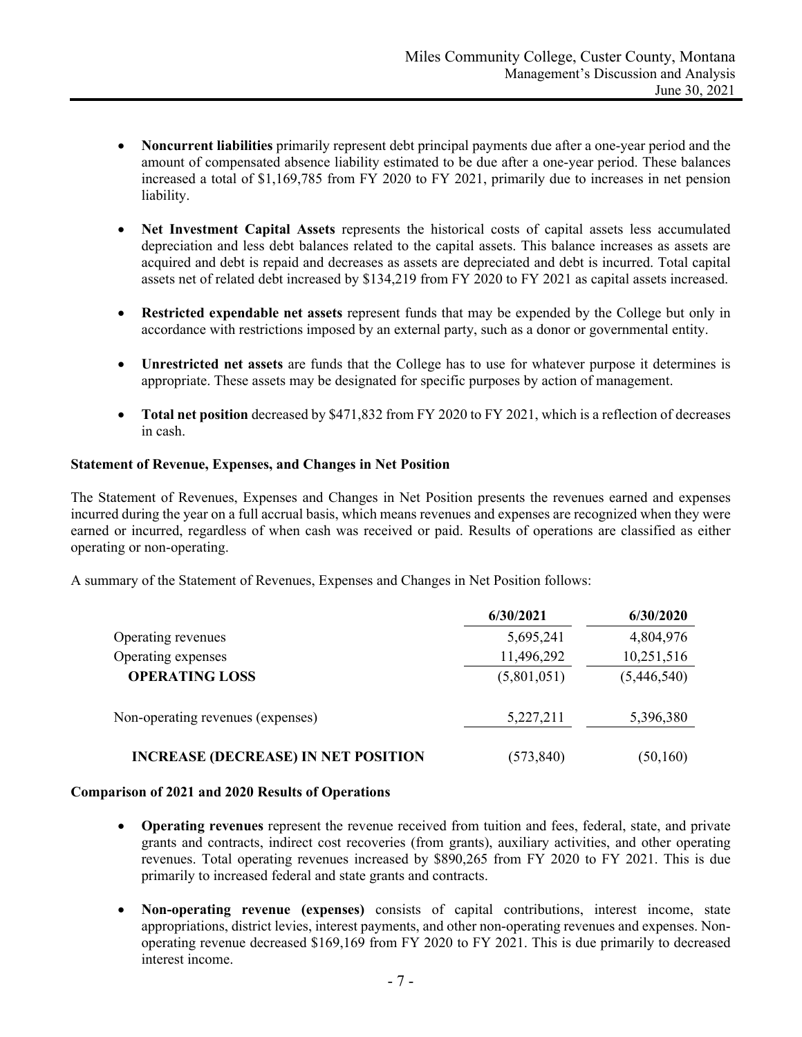- **Noncurrent liabilities** primarily represent debt principal payments due after a one-year period and the amount of compensated absence liability estimated to be due after a one-year period. These balances increased a total of $1,169,785 from FY 2020 to FY 2021, primarily due to increases in net pension liability.

- **Net Investment Capital Assets** represents the historical costs of capital assets less accumulated depreciation and less debt balances related to the capital assets. This balance increases as assets are acquired and debt is repaid and decreases as assets are depreciated and debt is incurred. Total capital assets net of related debt increased by $134,219 from FY 2020 to FY 2021 as capital assets increased.

- **Restricted expendable net assets** represent funds that may be expended by the College but only in accordance with restrictions imposed by an external party, such as a donor or governmental entity.

- **Unrestricted net assets** are funds that the College has to use for whatever purpose it determines is appropriate. These assets may be designated for specific purposes by action of management.

- **Total net position** decreased by $471,832 from FY 2020 to FY 2021, which is a reflection of decreases in cash.

**Statement of Revenue, Expenses, and Changes in Net Position**

The Statement of Revenues, Expenses and Changes in Net Position presents the revenues earned and expenses incurred during the year on a full accrual basis, which means revenues and expenses are recognized when they were earned or incurred, regardless of when cash was received or paid. Results of operations are classified as either operating or non-operating.

A summary of the Statement of Revenues, Expenses and Changes in Net Position follows:

| | 6/30/2021 | 6/30/2020 |
|---|---|---|
| Operating revenues | 5,695,241 | 4,804,976 |
| Operating expenses | 11,496,292 | 10,251,516 |
| **OPERATING LOSS** | (5,801,051) | (5,446,540) |
| Non-operating revenues (expenses) | 5,227,211 | 5,396,380 |
| **INCREASE (DECREASE) IN NET POSITION** | (573,840) | (50,160) |

**Comparison of 2021 and 2020 Results of Operations**

- **Operating revenues** represent the revenue received from tuition and fees, federal, state, and private grants and contracts, indirect cost recoveries (from grants), auxiliary activities, and other operating revenues. Total operating revenues increased by $890,265 from FY 2020 to FY 2021. This is due primarily to increased federal and state grants and contracts.

- **Non-operating revenue (expenses)** consists of capital contributions, interest income, state appropriations, district levies, interest payments, and other non-operating revenues and expenses. Non-operating revenue decreased $169,169 from FY 2020 to FY 2021. This is due primarily to decreased interest income.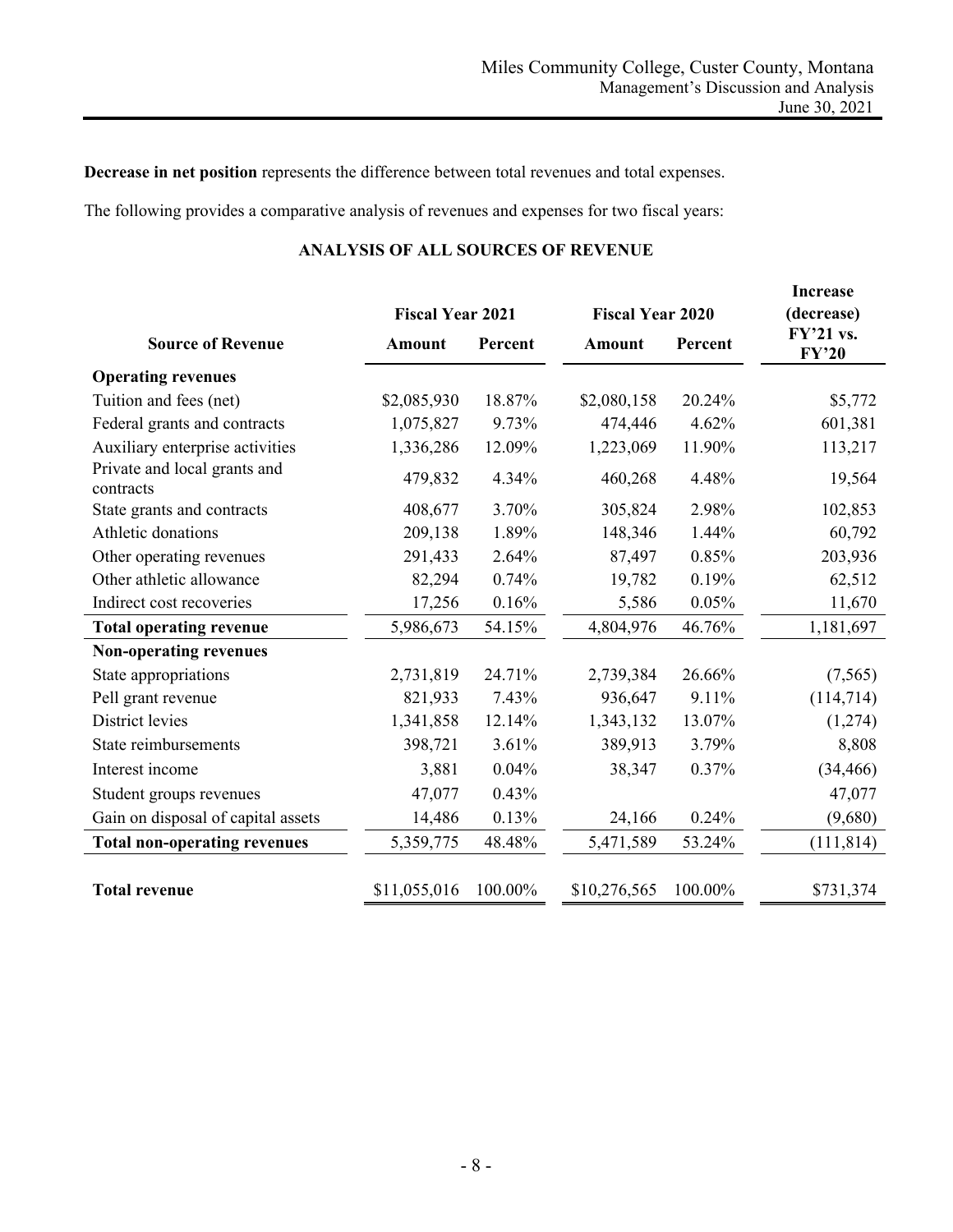**Decrease in net position** represents the difference between total revenues and total expenses.

The following provides a comparative analysis of revenues and expenses for two fiscal years:

## ANALYSIS OF ALL SOURCES OF REVENUE

| Source of Revenue | Fiscal Year 2021 Amount | Fiscal Year 2021 Percent | Fiscal Year 2020 Amount | Fiscal Year 2020 Percent | Increase (decrease) FY'21 vs. FY'20 |
|---|---|---|---|---|---|
| **Operating revenues** | | | | | |
| Tuition and fees (net) | $2,085,930 | 18.87% | $2,080,158 | 20.24% | $5,772 |
| Federal grants and contracts | 1,075,827 | 9.73% | 474,446 | 4.62% | 601,381 |
| Auxiliary enterprise activities | 1,336,286 | 12.09% | 1,223,069 | 11.90% | 113,217 |
| Private and local grants and contracts | 479,832 | 4.34% | 460,268 | 4.48% | 19,564 |
| State grants and contracts | 408,677 | 3.70% | 305,824 | 2.98% | 102,853 |
| Athletic donations | 209,138 | 1.89% | 148,346 | 1.44% | 60,792 |
| Other operating revenues | 291,433 | 2.64% | 87,497 | 0.85% | 203,936 |
| Other athletic allowance | 82,294 | 0.74% | 19,782 | 0.19% | 62,512 |
| Indirect cost recoveries | 17,256 | 0.16% | 5,586 | 0.05% | 11,670 |
| **Total operating revenue** | 5,986,673 | 54.15% | 4,804,976 | 46.76% | 1,181,697 |
| **Non-operating revenues** | | | | | |
| State appropriations | 2,731,819 | 24.71% | 2,739,384 | 26.66% | (7,565) |
| Pell grant revenue | 821,933 | 7.43% | 936,647 | 9.11% | (114,714) |
| District levies | 1,341,858 | 12.14% | 1,343,132 | 13.07% | (1,274) |
| State reimbursements | 398,721 | 3.61% | 389,913 | 3.79% | 8,808 |
| Interest income | 3,881 | 0.04% | 38,347 | 0.37% | (34,466) |
| Student groups revenues | 47,077 | 0.43% | | | 47,077 |
| Gain on disposal of capital assets | 14,486 | 0.13% | 24,166 | 0.24% | (9,680) |
| **Total non-operating revenues** | 5,359,775 | 48.48% | 5,471,589 | 53.24% | (111,814) |
| **Total revenue** | $11,055,016 | 100.00% | $10,276,565 | 100.00% | $731,374 |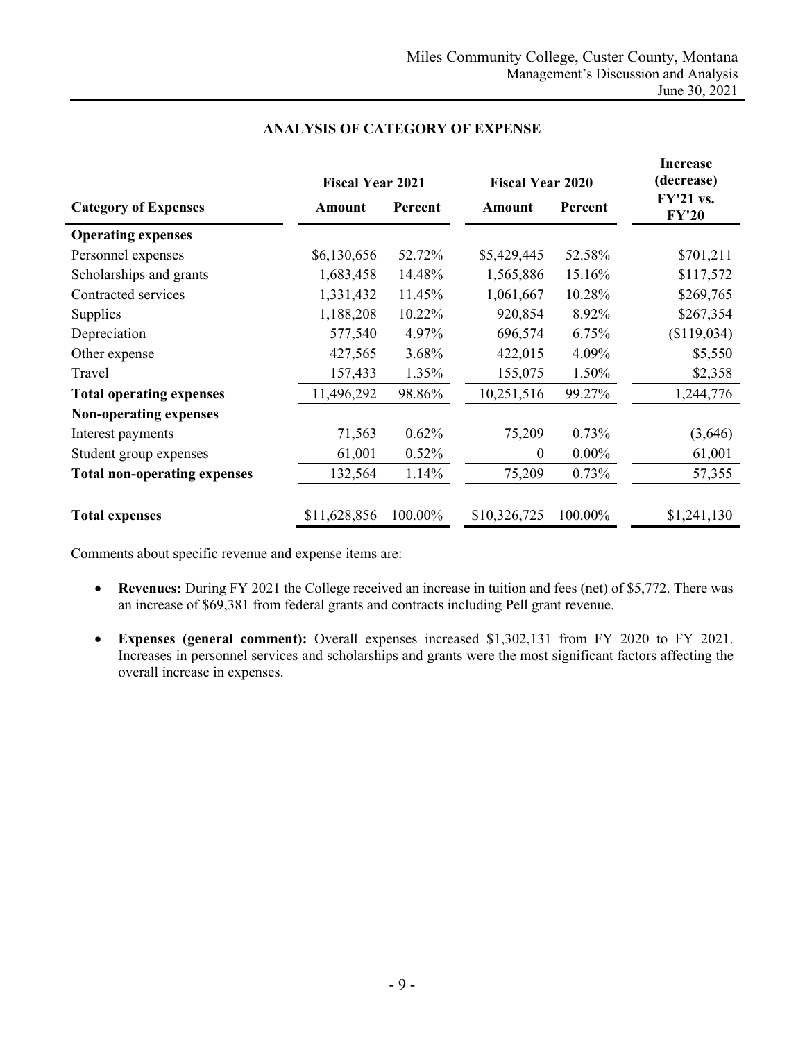## ANALYSIS OF CATEGORY OF EXPENSE

| Category of Expenses | Fiscal Year 2021 Amount | Fiscal Year 2021 Percent | Fiscal Year 2020 Amount | Fiscal Year 2020 Percent | Increase (decrease) FY'21 vs. FY'20 |
|---|---|---|---|---|---|
| **Operating expenses** | | | | | |
| Personnel expenses | $6,130,656 | 52.72% | $5,429,445 | 52.58% | $701,211 |
| Scholarships and grants | 1,683,458 | 14.48% | 1,565,886 | 15.16% | $117,572 |
| Contracted services | 1,331,432 | 11.45% | 1,061,667 | 10.28% | $269,765 |
| Supplies | 1,188,208 | 10.22% | 920,854 | 8.92% | $267,354 |
| Depreciation | 577,540 | 4.97% | 696,574 | 6.75% | ($119,034) |
| Other expense | 427,565 | 3.68% | 422,015 | 4.09% | $5,550 |
| Travel | 157,433 | 1.35% | 155,075 | 1.50% | $2,358 |
| **Total operating expenses** | 11,496,292 | 98.86% | 10,251,516 | 99.27% | 1,244,776 |
| **Non-operating expenses** | | | | | |
| Interest payments | 71,563 | 0.62% | 75,209 | 0.73% | (3,646) |
| Student group expenses | 61,001 | 0.52% | 0 | 0.00% | 61,001 |
| **Total non-operating expenses** | 132,564 | 1.14% | 75,209 | 0.73% | 57,355 |
| **Total expenses** | $11,628,856 | 100.00% | $10,326,725 | 100.00% | $1,241,130 |

Comments about specific revenue and expense items are:

- **Revenues:** During FY 2021 the College received an increase in tuition and fees (net) of $5,772. There was an increase of $69,381 from federal grants and contracts including Pell grant revenue.
- **Expenses (general comment):** Overall expenses increased $1,302,131 from FY 2020 to FY 2021. Increases in personnel services and scholarships and grants were the most significant factors affecting the overall increase in expenses.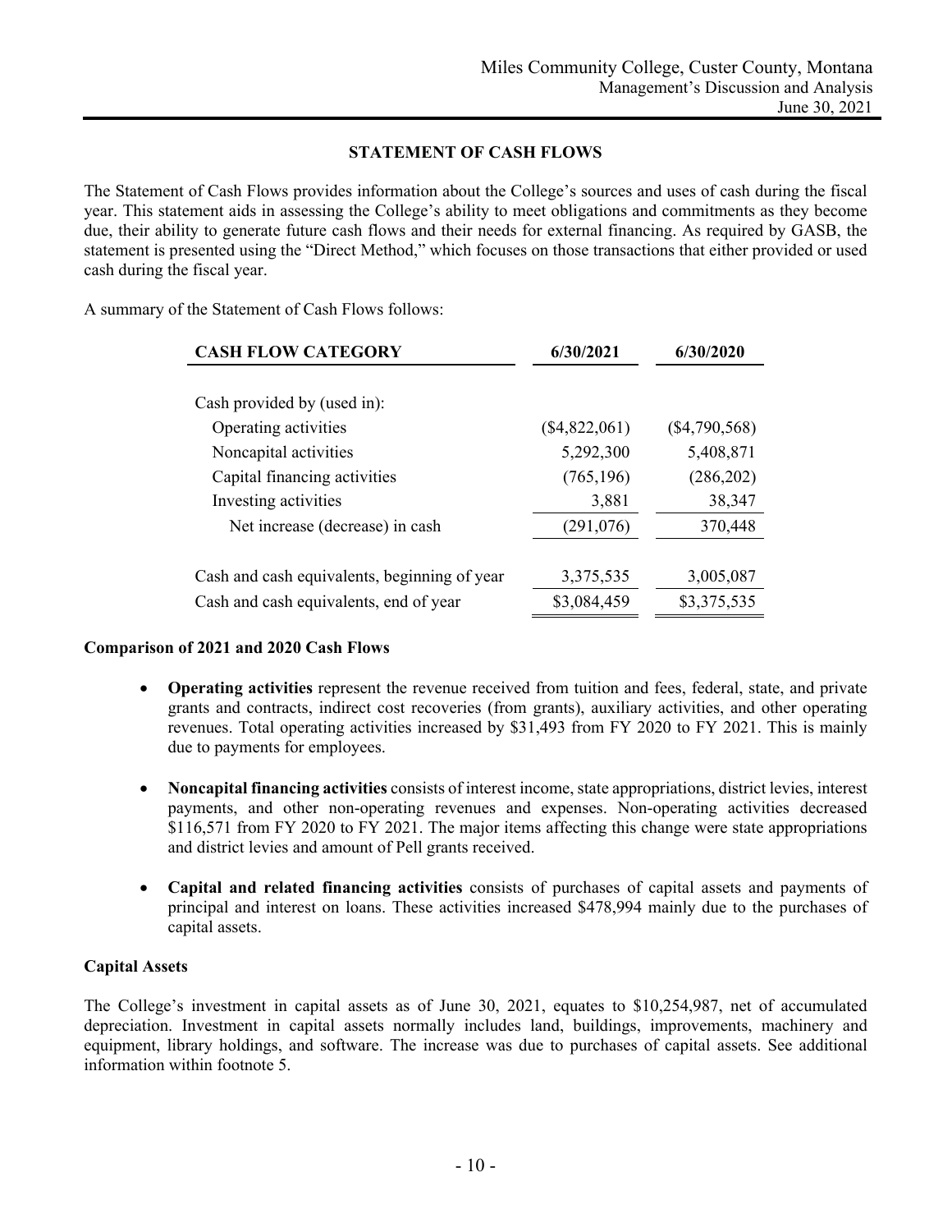## STATEMENT OF CASH FLOWS

The Statement of Cash Flows provides information about the College's sources and uses of cash during the fiscal year. This statement aids in assessing the College's ability to meet obligations and commitments as they become due, their ability to generate future cash flows and their needs for external financing. As required by GASB, the statement is presented using the "Direct Method," which focuses on those transactions that either provided or used cash during the fiscal year.

A summary of the Statement of Cash Flows follows:

| CASH FLOW CATEGORY | 6/30/2021 | 6/30/2020 |
|---|---|---|
| Cash provided by (used in): | | |
| Operating activities | ($4,822,061) | ($4,790,568) |
| Noncapital activities | 5,292,300 | 5,408,871 |
| Capital financing activities | (765,196) | (286,202) |
| Investing activities | 3,881 | 38,347 |
| Net increase (decrease) in cash | (291,076) | 370,448 |
| Cash and cash equivalents, beginning of year | 3,375,535 | 3,005,087 |
| Cash and cash equivalents, end of year | $3,084,459 | $3,375,535 |

### Comparison of 2021 and 2020 Cash Flows

- **Operating activities** represent the revenue received from tuition and fees, federal, state, and private grants and contracts, indirect cost recoveries (from grants), auxiliary activities, and other operating revenues. Total operating activities increased by $31,493 from FY 2020 to FY 2021. This is mainly due to payments for employees.
- **Noncapital financing activities** consists of interest income, state appropriations, district levies, interest payments, and other non-operating revenues and expenses. Non-operating activities decreased $116,571 from FY 2020 to FY 2021. The major items affecting this change were state appropriations and district levies and amount of Pell grants received.
- **Capital and related financing activities** consists of purchases of capital assets and payments of principal and interest on loans. These activities increased $478,994 mainly due to the purchases of capital assets.

### Capital Assets

The College's investment in capital assets as of June 30, 2021, equates to $10,254,987, net of accumulated depreciation. Investment in capital assets normally includes land, buildings, improvements, machinery and equipment, library holdings, and software. The increase was due to purchases of capital assets. See additional information within footnote 5.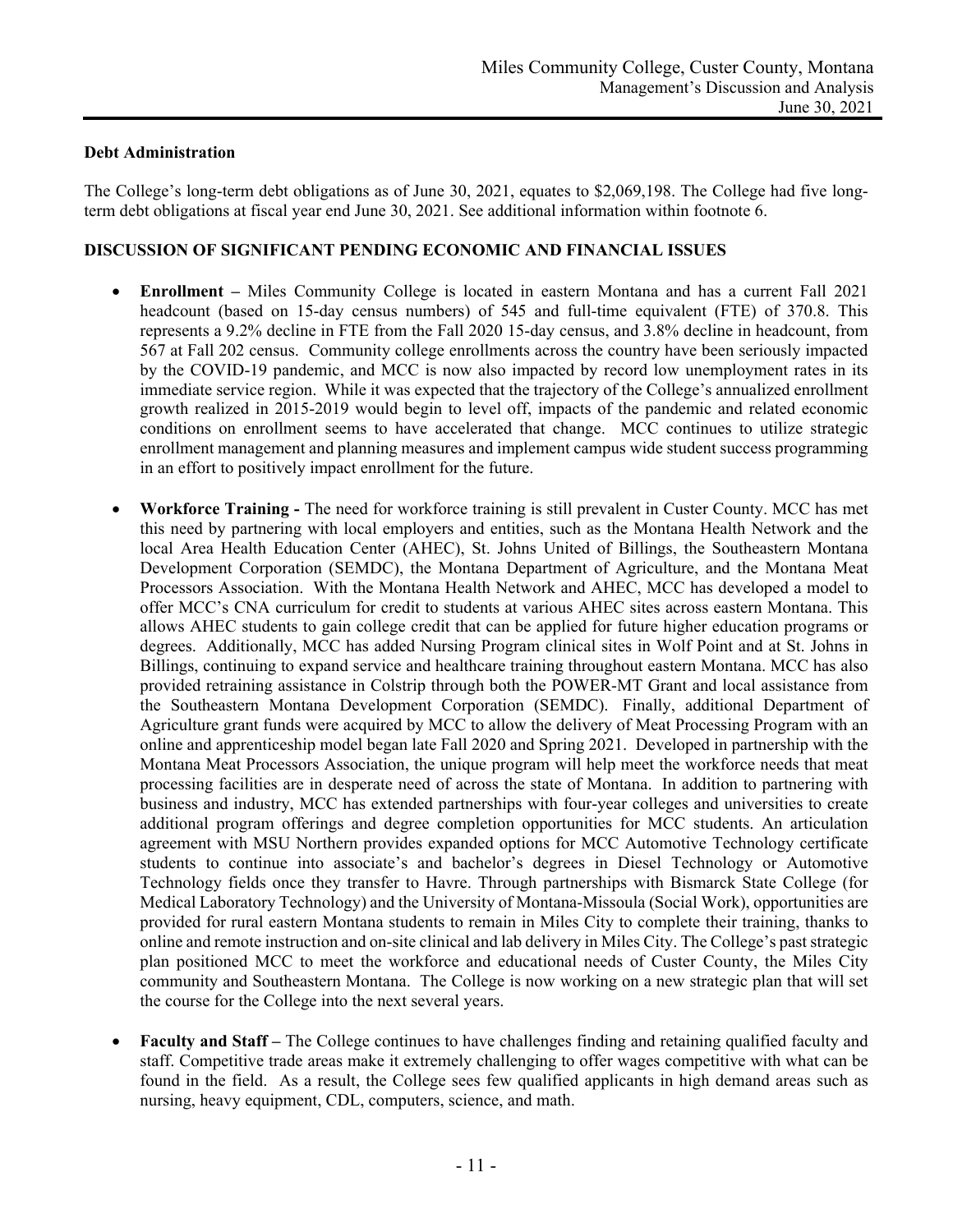**Debt Administration**

The College's long-term debt obligations as of June 30, 2021, equates to $2,069,198. The College had five long-term debt obligations at fiscal year end June 30, 2021. See additional information within footnote 6.

**DISCUSSION OF SIGNIFICANT PENDING ECONOMIC AND FINANCIAL ISSUES**

- **Enrollment –** Miles Community College is located in eastern Montana and has a current Fall 2021 headcount (based on 15-day census numbers) of 545 and full-time equivalent (FTE) of 370.8. This represents a 9.2% decline in FTE from the Fall 2020 15-day census, and 3.8% decline in headcount, from 567 at Fall 202 census. Community college enrollments across the country have been seriously impacted by the COVID-19 pandemic, and MCC is now also impacted by record low unemployment rates in its immediate service region. While it was expected that the trajectory of the College's annualized enrollment growth realized in 2015-2019 would begin to level off, impacts of the pandemic and related economic conditions on enrollment seems to have accelerated that change. MCC continues to utilize strategic enrollment management and planning measures and implement campus wide student success programming in an effort to positively impact enrollment for the future.

- **Workforce Training -** The need for workforce training is still prevalent in Custer County. MCC has met this need by partnering with local employers and entities, such as the Montana Health Network and the local Area Health Education Center (AHEC), St. Johns United of Billings, the Southeastern Montana Development Corporation (SEMDC), the Montana Department of Agriculture, and the Montana Meat Processors Association. With the Montana Health Network and AHEC, MCC has developed a model to offer MCC's CNA curriculum for credit to students at various AHEC sites across eastern Montana. This allows AHEC students to gain college credit that can be applied for future higher education programs or degrees. Additionally, MCC has added Nursing Program clinical sites in Wolf Point and at St. Johns in Billings, continuing to expand service and healthcare training throughout eastern Montana. MCC has also provided retraining assistance in Colstrip through both the POWER-MT Grant and local assistance from the Southeastern Montana Development Corporation (SEMDC). Finally, additional Department of Agriculture grant funds were acquired by MCC to allow the delivery of Meat Processing Program with an online and apprenticeship model began late Fall 2020 and Spring 2021. Developed in partnership with the Montana Meat Processors Association, the unique program will help meet the workforce needs that meat processing facilities are in desperate need of across the state of Montana. In addition to partnering with business and industry, MCC has extended partnerships with four-year colleges and universities to create additional program offerings and degree completion opportunities for MCC students. An articulation agreement with MSU Northern provides expanded options for MCC Automotive Technology certificate students to continue into associate's and bachelor's degrees in Diesel Technology or Automotive Technology fields once they transfer to Havre. Through partnerships with Bismarck State College (for Medical Laboratory Technology) and the University of Montana-Missoula (Social Work), opportunities are provided for rural eastern Montana students to remain in Miles City to complete their training, thanks to online and remote instruction and on-site clinical and lab delivery in Miles City. The College's past strategic plan positioned MCC to meet the workforce and educational needs of Custer County, the Miles City community and Southeastern Montana. The College is now working on a new strategic plan that will set the course for the College into the next several years.

- **Faculty and Staff –** The College continues to have challenges finding and retaining qualified faculty and staff. Competitive trade areas make it extremely challenging to offer wages competitive with what can be found in the field. As a result, the College sees few qualified applicants in high demand areas such as nursing, heavy equipment, CDL, computers, science, and math.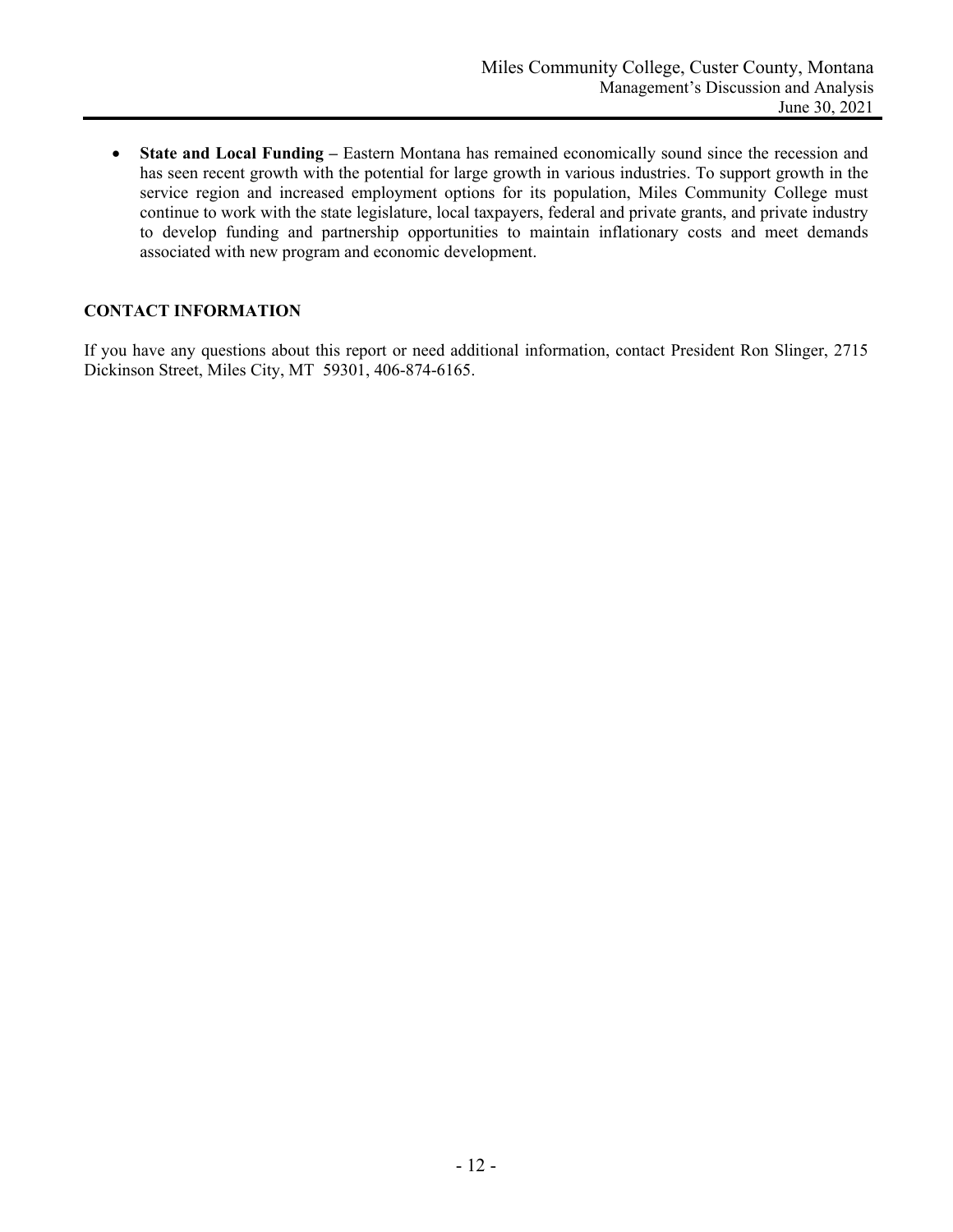- **State and Local Funding –** Eastern Montana has remained economically sound since the recession and has seen recent growth with the potential for large growth in various industries. To support growth in the service region and increased employment options for its population, Miles Community College must continue to work with the state legislature, local taxpayers, federal and private grants, and private industry to develop funding and partnership opportunities to maintain inflationary costs and meet demands associated with new program and economic development.

## CONTACT INFORMATION

If you have any questions about this report or need additional information, contact President Ron Slinger, 2715 Dickinson Street, Miles City, MT 59301, 406-874-6165.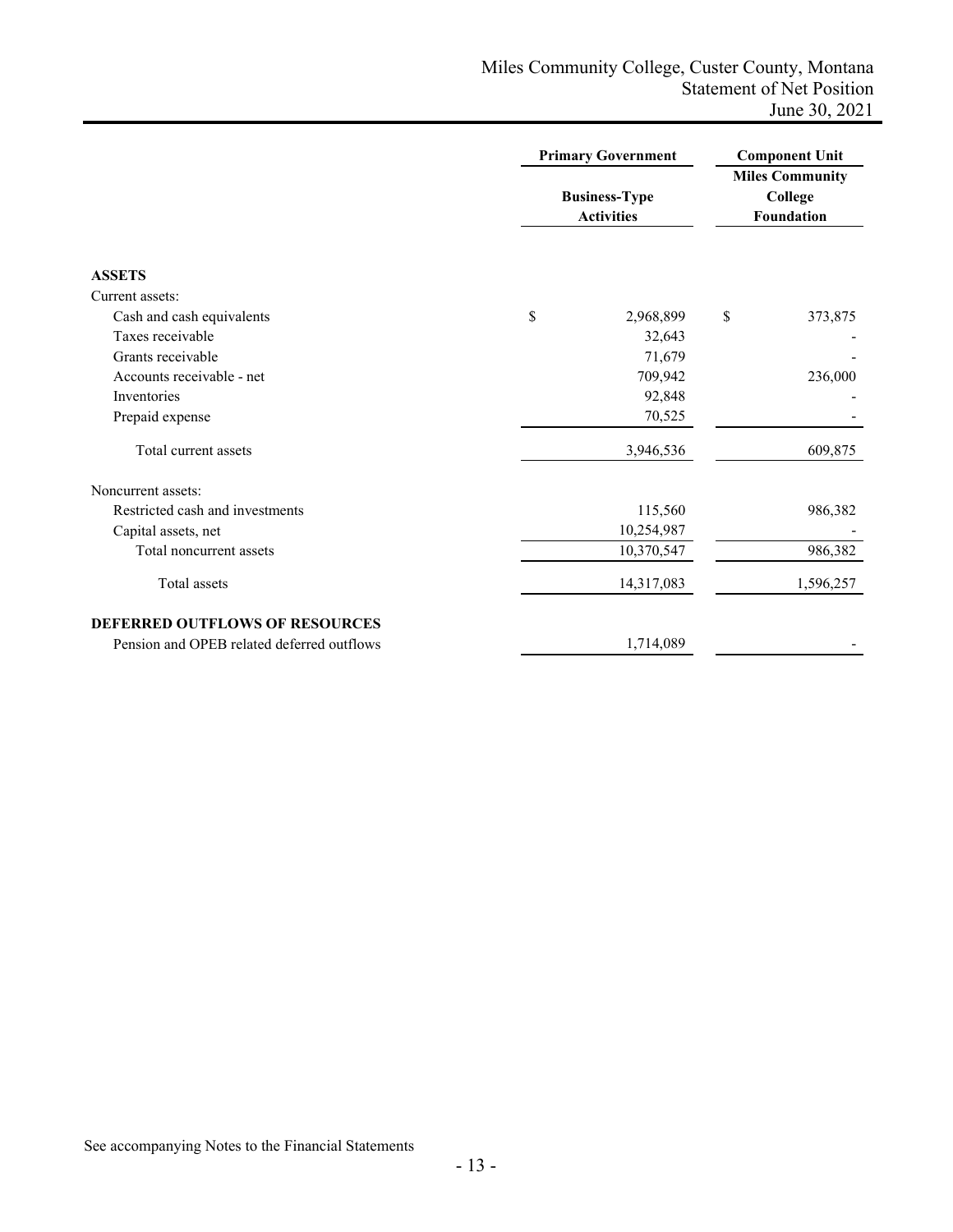# Miles Community College, Custer County, Montana
## Statement of Net Position
### June 30, 2021

| | Primary Government | Component Unit |
|---|---|---|
| | Business-Type Activities | Miles Community College Foundation |
| **ASSETS** | | |
| Current assets: | | |
| Cash and cash equivalents | $ 2,968,899 | $ 373,875 |
| Taxes receivable | 32,643 | - |
| Grants receivable | 71,679 | - |
| Accounts receivable - net | 709,942 | 236,000 |
| Inventories | 92,848 | - |
| Prepaid expense | 70,525 | - |
| Total current assets | 3,946,536 | 609,875 |
| Noncurrent assets: | | |
| Restricted cash and investments | 115,560 | 986,382 |
| Capital assets, net | 10,254,987 | - |
| Total noncurrent assets | 10,370,547 | 986,382 |
| Total assets | 14,317,083 | 1,596,257 |
| **DEFERRED OUTFLOWS OF RESOURCES** | | |
| Pension and OPEB related deferred outflows | 1,714,089 | - |

See accompanying Notes to the Financial Statements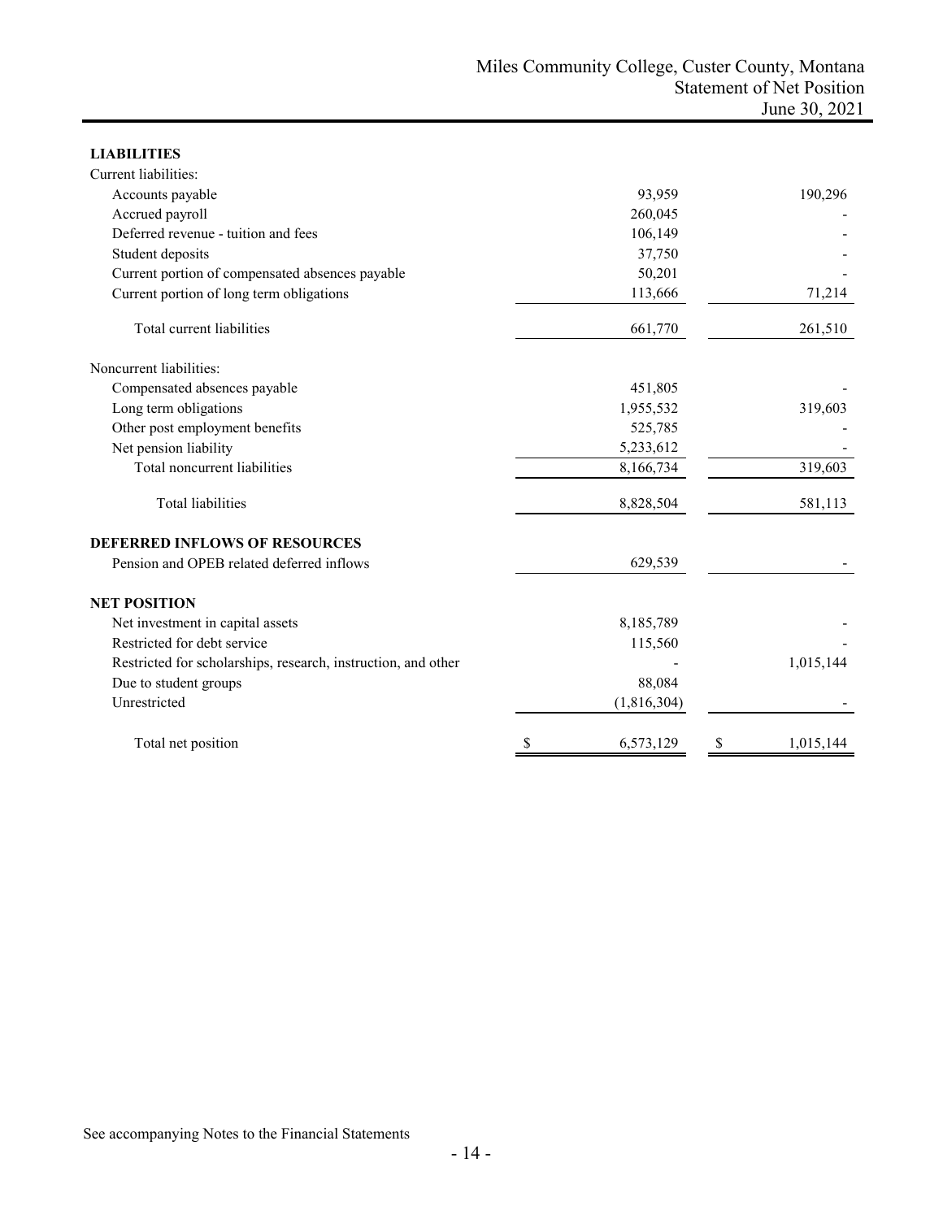Miles Community College, Custer County, Montana
Statement of Net Position
June 30, 2021

| | | |
|---|---|---|
| **LIABILITIES** | | |
| Current liabilities: | | |
| Accounts payable | 93,959 | 190,296 |
| Accrued payroll | 260,045 | - |
| Deferred revenue - tuition and fees | 106,149 | - |
| Student deposits | 37,750 | - |
| Current portion of compensated absences payable | 50,201 | - |
| Current portion of long term obligations | 113,666 | 71,214 |
| Total current liabilities | 661,770 | 261,510 |
| Noncurrent liabilities: | | |
| Compensated absences payable | 451,805 | - |
| Long term obligations | 1,955,532 | 319,603 |
| Other post employment benefits | 525,785 | - |
| Net pension liability | 5,233,612 | - |
| Total noncurrent liabilities | 8,166,734 | 319,603 |
| Total liabilities | 8,828,504 | 581,113 |
| **DEFERRED INFLOWS OF RESOURCES** | | |
| Pension and OPEB related deferred inflows | 629,539 | - |
| **NET POSITION** | | |
| Net investment in capital assets | 8,185,789 | - |
| Restricted for debt service | 115,560 | - |
| Restricted for scholarships, research, instruction, and other | - | 1,015,144 |
| Due to student groups | 88,084 | |
| Unrestricted | (1,816,304) | - |
| Total net position | $ 6,573,129 | $ 1,015,144 |

See accompanying Notes to the Financial Statements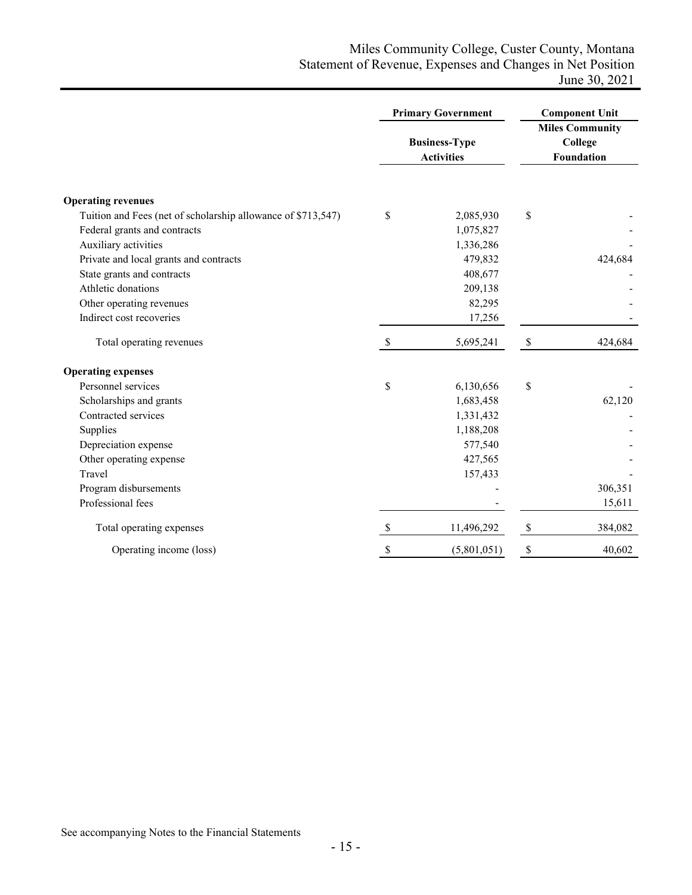Miles Community College, Custer County, Montana
Statement of Revenue, Expenses and Changes in Net Position
June 30, 2021

| | Primary Government | Component Unit |
|---|---|---|
| | Business-Type Activities | Miles Community College Foundation |
| **Operating revenues** | | |
| Tuition and Fees (net of scholarship allowance of $713,547) | $ 2,085,930 | $ - |
| Federal grants and contracts | 1,075,827 | - |
| Auxiliary activities | 1,336,286 | - |
| Private and local grants and contracts | 479,832 | 424,684 |
| State grants and contracts | 408,677 | - |
| Athletic donations | 209,138 | - |
| Other operating revenues | 82,295 | - |
| Indirect cost recoveries | 17,256 | - |
| Total operating revenues | $ 5,695,241 | $ 424,684 |
| **Operating expenses** | | |
| Personnel services | $ 6,130,656 | $ - |
| Scholarships and grants | 1,683,458 | 62,120 |
| Contracted services | 1,331,432 | - |
| Supplies | 1,188,208 | - |
| Depreciation expense | 577,540 | - |
| Other operating expense | 427,565 | - |
| Travel | 157,433 | - |
| Program disbursements | - | 306,351 |
| Professional fees | - | 15,611 |
| Total operating expenses | $ 11,496,292 | $ 384,082 |
| Operating income (loss) | $ (5,801,051) | $ 40,602 |

See accompanying Notes to the Financial Statements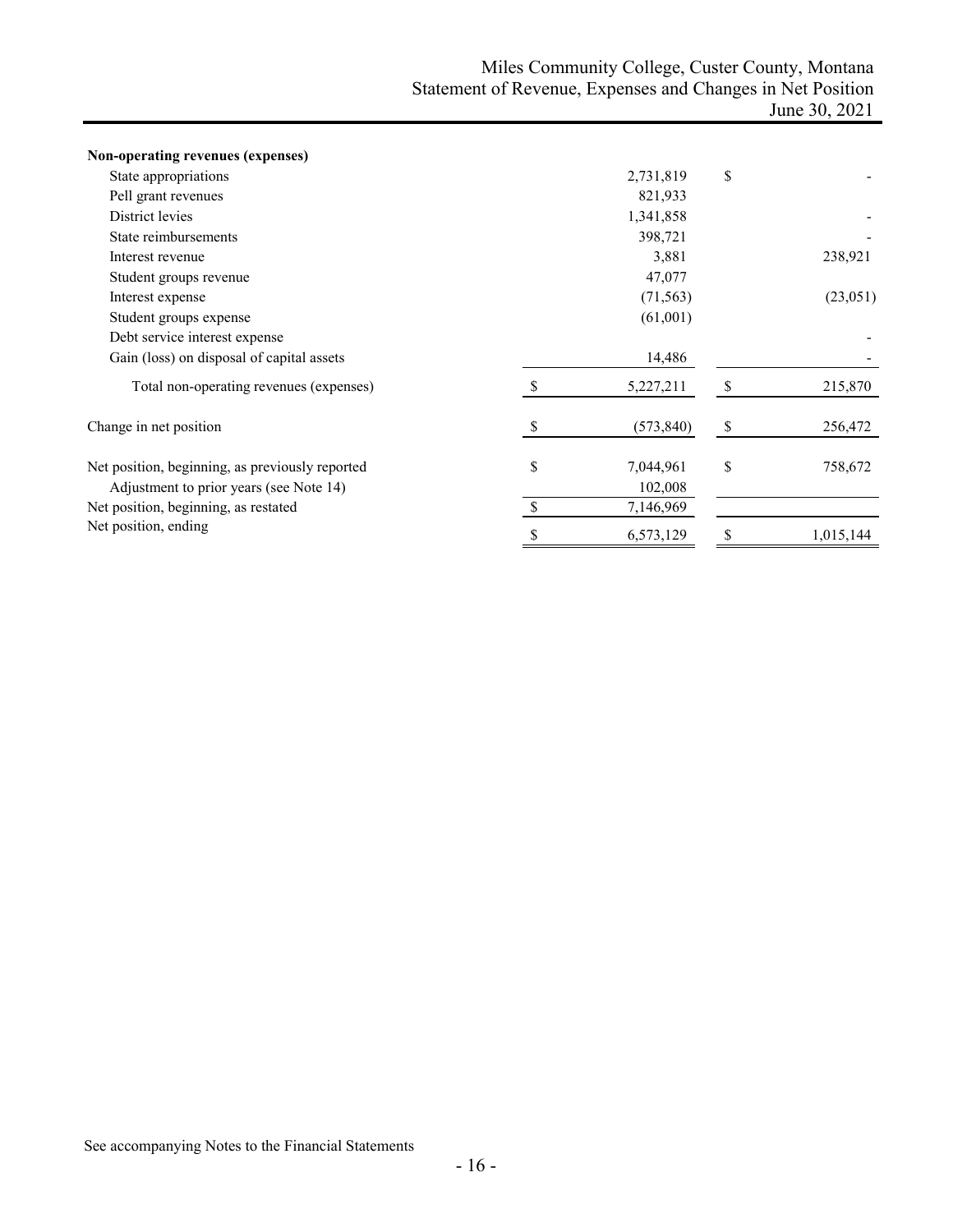Miles Community College, Custer County, Montana
Statement of Revenue, Expenses and Changes in Net Position
June 30, 2021

| | | |
|---|---|---|
| **Non-operating revenues (expenses)** | | |
| State appropriations | 2,731,819 | $ - |
| Pell grant revenues | 821,933 | |
| District levies | 1,341,858 | - |
| State reimbursements | 398,721 | - |
| Interest revenue | 3,881 | 238,921 |
| Student groups revenue | 47,077 | |
| Interest expense | (71,563) | (23,051) |
| Student groups expense | (61,001) | |
| Debt service interest expense | | - |
| Gain (loss) on disposal of capital assets | 14,486 | - |
| Total non-operating revenues (expenses) | $ 5,227,211 | $ 215,870 |
| Change in net position | $ (573,840) | $ 256,472 |
| Net position, beginning, as previously reported | $ 7,044,961 | $ 758,672 |
| Adjustment to prior years (see Note 14) | 102,008 | |
| Net position, beginning, as restated | $ 7,146,969 | |
| Net position, ending | $ 6,573,129 | $ 1,015,144 |

See accompanying Notes to the Financial Statements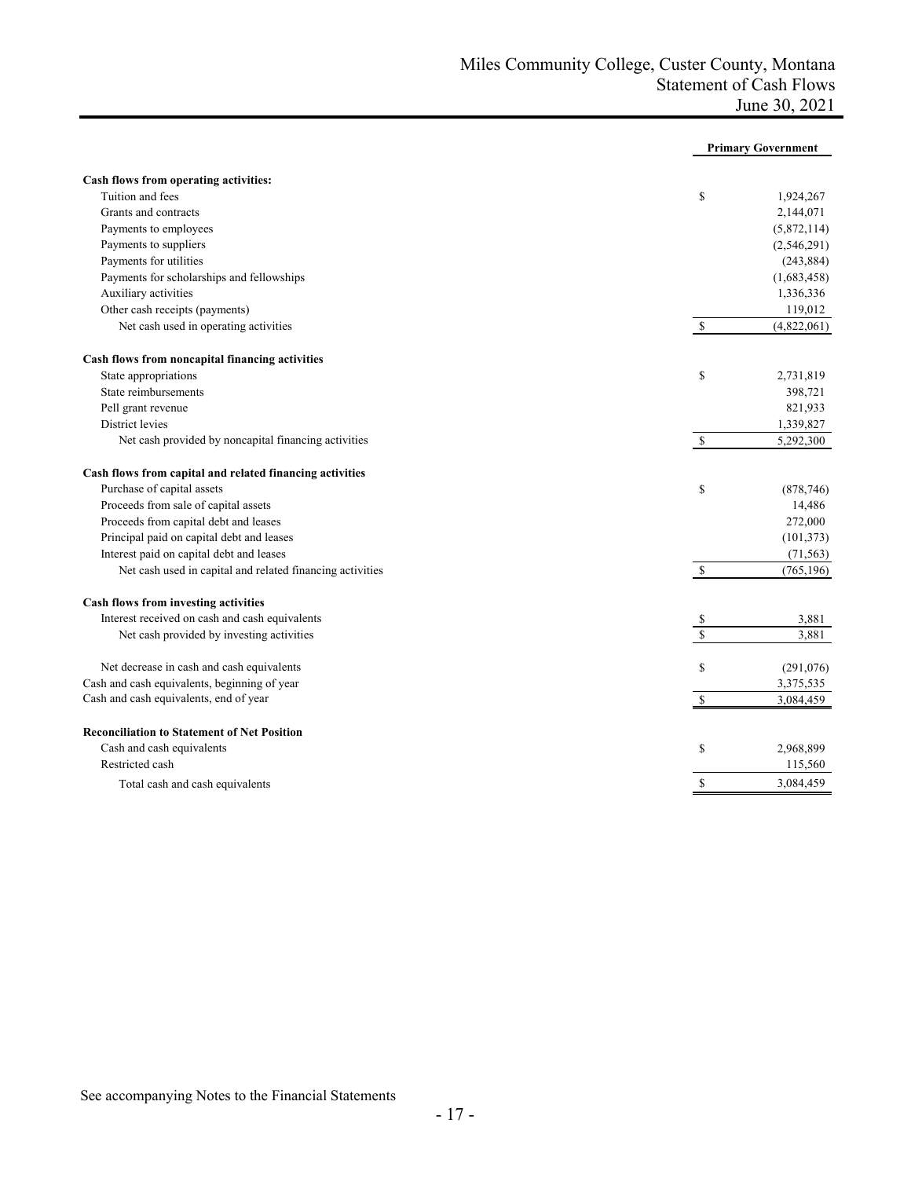# Miles Community College, Custer County, Montana
## Statement of Cash Flows
### June 30, 2021

| | Primary Government |
|---|---|
| **Cash flows from operating activities:** | |
| Tuition and fees | $ 1,924,267 |
| Grants and contracts | 2,144,071 |
| Payments to employees | (5,872,114) |
| Payments to suppliers | (2,546,291) |
| Payments for utilities | (243,884) |
| Payments for scholarships and fellowships | (1,683,458) |
| Auxiliary activities | 1,336,336 |
| Other cash receipts (payments) | 119,012 |
| Net cash used in operating activities | $ (4,822,061) |
| **Cash flows from noncapital financing activities** | |
| State appropriations | $ 2,731,819 |
| State reimbursements | 398,721 |
| Pell grant revenue | 821,933 |
| District levies | 1,339,827 |
| Net cash provided by noncapital financing activities | $ 5,292,300 |
| **Cash flows from capital and related financing activities** | |
| Purchase of capital assets | $ (878,746) |
| Proceeds from sale of capital assets | 14,486 |
| Proceeds from capital debt and leases | 272,000 |
| Principal paid on capital debt and leases | (101,373) |
| Interest paid on capital debt and leases | (71,563) |
| Net cash used in capital and related financing activities | $ (765,196) |
| **Cash flows from investing activities** | |
| Interest received on cash and cash equivalents | $ 3,881 |
| Net cash provided by investing activities | $ 3,881 |
| Net decrease in cash and cash equivalents | $ (291,076) |
| Cash and cash equivalents, beginning of year | 3,375,535 |
| Cash and cash equivalents, end of year | $ 3,084,459 |
| **Reconciliation to Statement of Net Position** | |
| Cash and cash equivalents | $ 2,968,899 |
| Restricted cash | 115,560 |
| Total cash and cash equivalents | $ 3,084,459 |

See accompanying Notes to the Financial Statements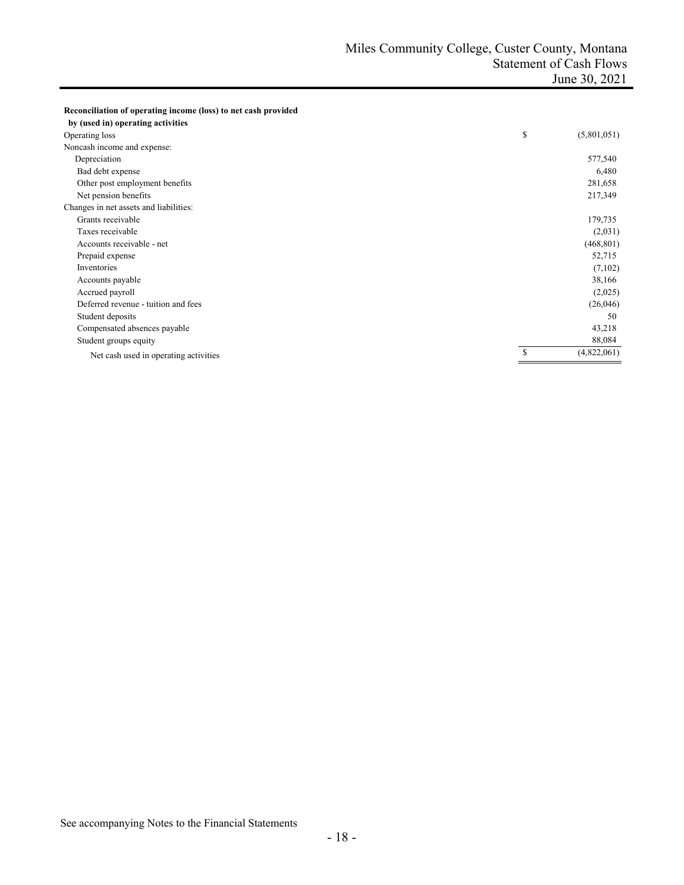# Miles Community College, Custer County, Montana
## Statement of Cash Flows
### June 30, 2021

| **Reconciliation of operating income (loss) to net cash provided by (used in) operating activities** | |
|---|---|
| Operating loss | $ (5,801,051) |
| Noncash income and expense: | |
| Depreciation | 577,540 |
| Bad debt expense | 6,480 |
| Other post employment benefits | 281,658 |
| Net pension benefits | 217,349 |
| Changes in net assets and liabilities: | |
| Grants receivable | 179,735 |
| Taxes receivable | (2,031) |
| Accounts receivable - net | (468,801) |
| Prepaid expense | 52,715 |
| Inventories | (7,102) |
| Accounts payable | 38,166 |
| Accrued payroll | (2,025) |
| Deferred revenue - tuition and fees | (26,046) |
| Student deposits | 50 |
| Compensated absences payable | 43,218 |
| Student groups equity | 88,084 |
| Net cash used in operating activities | $ (4,822,061) |

See accompanying Notes to the Financial Statements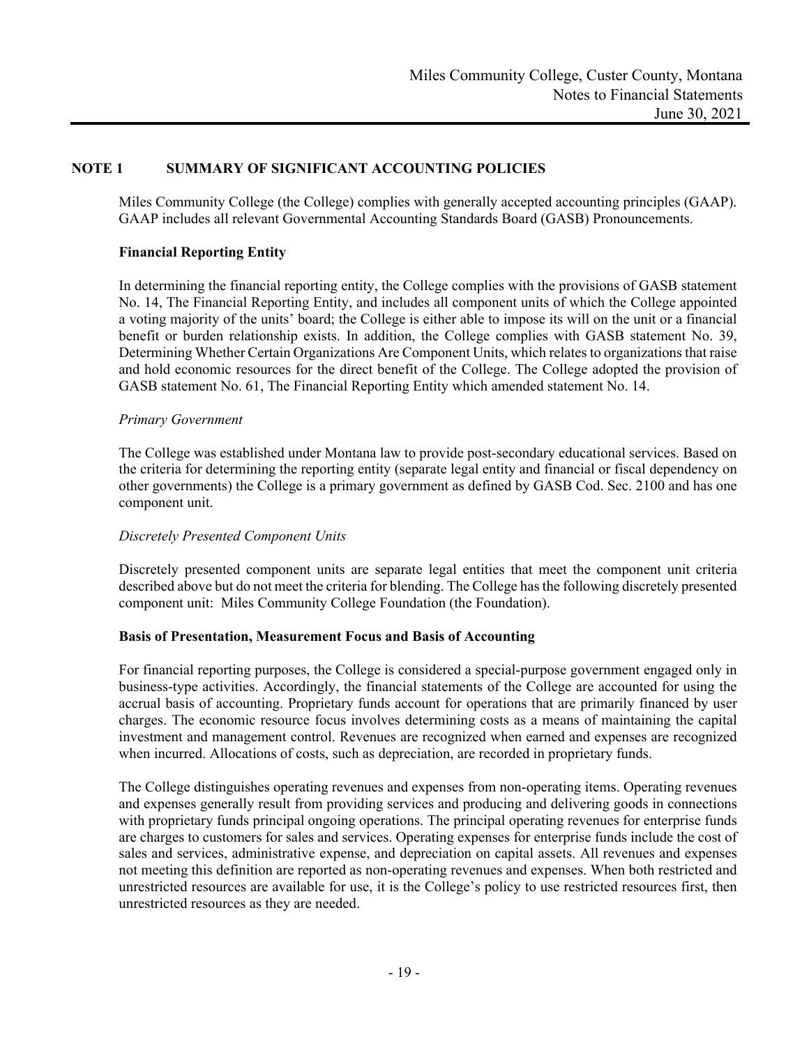## NOTE 1 SUMMARY OF SIGNIFICANT ACCOUNTING POLICIES

Miles Community College (the College) complies with generally accepted accounting principles (GAAP). GAAP includes all relevant Governmental Accounting Standards Board (GASB) Pronouncements.

### Financial Reporting Entity

In determining the financial reporting entity, the College complies with the provisions of GASB statement No. 14, The Financial Reporting Entity, and includes all component units of which the College appointed a voting majority of the units' board; the College is either able to impose its will on the unit or a financial benefit or burden relationship exists. In addition, the College complies with GASB statement No. 39, Determining Whether Certain Organizations Are Component Units, which relates to organizations that raise and hold economic resources for the direct benefit of the College. The College adopted the provision of GASB statement No. 61, The Financial Reporting Entity which amended statement No. 14.

*Primary Government*

The College was established under Montana law to provide post-secondary educational services. Based on the criteria for determining the reporting entity (separate legal entity and financial or fiscal dependency on other governments) the College is a primary government as defined by GASB Cod. Sec. 2100 and has one component unit.

*Discretely Presented Component Units*

Discretely presented component units are separate legal entities that meet the component unit criteria described above but do not meet the criteria for blending. The College has the following discretely presented component unit: Miles Community College Foundation (the Foundation).

### Basis of Presentation, Measurement Focus and Basis of Accounting

For financial reporting purposes, the College is considered a special-purpose government engaged only in business-type activities. Accordingly, the financial statements of the College are accounted for using the accrual basis of accounting. Proprietary funds account for operations that are primarily financed by user charges. The economic resource focus involves determining costs as a means of maintaining the capital investment and management control. Revenues are recognized when earned and expenses are recognized when incurred. Allocations of costs, such as depreciation, are recorded in proprietary funds.

The College distinguishes operating revenues and expenses from non-operating items. Operating revenues and expenses generally result from providing services and producing and delivering goods in connections with proprietary funds principal ongoing operations. The principal operating revenues for enterprise funds are charges to customers for sales and services. Operating expenses for enterprise funds include the cost of sales and services, administrative expense, and depreciation on capital assets. All revenues and expenses not meeting this definition are reported as non-operating revenues and expenses. When both restricted and unrestricted resources are available for use, it is the College's policy to use restricted resources first, then unrestricted resources as they are needed.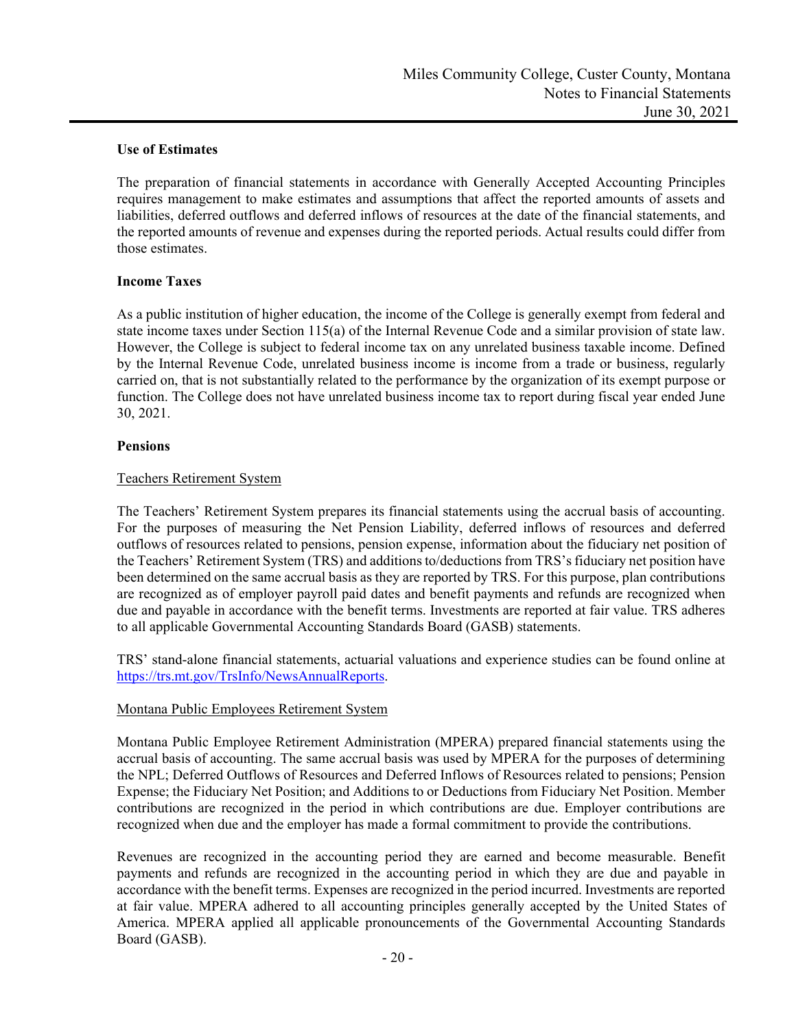### Use of Estimates

The preparation of financial statements in accordance with Generally Accepted Accounting Principles requires management to make estimates and assumptions that affect the reported amounts of assets and liabilities, deferred outflows and deferred inflows of resources at the date of the financial statements, and the reported amounts of revenue and expenses during the reported periods. Actual results could differ from those estimates.

### Income Taxes

As a public institution of higher education, the income of the College is generally exempt from federal and state income taxes under Section 115(a) of the Internal Revenue Code and a similar provision of state law. However, the College is subject to federal income tax on any unrelated business taxable income. Defined by the Internal Revenue Code, unrelated business income is income from a trade or business, regularly carried on, that is not substantially related to the performance by the organization of its exempt purpose or function. The College does not have unrelated business income tax to report during fiscal year ended June 30, 2021.

### Pensions

Teachers Retirement System

The Teachers' Retirement System prepares its financial statements using the accrual basis of accounting. For the purposes of measuring the Net Pension Liability, deferred inflows of resources and deferred outflows of resources related to pensions, pension expense, information about the fiduciary net position of the Teachers' Retirement System (TRS) and additions to/deductions from TRS's fiduciary net position have been determined on the same accrual basis as they are reported by TRS. For this purpose, plan contributions are recognized as of employer payroll paid dates and benefit payments and refunds are recognized when due and payable in accordance with the benefit terms. Investments are reported at fair value. TRS adheres to all applicable Governmental Accounting Standards Board (GASB) statements.

TRS' stand-alone financial statements, actuarial valuations and experience studies can be found online at https://trs.mt.gov/TrsInfo/NewsAnnualReports.

Montana Public Employees Retirement System

Montana Public Employee Retirement Administration (MPERA) prepared financial statements using the accrual basis of accounting. The same accrual basis was used by MPERA for the purposes of determining the NPL; Deferred Outflows of Resources and Deferred Inflows of Resources related to pensions; Pension Expense; the Fiduciary Net Position; and Additions to or Deductions from Fiduciary Net Position. Member contributions are recognized in the period in which contributions are due. Employer contributions are recognized when due and the employer has made a formal commitment to provide the contributions.

Revenues are recognized in the accounting period they are earned and become measurable. Benefit payments and refunds are recognized in the accounting period in which they are due and payable in accordance with the benefit terms. Expenses are recognized in the period incurred. Investments are reported at fair value. MPERA adhered to all accounting principles generally accepted by the United States of America. MPERA applied all applicable pronouncements of the Governmental Accounting Standards Board (GASB).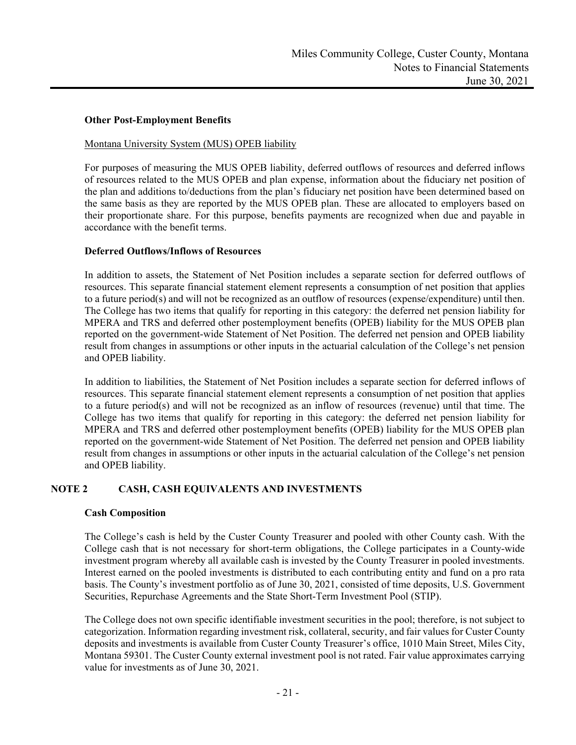**Other Post-Employment Benefits**

Montana University System (MUS) OPEB liability

For purposes of measuring the MUS OPEB liability, deferred outflows of resources and deferred inflows of resources related to the MUS OPEB and plan expense, information about the fiduciary net position of the plan and additions to/deductions from the plan's fiduciary net position have been determined based on the same basis as they are reported by the MUS OPEB plan. These are allocated to employers based on their proportionate share. For this purpose, benefits payments are recognized when due and payable in accordance with the benefit terms.

**Deferred Outflows/Inflows of Resources**

In addition to assets, the Statement of Net Position includes a separate section for deferred outflows of resources. This separate financial statement element represents a consumption of net position that applies to a future period(s) and will not be recognized as an outflow of resources (expense/expenditure) until then. The College has two items that qualify for reporting in this category: the deferred net pension liability for MPERA and TRS and deferred other postemployment benefits (OPEB) liability for the MUS OPEB plan reported on the government-wide Statement of Net Position. The deferred net pension and OPEB liability result from changes in assumptions or other inputs in the actuarial calculation of the College's net pension and OPEB liability.

In addition to liabilities, the Statement of Net Position includes a separate section for deferred inflows of resources. This separate financial statement element represents a consumption of net position that applies to a future period(s) and will not be recognized as an inflow of resources (revenue) until that time. The College has two items that qualify for reporting in this category: the deferred net pension liability for MPERA and TRS and deferred other postemployment benefits (OPEB) liability for the MUS OPEB plan reported on the government-wide Statement of Net Position. The deferred net pension and OPEB liability result from changes in assumptions or other inputs in the actuarial calculation of the College's net pension and OPEB liability.

## NOTE 2 CASH, CASH EQUIVALENTS AND INVESTMENTS

**Cash Composition**

The College's cash is held by the Custer County Treasurer and pooled with other County cash. With the College cash that is not necessary for short-term obligations, the College participates in a County-wide investment program whereby all available cash is invested by the County Treasurer in pooled investments. Interest earned on the pooled investments is distributed to each contributing entity and fund on a pro rata basis. The County's investment portfolio as of June 30, 2021, consisted of time deposits, U.S. Government Securities, Repurchase Agreements and the State Short-Term Investment Pool (STIP).

The College does not own specific identifiable investment securities in the pool; therefore, is not subject to categorization. Information regarding investment risk, collateral, security, and fair values for Custer County deposits and investments is available from Custer County Treasurer's office, 1010 Main Street, Miles City, Montana 59301. The Custer County external investment pool is not rated. Fair value approximates carrying value for investments as of June 30, 2021.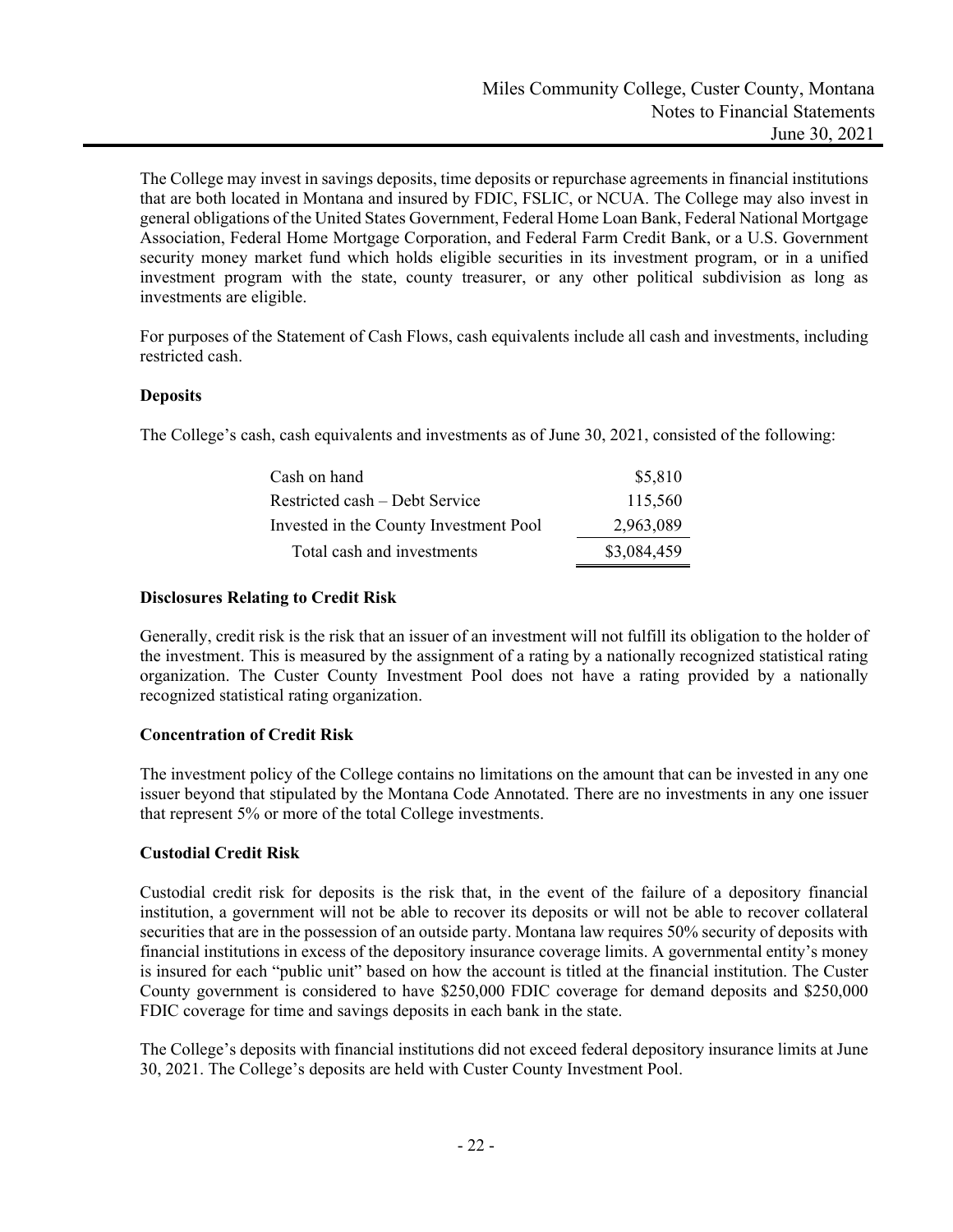The College may invest in savings deposits, time deposits or repurchase agreements in financial institutions that are both located in Montana and insured by FDIC, FSLIC, or NCUA. The College may also invest in general obligations of the United States Government, Federal Home Loan Bank, Federal National Mortgage Association, Federal Home Mortgage Corporation, and Federal Farm Credit Bank, or a U.S. Government security money market fund which holds eligible securities in its investment program, or in a unified investment program with the state, county treasurer, or any other political subdivision as long as investments are eligible.

For purposes of the Statement of Cash Flows, cash equivalents include all cash and investments, including restricted cash.

**Deposits**

The College's cash, cash equivalents and investments as of June 30, 2021, consisted of the following:

| | |
|---|---:|
| Cash on hand | $5,810 |
| Restricted cash – Debt Service | 115,560 |
| Invested in the County Investment Pool | 2,963,089 |
| Total cash and investments | $3,084,459 |

**Disclosures Relating to Credit Risk**

Generally, credit risk is the risk that an issuer of an investment will not fulfill its obligation to the holder of the investment. This is measured by the assignment of a rating by a nationally recognized statistical rating organization. The Custer County Investment Pool does not have a rating provided by a nationally recognized statistical rating organization.

**Concentration of Credit Risk**

The investment policy of the College contains no limitations on the amount that can be invested in any one issuer beyond that stipulated by the Montana Code Annotated. There are no investments in any one issuer that represent 5% or more of the total College investments.

**Custodial Credit Risk**

Custodial credit risk for deposits is the risk that, in the event of the failure of a depository financial institution, a government will not be able to recover its deposits or will not be able to recover collateral securities that are in the possession of an outside party. Montana law requires 50% security of deposits with financial institutions in excess of the depository insurance coverage limits. A governmental entity's money is insured for each "public unit" based on how the account is titled at the financial institution. The Custer County government is considered to have $250,000 FDIC coverage for demand deposits and $250,000 FDIC coverage for time and savings deposits in each bank in the state.

The College's deposits with financial institutions did not exceed federal depository insurance limits at June 30, 2021. The College's deposits are held with Custer County Investment Pool.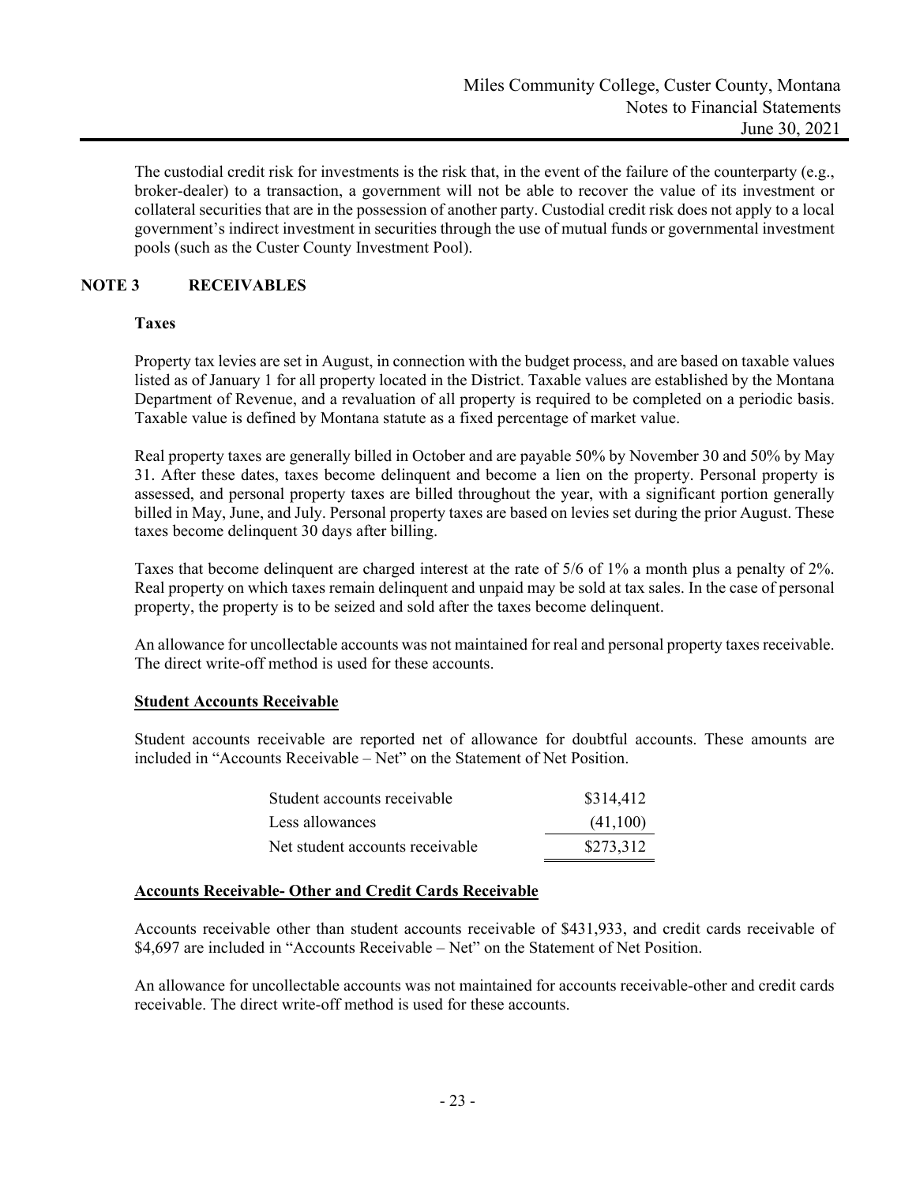The custodial credit risk for investments is the risk that, in the event of the failure of the counterparty (e.g., broker-dealer) to a transaction, a government will not be able to recover the value of its investment or collateral securities that are in the possession of another party. Custodial credit risk does not apply to a local government's indirect investment in securities through the use of mutual funds or governmental investment pools (such as the Custer County Investment Pool).

## NOTE 3 RECEIVABLES

### Taxes

Property tax levies are set in August, in connection with the budget process, and are based on taxable values listed as of January 1 for all property located in the District. Taxable values are established by the Montana Department of Revenue, and a revaluation of all property is required to be completed on a periodic basis. Taxable value is defined by Montana statute as a fixed percentage of market value.

Real property taxes are generally billed in October and are payable 50% by November 30 and 50% by May 31. After these dates, taxes become delinquent and become a lien on the property. Personal property is assessed, and personal property taxes are billed throughout the year, with a significant portion generally billed in May, June, and July. Personal property taxes are based on levies set during the prior August. These taxes become delinquent 30 days after billing.

Taxes that become delinquent are charged interest at the rate of 5/6 of 1% a month plus a penalty of 2%. Real property on which taxes remain delinquent and unpaid may be sold at tax sales. In the case of personal property, the property is to be seized and sold after the taxes become delinquent.

An allowance for uncollectable accounts was not maintained for real and personal property taxes receivable. The direct write-off method is used for these accounts.

### Student Accounts Receivable

Student accounts receivable are reported net of allowance for doubtful accounts. These amounts are included in "Accounts Receivable – Net" on the Statement of Net Position.

| | |
|---|---|
| Student accounts receivable | $314,412 |
| Less allowances | (41,100) |
| Net student accounts receivable | $273,312 |

### Accounts Receivable- Other and Credit Cards Receivable

Accounts receivable other than student accounts receivable of $431,933, and credit cards receivable of $4,697 are included in "Accounts Receivable – Net" on the Statement of Net Position.

An allowance for uncollectable accounts was not maintained for accounts receivable-other and credit cards receivable. The direct write-off method is used for these accounts.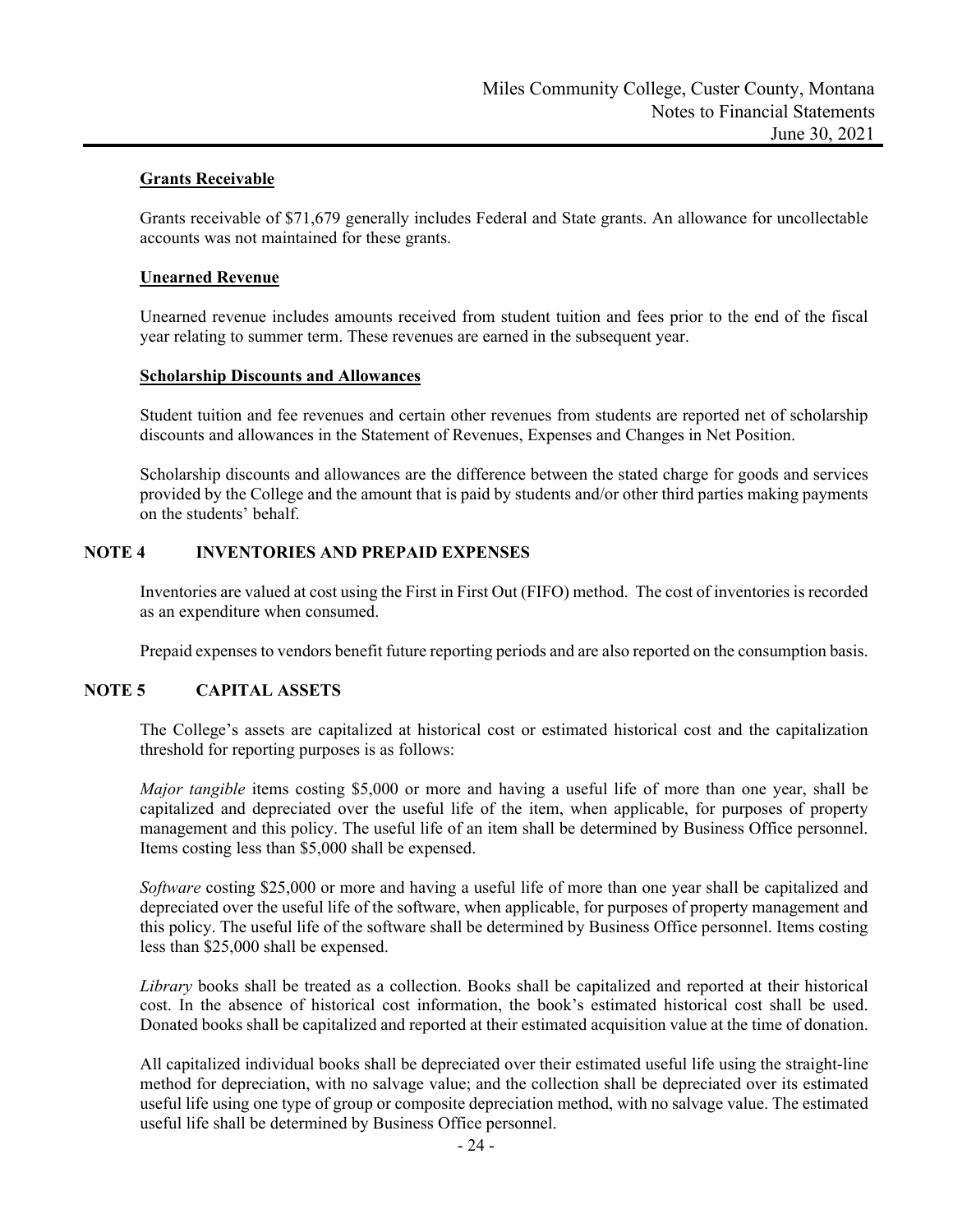### Grants Receivable

Grants receivable of $71,679 generally includes Federal and State grants. An allowance for uncollectable accounts was not maintained for these grants.

### Unearned Revenue

Unearned revenue includes amounts received from student tuition and fees prior to the end of the fiscal year relating to summer term. These revenues are earned in the subsequent year.

### Scholarship Discounts and Allowances

Student tuition and fee revenues and certain other revenues from students are reported net of scholarship discounts and allowances in the Statement of Revenues, Expenses and Changes in Net Position.

Scholarship discounts and allowances are the difference between the stated charge for goods and services provided by the College and the amount that is paid by students and/or other third parties making payments on the students' behalf.

## NOTE 4 INVENTORIES AND PREPAID EXPENSES

Inventories are valued at cost using the First in First Out (FIFO) method. The cost of inventories is recorded as an expenditure when consumed.

Prepaid expenses to vendors benefit future reporting periods and are also reported on the consumption basis.

## NOTE 5 CAPITAL ASSETS

The College's assets are capitalized at historical cost or estimated historical cost and the capitalization threshold for reporting purposes is as follows:

*Major tangible* items costing $5,000 or more and having a useful life of more than one year, shall be capitalized and depreciated over the useful life of the item, when applicable, for purposes of property management and this policy. The useful life of an item shall be determined by Business Office personnel. Items costing less than $5,000 shall be expensed.

*Software* costing $25,000 or more and having a useful life of more than one year shall be capitalized and depreciated over the useful life of the software, when applicable, for purposes of property management and this policy. The useful life of the software shall be determined by Business Office personnel. Items costing less than $25,000 shall be expensed.

*Library* books shall be treated as a collection. Books shall be capitalized and reported at their historical cost. In the absence of historical cost information, the book's estimated historical cost shall be used. Donated books shall be capitalized and reported at their estimated acquisition value at the time of donation.

All capitalized individual books shall be depreciated over their estimated useful life using the straight-line method for depreciation, with no salvage value; and the collection shall be depreciated over its estimated useful life using one type of group or composite depreciation method, with no salvage value. The estimated useful life shall be determined by Business Office personnel.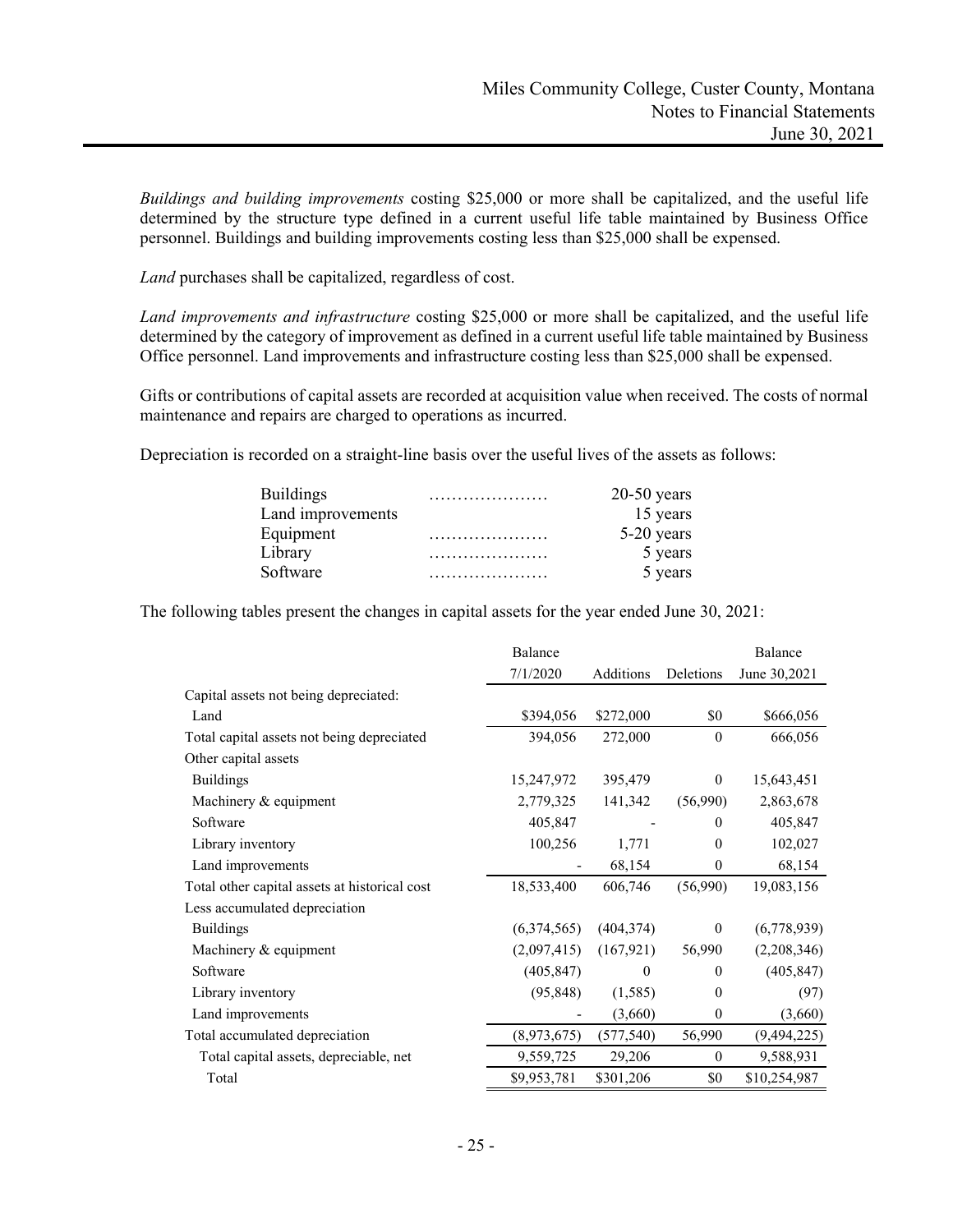*Buildings and building improvements* costing $25,000 or more shall be capitalized, and the useful life determined by the structure type defined in a current useful life table maintained by Business Office personnel. Buildings and building improvements costing less than $25,000 shall be expensed.

*Land* purchases shall be capitalized, regardless of cost.

*Land improvements and infrastructure* costing $25,000 or more shall be capitalized, and the useful life determined by the category of improvement as defined in a current useful life table maintained by Business Office personnel. Land improvements and infrastructure costing less than $25,000 shall be expensed.

Gifts or contributions of capital assets are recorded at acquisition value when received. The costs of normal maintenance and repairs are charged to operations as incurred.

Depreciation is recorded on a straight-line basis over the useful lives of the assets as follows:

| | |
|---|---|
| Buildings | 20-50 years |
| Land improvements | 15 years |
| Equipment | 5-20 years |
| Library | 5 years |
| Software | 5 years |

The following tables present the changes in capital assets for the year ended June 30, 2021:

| | Balance 7/1/2020 | Additions | Deletions | Balance June 30,2021 |
|---|---|---|---|---|
| Capital assets not being depreciated: | | | | |
| Land | $394,056 | $272,000 | $0 | $666,056 |
| Total capital assets not being depreciated | 394,056 | 272,000 | 0 | 666,056 |
| Other capital assets | | | | |
| Buildings | 15,247,972 | 395,479 | 0 | 15,643,451 |
| Machinery & equipment | 2,779,325 | 141,342 | (56,990) | 2,863,678 |
| Software | 405,847 | - | 0 | 405,847 |
| Library inventory | 100,256 | 1,771 | 0 | 102,027 |
| Land improvements | - | 68,154 | 0 | 68,154 |
| Total other capital assets at historical cost | 18,533,400 | 606,746 | (56,990) | 19,083,156 |
| Less accumulated depreciation | | | | |
| Buildings | (6,374,565) | (404,374) | 0 | (6,778,939) |
| Machinery & equipment | (2,097,415) | (167,921) | 56,990 | (2,208,346) |
| Software | (405,847) | 0 | 0 | (405,847) |
| Library inventory | (95,848) | (1,585) | 0 | (97) |
| Land improvements | - | (3,660) | 0 | (3,660) |
| Total accumulated depreciation | (8,973,675) | (577,540) | 56,990 | (9,494,225) |
| Total capital assets, depreciable, net | 9,559,725 | 29,206 | 0 | 9,588,931 |
| Total | $9,953,781 | $301,206 | $0 | $10,254,987 |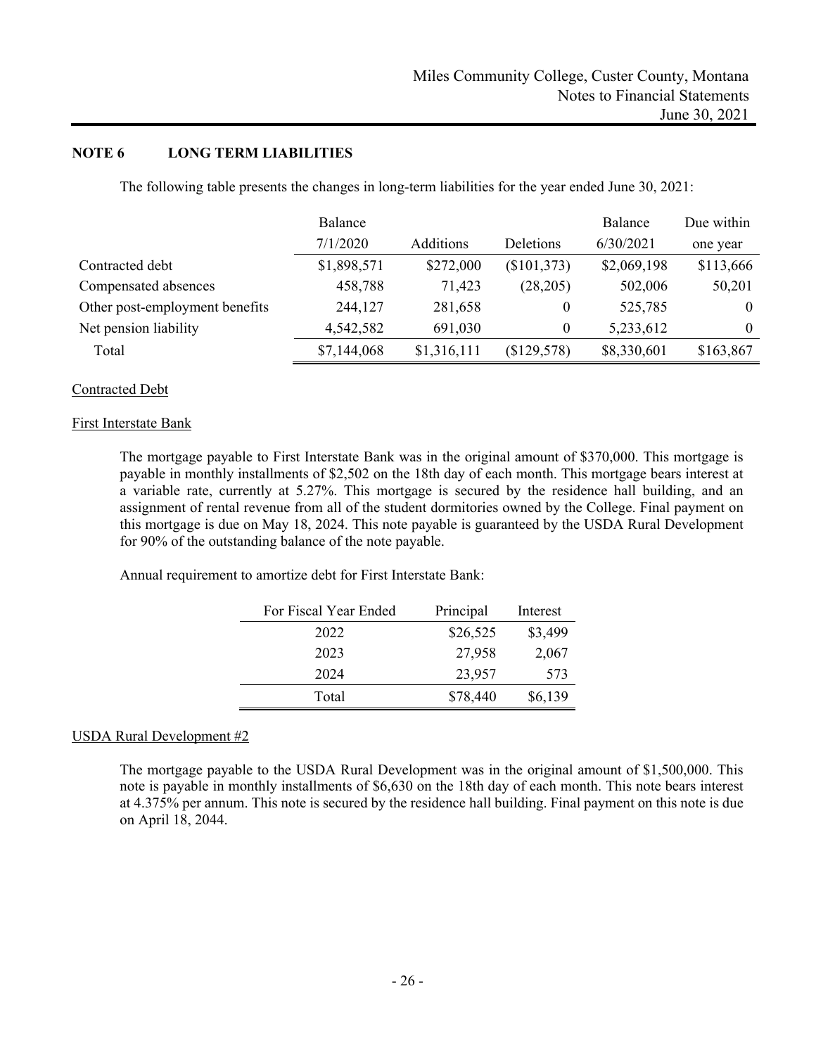## NOTE 6 LONG TERM LIABILITIES

The following table presents the changes in long-term liabilities for the year ended June 30, 2021:

| | Balance 7/1/2020 | Additions | Deletions | Balance 6/30/2021 | Due within one year |
|---|---|---|---|---|---|
| Contracted debt | $1,898,571 | $272,000 | ($101,373) | $2,069,198 | $113,666 |
| Compensated absences | 458,788 | 71,423 | (28,205) | 502,006 | 50,201 |
| Other post-employment benefits | 244,127 | 281,658 | 0 | 525,785 | 0 |
| Net pension liability | 4,542,582 | 691,030 | 0 | 5,233,612 | 0 |
| Total | $7,144,068 | $1,316,111 | ($129,578) | $8,330,601 | $163,867 |

Contracted Debt

First Interstate Bank

The mortgage payable to First Interstate Bank was in the original amount of $370,000. This mortgage is payable in monthly installments of $2,502 on the 18th day of each month. This mortgage bears interest at a variable rate, currently at 5.27%. This mortgage is secured by the residence hall building, and an assignment of rental revenue from all of the student dormitories owned by the College. Final payment on this mortgage is due on May 18, 2024. This note payable is guaranteed by the USDA Rural Development for 90% of the outstanding balance of the note payable.

Annual requirement to amortize debt for First Interstate Bank:

| For Fiscal Year Ended | Principal | Interest |
|---|---|---|
| 2022 | $26,525 | $3,499 |
| 2023 | 27,958 | 2,067 |
| 2024 | 23,957 | 573 |
| Total | $78,440 | $6,139 |

USDA Rural Development #2

The mortgage payable to the USDA Rural Development was in the original amount of $1,500,000. This note is payable in monthly installments of $6,630 on the 18th day of each month. This note bears interest at 4.375% per annum. This note is secured by the residence hall building. Final payment on this note is due on April 18, 2044.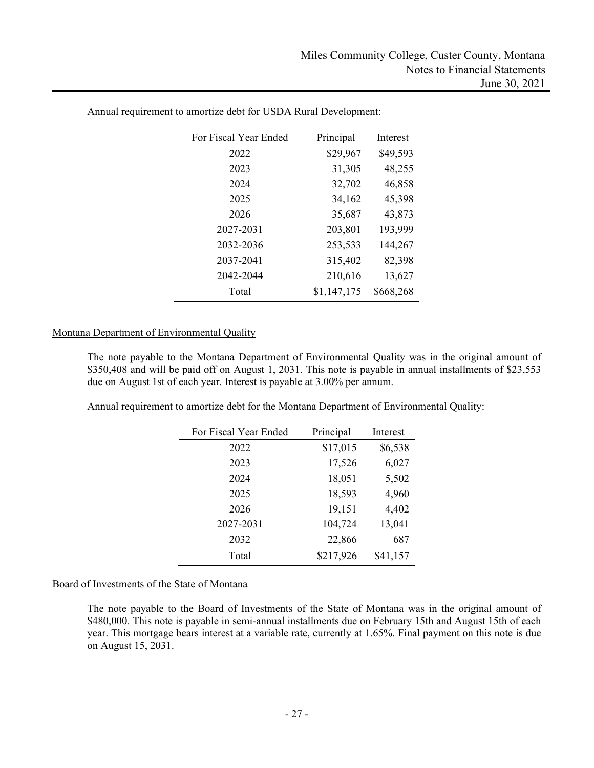Annual requirement to amortize debt for USDA Rural Development:

| For Fiscal Year Ended | Principal | Interest |
|---|---|---|
| 2022 | $29,967 | $49,593 |
| 2023 | 31,305 | 48,255 |
| 2024 | 32,702 | 46,858 |
| 2025 | 34,162 | 45,398 |
| 2026 | 35,687 | 43,873 |
| 2027-2031 | 203,801 | 193,999 |
| 2032-2036 | 253,533 | 144,267 |
| 2037-2041 | 315,402 | 82,398 |
| 2042-2044 | 210,616 | 13,627 |
| Total | $1,147,175 | $668,268 |

Montana Department of Environmental Quality

The note payable to the Montana Department of Environmental Quality was in the original amount of $350,408 and will be paid off on August 1, 2031. This note is payable in annual installments of $23,553 due on August 1st of each year. Interest is payable at 3.00% per annum.

Annual requirement to amortize debt for the Montana Department of Environmental Quality:

| For Fiscal Year Ended | Principal | Interest |
|---|---|---|
| 2022 | $17,015 | $6,538 |
| 2023 | 17,526 | 6,027 |
| 2024 | 18,051 | 5,502 |
| 2025 | 18,593 | 4,960 |
| 2026 | 19,151 | 4,402 |
| 2027-2031 | 104,724 | 13,041 |
| 2032 | 22,866 | 687 |
| Total | $217,926 | $41,157 |

Board of Investments of the State of Montana

The note payable to the Board of Investments of the State of Montana was in the original amount of $480,000. This note is payable in semi-annual installments due on February 15th and August 15th of each year. This mortgage bears interest at a variable rate, currently at 1.65%. Final payment on this note is due on August 15, 2031.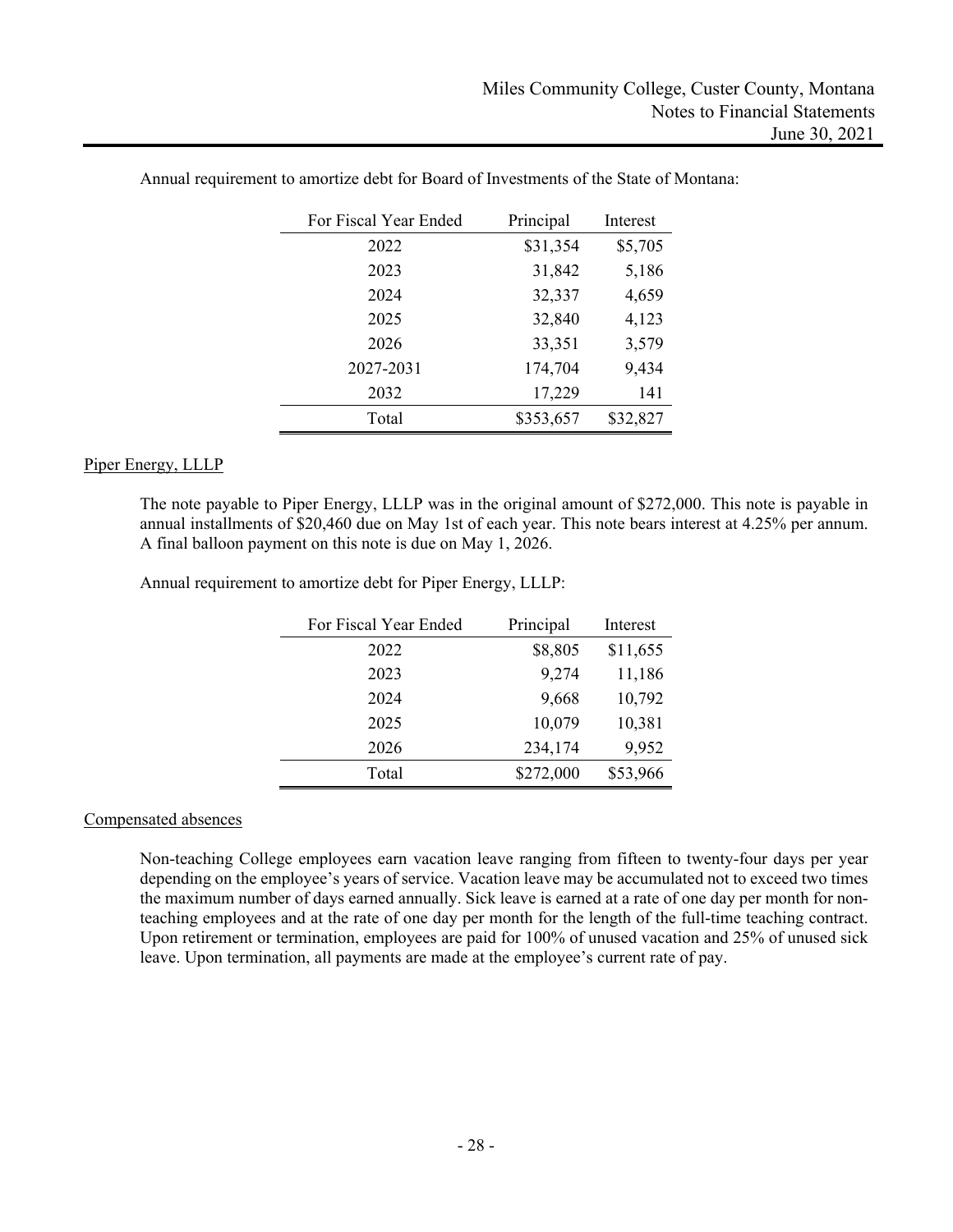Annual requirement to amortize debt for Board of Investments of the State of Montana:

| For Fiscal Year Ended | Principal | Interest |
|---|---|---|
| 2022 | $31,354 | $5,705 |
| 2023 | 31,842 | 5,186 |
| 2024 | 32,337 | 4,659 |
| 2025 | 32,840 | 4,123 |
| 2026 | 33,351 | 3,579 |
| 2027-2031 | 174,704 | 9,434 |
| 2032 | 17,229 | 141 |
| Total | $353,657 | $32,827 |

Piper Energy, LLLP

The note payable to Piper Energy, LLLP was in the original amount of $272,000. This note is payable in annual installments of $20,460 due on May 1st of each year. This note bears interest at 4.25% per annum. A final balloon payment on this note is due on May 1, 2026.

Annual requirement to amortize debt for Piper Energy, LLLP:

| For Fiscal Year Ended | Principal | Interest |
|---|---|---|
| 2022 | $8,805 | $11,655 |
| 2023 | 9,274 | 11,186 |
| 2024 | 9,668 | 10,792 |
| 2025 | 10,079 | 10,381 |
| 2026 | 234,174 | 9,952 |
| Total | $272,000 | $53,966 |

Compensated absences

Non-teaching College employees earn vacation leave ranging from fifteen to twenty-four days per year depending on the employee's years of service. Vacation leave may be accumulated not to exceed two times the maximum number of days earned annually. Sick leave is earned at a rate of one day per month for non-teaching employees and at the rate of one day per month for the length of the full-time teaching contract. Upon retirement or termination, employees are paid for 100% of unused vacation and 25% of unused sick leave. Upon termination, all payments are made at the employee's current rate of pay.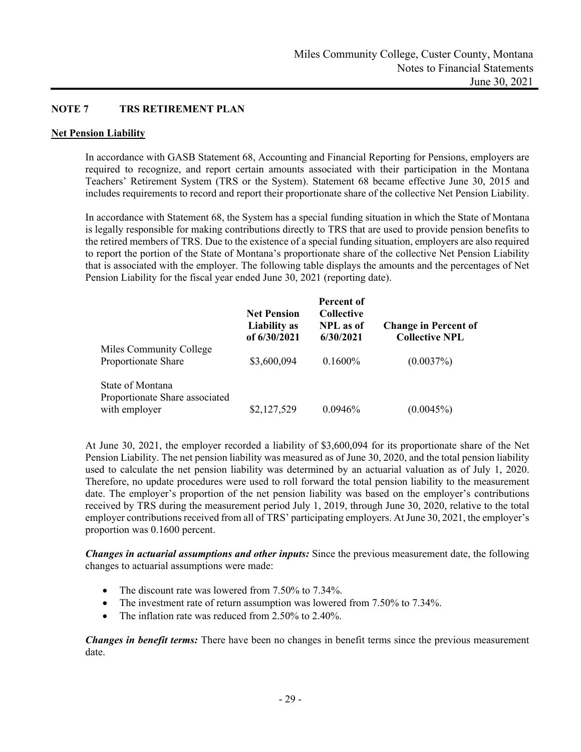## NOTE 7 TRS RETIREMENT PLAN

### Net Pension Liability

In accordance with GASB Statement 68, Accounting and Financial Reporting for Pensions, employers are required to recognize, and report certain amounts associated with their participation in the Montana Teachers' Retirement System (TRS or the System). Statement 68 became effective June 30, 2015 and includes requirements to record and report their proportionate share of the collective Net Pension Liability.

In accordance with Statement 68, the System has a special funding situation in which the State of Montana is legally responsible for making contributions directly to TRS that are used to provide pension benefits to the retired members of TRS. Due to the existence of a special funding situation, employers are also required to report the portion of the State of Montana's proportionate share of the collective Net Pension Liability that is associated with the employer. The following table displays the amounts and the percentages of Net Pension Liability for the fiscal year ended June 30, 2021 (reporting date).

| | **Net Pension Liability as of 6/30/2021** | **Percent of Collective NPL as of 6/30/2021** | **Change in Percent of Collective NPL** |
|---|---|---|---|
| Miles Community College Proportionate Share | \$3,600,094 | 0.1600% | (0.0037%) |
| State of Montana Proportionate Share associated with employer | \$2,127,529 | 0.0946% | (0.0045%) |

At June 30, 2021, the employer recorded a liability of \$3,600,094 for its proportionate share of the Net Pension Liability. The net pension liability was measured as of June 30, 2020, and the total pension liability used to calculate the net pension liability was determined by an actuarial valuation as of July 1, 2020. Therefore, no update procedures were used to roll forward the total pension liability to the measurement date. The employer's proportion of the net pension liability was based on the employer's contributions received by TRS during the measurement period July 1, 2019, through June 30, 2020, relative to the total employer contributions received from all of TRS' participating employers. At June 30, 2021, the employer's proportion was 0.1600 percent.

***Changes in actuarial assumptions and other inputs:*** Since the previous measurement date, the following changes to actuarial assumptions were made:

- The discount rate was lowered from 7.50% to 7.34%.
- The investment rate of return assumption was lowered from 7.50% to 7.34%.
- The inflation rate was reduced from 2.50% to 2.40%.

***Changes in benefit terms:*** There have been no changes in benefit terms since the previous measurement date.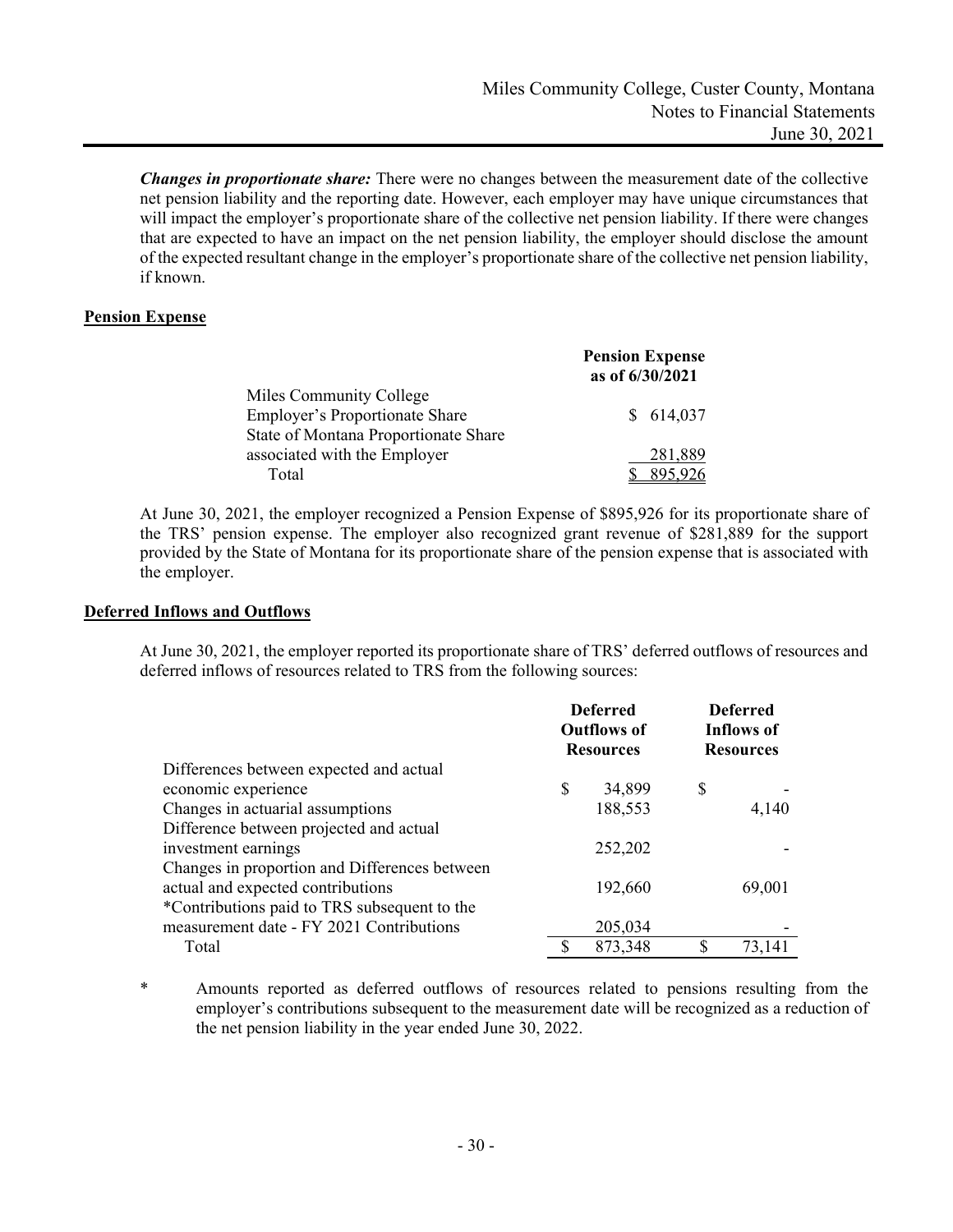***Changes in proportionate share:*** There were no changes between the measurement date of the collective net pension liability and the reporting date. However, each employer may have unique circumstances that will impact the employer's proportionate share of the collective net pension liability. If there were changes that are expected to have an impact on the net pension liability, the employer should disclose the amount of the expected resultant change in the employer's proportionate share of the collective net pension liability, if known.

## Pension Expense

| | Pension Expense as of 6/30/2021 |
|---|---|
| Miles Community College | |
| Employer's Proportionate Share | $ 614,037 |
| State of Montana Proportionate Share associated with the Employer | 281,889 |
| Total | $ 895,926 |

At June 30, 2021, the employer recognized a Pension Expense of $895,926 for its proportionate share of the TRS' pension expense. The employer also recognized grant revenue of $281,889 for the support provided by the State of Montana for its proportionate share of the pension expense that is associated with the employer.

## Deferred Inflows and Outflows

At June 30, 2021, the employer reported its proportionate share of TRS' deferred outflows of resources and deferred inflows of resources related to TRS from the following sources:

| | Deferred Outflows of Resources | Deferred Inflows of Resources |
|---|---|---|
| Differences between expected and actual economic experience | $ 34,899 | $ - |
| Changes in actuarial assumptions | 188,553 | 4,140 |
| Difference between projected and actual investment earnings | 252,202 | - |
| Changes in proportion and Differences between actual and expected contributions | 192,660 | 69,001 |
| *Contributions paid to TRS subsequent to the measurement date - FY 2021 Contributions | 205,034 | - |
| Total | $ 873,348 | $ 73,141 |

\* Amounts reported as deferred outflows of resources related to pensions resulting from the employer's contributions subsequent to the measurement date will be recognized as a reduction of the net pension liability in the year ended June 30, 2022.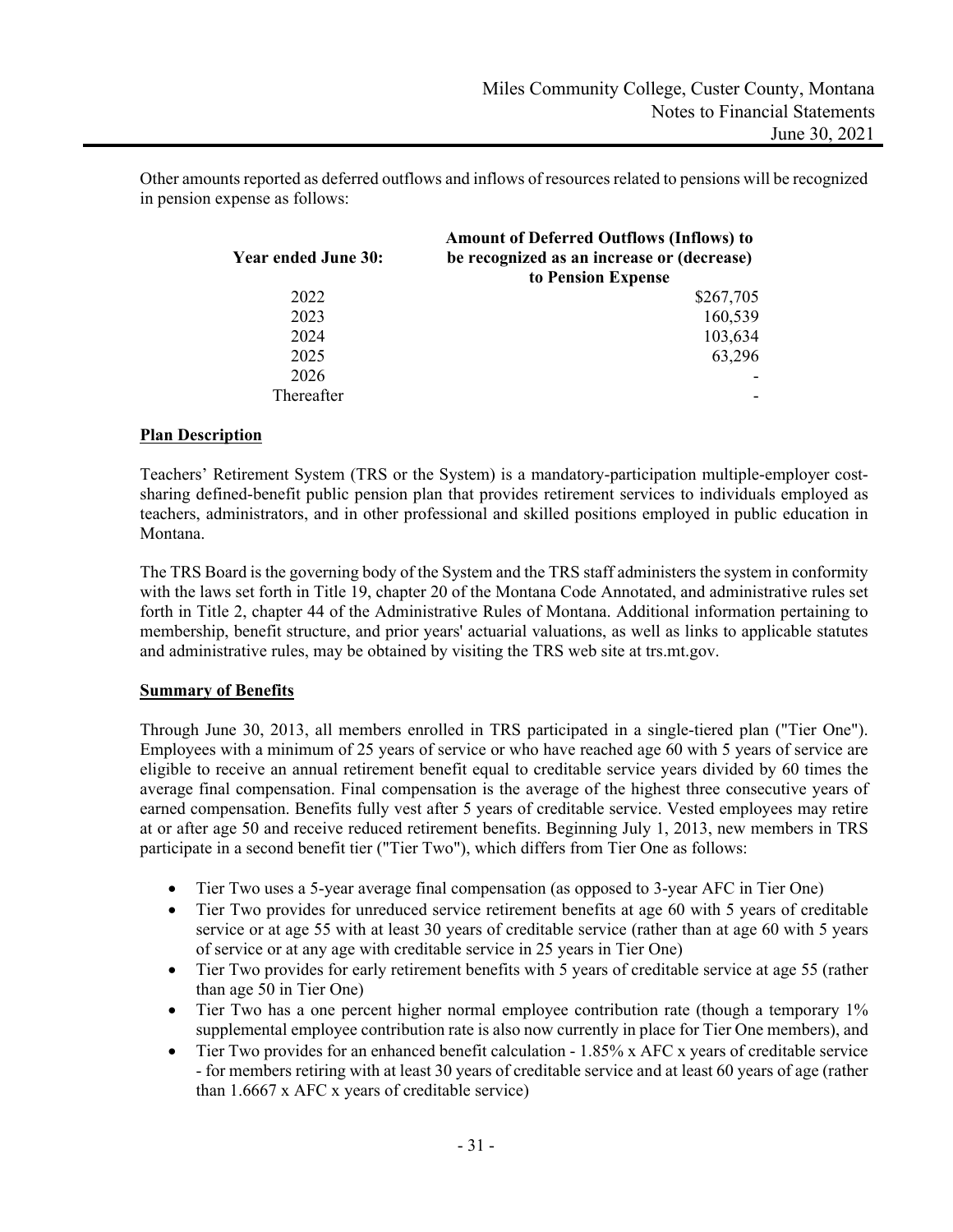Other amounts reported as deferred outflows and inflows of resources related to pensions will be recognized in pension expense as follows:

| Year ended June 30: | Amount of Deferred Outflows (Inflows) to be recognized as an increase or (decrease) to Pension Expense |
|---|---|
| 2022 | $267,705 |
| 2023 | 160,539 |
| 2024 | 103,634 |
| 2025 | 63,296 |
| 2026 | - |
| Thereafter | - |

**Plan Description**

Teachers' Retirement System (TRS or the System) is a mandatory-participation multiple-employer cost-sharing defined-benefit public pension plan that provides retirement services to individuals employed as teachers, administrators, and in other professional and skilled positions employed in public education in Montana.

The TRS Board is the governing body of the System and the TRS staff administers the system in conformity with the laws set forth in Title 19, chapter 20 of the Montana Code Annotated, and administrative rules set forth in Title 2, chapter 44 of the Administrative Rules of Montana. Additional information pertaining to membership, benefit structure, and prior years' actuarial valuations, as well as links to applicable statutes and administrative rules, may be obtained by visiting the TRS web site at trs.mt.gov.

**Summary of Benefits**

Through June 30, 2013, all members enrolled in TRS participated in a single-tiered plan ("Tier One"). Employees with a minimum of 25 years of service or who have reached age 60 with 5 years of service are eligible to receive an annual retirement benefit equal to creditable service years divided by 60 times the average final compensation. Final compensation is the average of the highest three consecutive years of earned compensation. Benefits fully vest after 5 years of creditable service. Vested employees may retire at or after age 50 and receive reduced retirement benefits. Beginning July 1, 2013, new members in TRS participate in a second benefit tier ("Tier Two"), which differs from Tier One as follows:

- Tier Two uses a 5-year average final compensation (as opposed to 3-year AFC in Tier One)
- Tier Two provides for unreduced service retirement benefits at age 60 with 5 years of creditable service or at age 55 with at least 30 years of creditable service (rather than at age 60 with 5 years of service or at any age with creditable service in 25 years in Tier One)
- Tier Two provides for early retirement benefits with 5 years of creditable service at age 55 (rather than age 50 in Tier One)
- Tier Two has a one percent higher normal employee contribution rate (though a temporary 1% supplemental employee contribution rate is also now currently in place for Tier One members), and
- Tier Two provides for an enhanced benefit calculation - 1.85% x AFC x years of creditable service - for members retiring with at least 30 years of creditable service and at least 60 years of age (rather than 1.6667 x AFC x years of creditable service)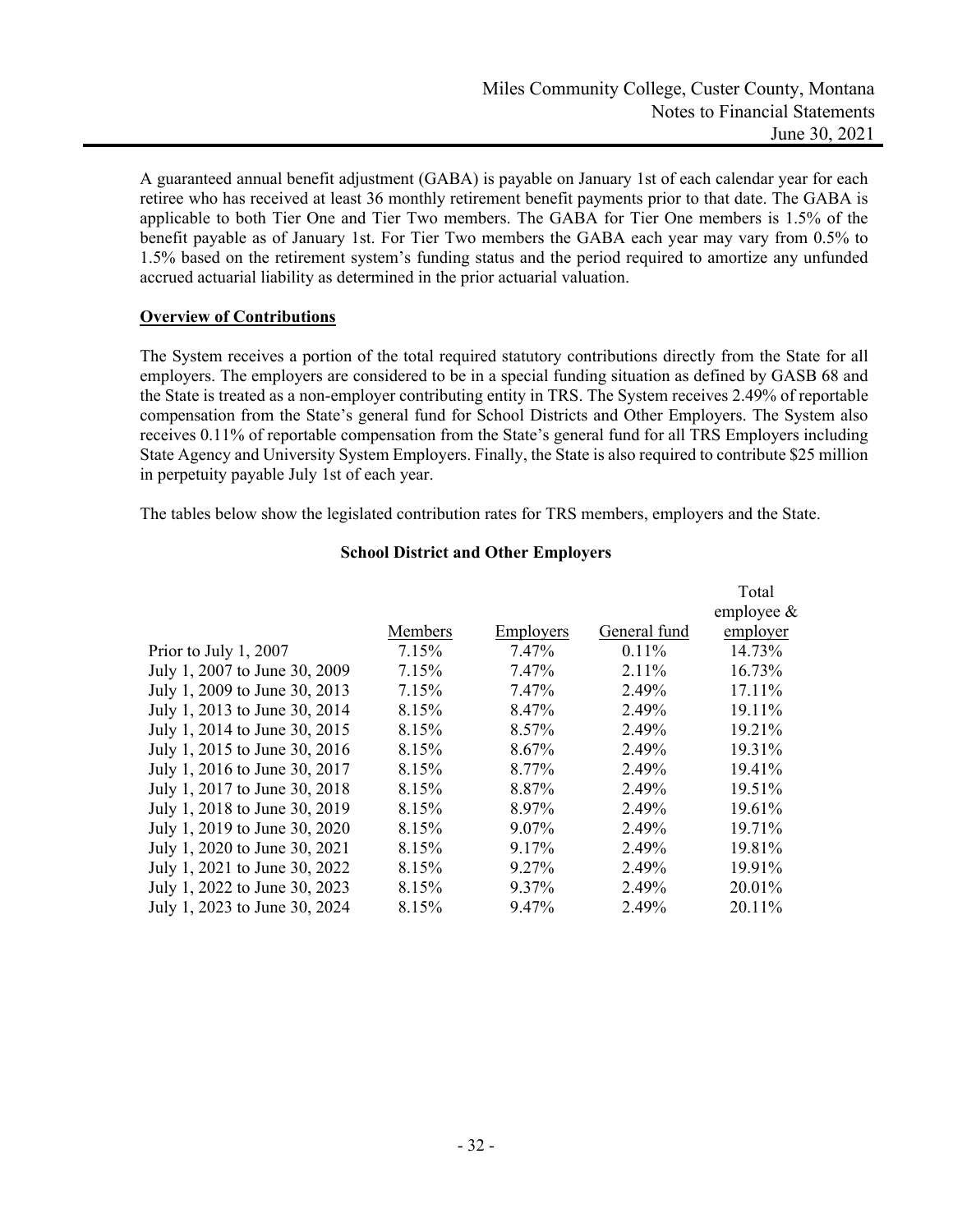A guaranteed annual benefit adjustment (GABA) is payable on January 1st of each calendar year for each retiree who has received at least 36 monthly retirement benefit payments prior to that date. The GABA is applicable to both Tier One and Tier Two members. The GABA for Tier One members is 1.5% of the benefit payable as of January 1st. For Tier Two members the GABA each year may vary from 0.5% to 1.5% based on the retirement system's funding status and the period required to amortize any unfunded accrued actuarial liability as determined in the prior actuarial valuation.

**Overview of Contributions**

The System receives a portion of the total required statutory contributions directly from the State for all employers. The employers are considered to be in a special funding situation as defined by GASB 68 and the State is treated as a non-employer contributing entity in TRS. The System receives 2.49% of reportable compensation from the State's general fund for School Districts and Other Employers. The System also receives 0.11% of reportable compensation from the State's general fund for all TRS Employers including State Agency and University System Employers. Finally, the State is also required to contribute $25 million in perpetuity payable July 1st of each year.

The tables below show the legislated contribution rates for TRS members, employers and the State.

**School District and Other Employers**

| | Members | Employers | General fund | Total employee & employer |
|---|---|---|---|---|
| Prior to July 1, 2007 | 7.15% | 7.47% | 0.11% | 14.73% |
| July 1, 2007 to June 30, 2009 | 7.15% | 7.47% | 2.11% | 16.73% |
| July 1, 2009 to June 30, 2013 | 7.15% | 7.47% | 2.49% | 17.11% |
| July 1, 2013 to June 30, 2014 | 8.15% | 8.47% | 2.49% | 19.11% |
| July 1, 2014 to June 30, 2015 | 8.15% | 8.57% | 2.49% | 19.21% |
| July 1, 2015 to June 30, 2016 | 8.15% | 8.67% | 2.49% | 19.31% |
| July 1, 2016 to June 30, 2017 | 8.15% | 8.77% | 2.49% | 19.41% |
| July 1, 2017 to June 30, 2018 | 8.15% | 8.87% | 2.49% | 19.51% |
| July 1, 2018 to June 30, 2019 | 8.15% | 8.97% | 2.49% | 19.61% |
| July 1, 2019 to June 30, 2020 | 8.15% | 9.07% | 2.49% | 19.71% |
| July 1, 2020 to June 30, 2021 | 8.15% | 9.17% | 2.49% | 19.81% |
| July 1, 2021 to June 30, 2022 | 8.15% | 9.27% | 2.49% | 19.91% |
| July 1, 2022 to June 30, 2023 | 8.15% | 9.37% | 2.49% | 20.01% |
| July 1, 2023 to June 30, 2024 | 8.15% | 9.47% | 2.49% | 20.11% |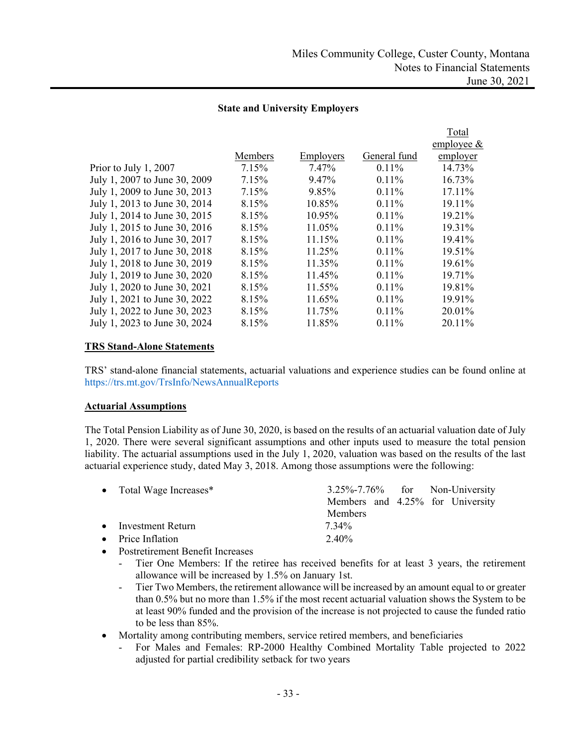**State and University Employers**

| | Members | Employers | General fund | Total employee & employer |
|---|---|---|---|---|
| Prior to July 1, 2007 | 7.15% | 7.47% | 0.11% | 14.73% |
| July 1, 2007 to June 30, 2009 | 7.15% | 9.47% | 0.11% | 16.73% |
| July 1, 2009 to June 30, 2013 | 7.15% | 9.85% | 0.11% | 17.11% |
| July 1, 2013 to June 30, 2014 | 8.15% | 10.85% | 0.11% | 19.11% |
| July 1, 2014 to June 30, 2015 | 8.15% | 10.95% | 0.11% | 19.21% |
| July 1, 2015 to June 30, 2016 | 8.15% | 11.05% | 0.11% | 19.31% |
| July 1, 2016 to June 30, 2017 | 8.15% | 11.15% | 0.11% | 19.41% |
| July 1, 2017 to June 30, 2018 | 8.15% | 11.25% | 0.11% | 19.51% |
| July 1, 2018 to June 30, 2019 | 8.15% | 11.35% | 0.11% | 19.61% |
| July 1, 2019 to June 30, 2020 | 8.15% | 11.45% | 0.11% | 19.71% |
| July 1, 2020 to June 30, 2021 | 8.15% | 11.55% | 0.11% | 19.81% |
| July 1, 2021 to June 30, 2022 | 8.15% | 11.65% | 0.11% | 19.91% |
| July 1, 2022 to June 30, 2023 | 8.15% | 11.75% | 0.11% | 20.01% |
| July 1, 2023 to June 30, 2024 | 8.15% | 11.85% | 0.11% | 20.11% |

**TRS Stand-Alone Statements**

TRS' stand-alone financial statements, actuarial valuations and experience studies can be found online at https://trs.mt.gov/TrsInfo/NewsAnnualReports

**Actuarial Assumptions**

The Total Pension Liability as of June 30, 2020, is based on the results of an actuarial valuation date of July 1, 2020. There were several significant assumptions and other inputs used to measure the total pension liability. The actuarial assumptions used in the July 1, 2020, valuation was based on the results of the last actuarial experience study, dated May 3, 2018. Among those assumptions were the following:

- Total Wage Increases* — 3.25%-7.76% for Non-University Members and 4.25% for University Members
- Investment Return — 7.34%
- Price Inflation — 2.40%
- Postretirement Benefit Increases
  - Tier One Members: If the retiree has received benefits for at least 3 years, the retirement allowance will be increased by 1.5% on January 1st.
  - Tier Two Members, the retirement allowance will be increased by an amount equal to or greater than 0.5% but no more than 1.5% if the most recent actuarial valuation shows the System to be at least 90% funded and the provision of the increase is not projected to cause the funded ratio to be less than 85%.
- Mortality among contributing members, service retired members, and beneficiaries
  - For Males and Females: RP-2000 Healthy Combined Mortality Table projected to 2022 adjusted for partial credibility setback for two years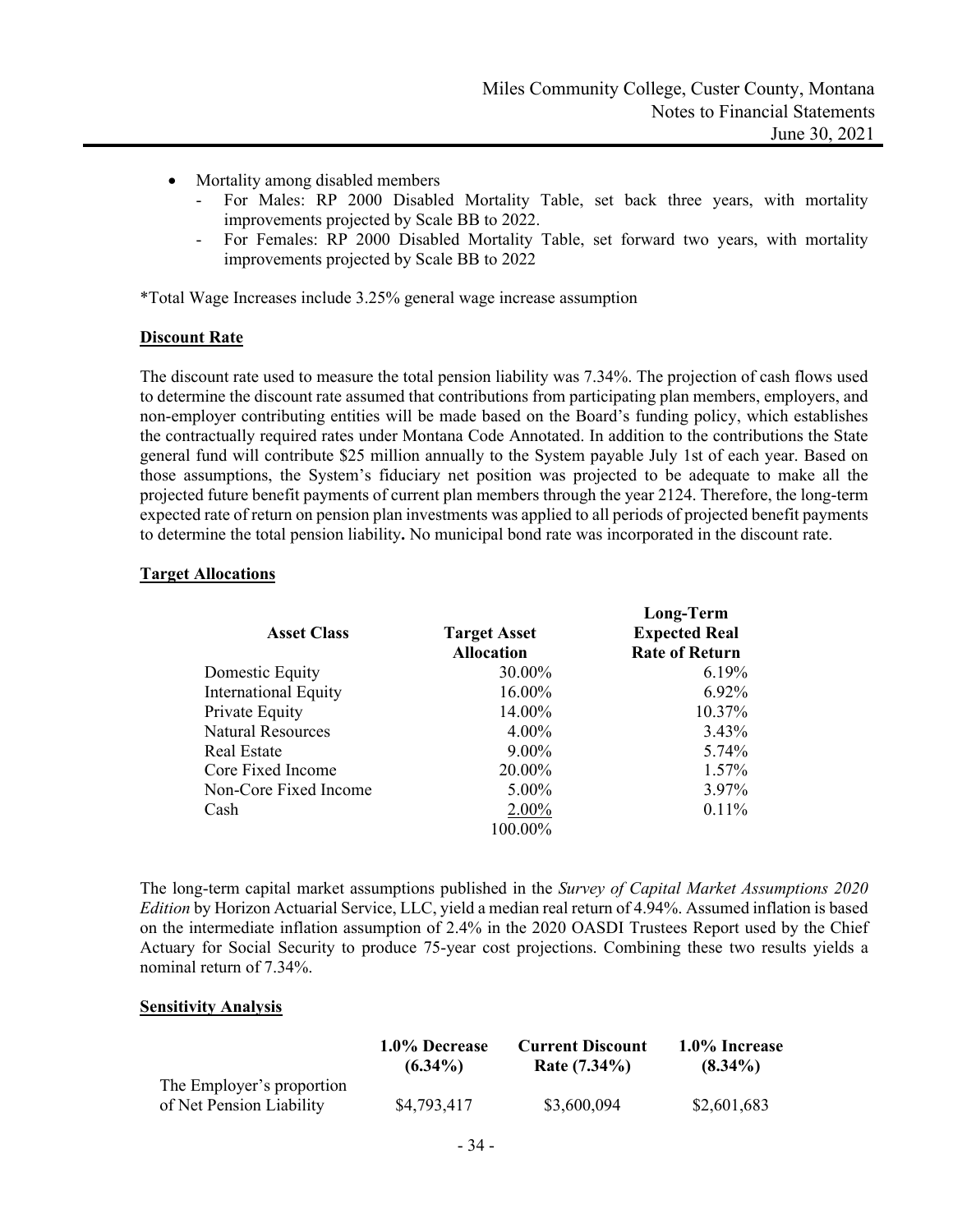- Mortality among disabled members
    - For Males: RP 2000 Disabled Mortality Table, set back three years, with mortality improvements projected by Scale BB to 2022.
    - For Females: RP 2000 Disabled Mortality Table, set forward two years, with mortality improvements projected by Scale BB to 2022

*Total Wage Increases include 3.25% general wage increase assumption

**Discount Rate**

The discount rate used to measure the total pension liability was 7.34%. The projection of cash flows used to determine the discount rate assumed that contributions from participating plan members, employers, and non-employer contributing entities will be made based on the Board's funding policy, which establishes the contractually required rates under Montana Code Annotated. In addition to the contributions the State general fund will contribute $25 million annually to the System payable July 1st of each year. Based on those assumptions, the System's fiduciary net position was projected to be adequate to make all the projected future benefit payments of current plan members through the year 2124. Therefore, the long-term expected rate of return on pension plan investments was applied to all periods of projected benefit payments to determine the total pension liability**.** No municipal bond rate was incorporated in the discount rate.

**Target Allocations**

| Asset Class | Target Asset Allocation | Long-Term Expected Real Rate of Return |
|---|---|---|
| Domestic Equity | 30.00% | 6.19% |
| International Equity | 16.00% | 6.92% |
| Private Equity | 14.00% | 10.37% |
| Natural Resources | 4.00% | 3.43% |
| Real Estate | 9.00% | 5.74% |
| Core Fixed Income | 20.00% | 1.57% |
| Non-Core Fixed Income | 5.00% | 3.97% |
| Cash | 2.00% | 0.11% |
| | 100.00% | |

The long-term capital market assumptions published in the *Survey of Capital Market Assumptions 2020 Edition* by Horizon Actuarial Service, LLC, yield a median real return of 4.94%. Assumed inflation is based on the intermediate inflation assumption of 2.4% in the 2020 OASDI Trustees Report used by the Chief Actuary for Social Security to produce 75-year cost projections. Combining these two results yields a nominal return of 7.34%.

**Sensitivity Analysis**

| | 1.0% Decrease (6.34%) | Current Discount Rate (7.34%) | 1.0% Increase (8.34%) |
|---|---|---|---|
| The Employer's proportion of Net Pension Liability | $4,793,417 | $3,600,094 | $2,601,683 |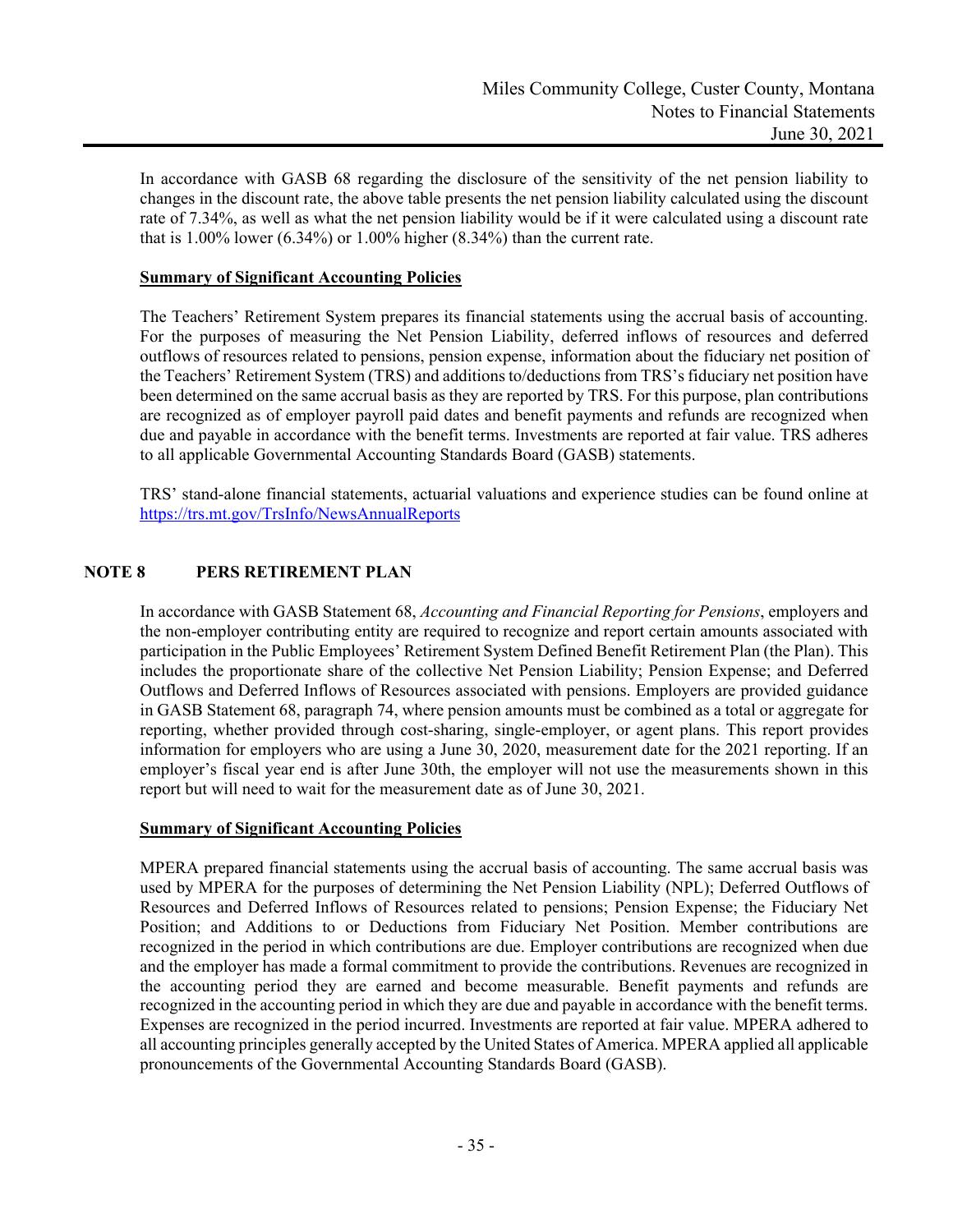In accordance with GASB 68 regarding the disclosure of the sensitivity of the net pension liability to changes in the discount rate, the above table presents the net pension liability calculated using the discount rate of 7.34%, as well as what the net pension liability would be if it were calculated using a discount rate that is 1.00% lower (6.34%) or 1.00% higher (8.34%) than the current rate.

**Summary of Significant Accounting Policies**

The Teachers' Retirement System prepares its financial statements using the accrual basis of accounting. For the purposes of measuring the Net Pension Liability, deferred inflows of resources and deferred outflows of resources related to pensions, pension expense, information about the fiduciary net position of the Teachers' Retirement System (TRS) and additions to/deductions from TRS's fiduciary net position have been determined on the same accrual basis as they are reported by TRS. For this purpose, plan contributions are recognized as of employer payroll paid dates and benefit payments and refunds are recognized when due and payable in accordance with the benefit terms. Investments are reported at fair value. TRS adheres to all applicable Governmental Accounting Standards Board (GASB) statements.

TRS' stand-alone financial statements, actuarial valuations and experience studies can be found online at https://trs.mt.gov/TrsInfo/NewsAnnualReports

## NOTE 8 PERS RETIREMENT PLAN

In accordance with GASB Statement 68, *Accounting and Financial Reporting for Pensions*, employers and the non-employer contributing entity are required to recognize and report certain amounts associated with participation in the Public Employees' Retirement System Defined Benefit Retirement Plan (the Plan). This includes the proportionate share of the collective Net Pension Liability; Pension Expense; and Deferred Outflows and Deferred Inflows of Resources associated with pensions. Employers are provided guidance in GASB Statement 68, paragraph 74, where pension amounts must be combined as a total or aggregate for reporting, whether provided through cost-sharing, single-employer, or agent plans. This report provides information for employers who are using a June 30, 2020, measurement date for the 2021 reporting. If an employer's fiscal year end is after June 30th, the employer will not use the measurements shown in this report but will need to wait for the measurement date as of June 30, 2021.

**Summary of Significant Accounting Policies**

MPERA prepared financial statements using the accrual basis of accounting. The same accrual basis was used by MPERA for the purposes of determining the Net Pension Liability (NPL); Deferred Outflows of Resources and Deferred Inflows of Resources related to pensions; Pension Expense; the Fiduciary Net Position; and Additions to or Deductions from Fiduciary Net Position. Member contributions are recognized in the period in which contributions are due. Employer contributions are recognized when due and the employer has made a formal commitment to provide the contributions. Revenues are recognized in the accounting period they are earned and become measurable. Benefit payments and refunds are recognized in the accounting period in which they are due and payable in accordance with the benefit terms. Expenses are recognized in the period incurred. Investments are reported at fair value. MPERA adhered to all accounting principles generally accepted by the United States of America. MPERA applied all applicable pronouncements of the Governmental Accounting Standards Board (GASB).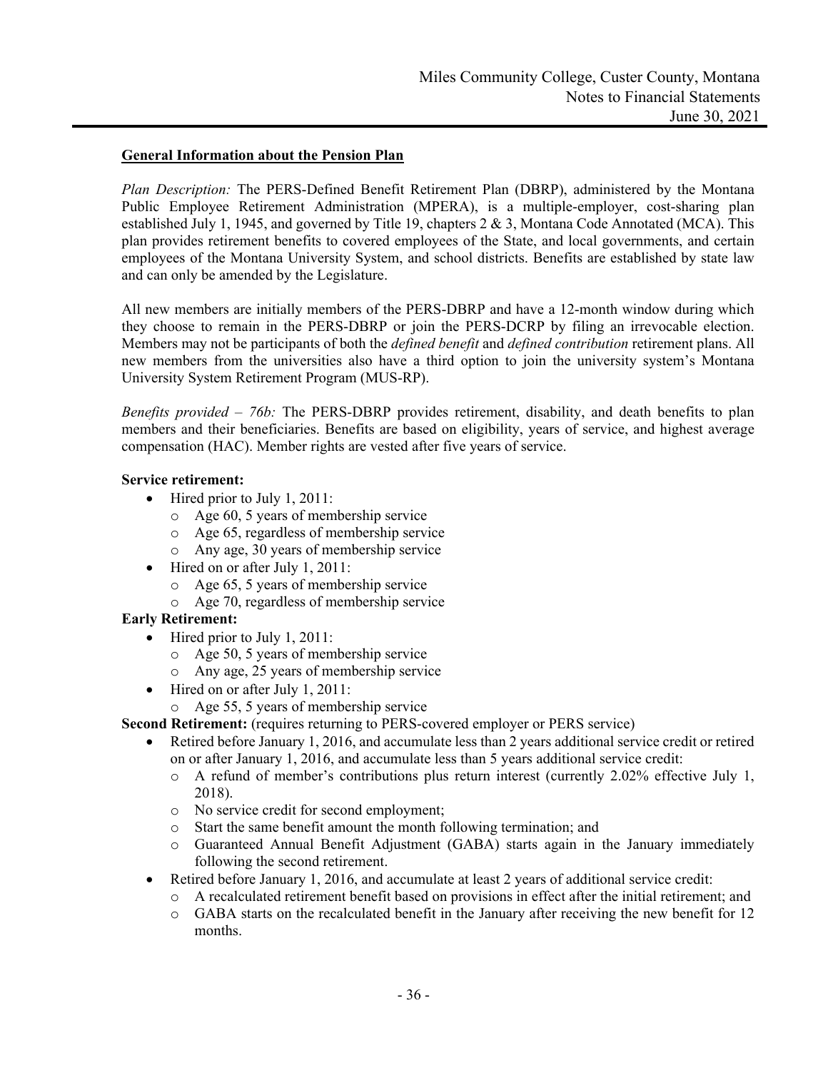**General Information about the Pension Plan**

*Plan Description:* The PERS-Defined Benefit Retirement Plan (DBRP), administered by the Montana Public Employee Retirement Administration (MPERA), is a multiple-employer, cost-sharing plan established July 1, 1945, and governed by Title 19, chapters 2 & 3, Montana Code Annotated (MCA). This plan provides retirement benefits to covered employees of the State, and local governments, and certain employees of the Montana University System, and school districts. Benefits are established by state law and can only be amended by the Legislature.

All new members are initially members of the PERS-DBRP and have a 12-month window during which they choose to remain in the PERS-DBRP or join the PERS-DCRP by filing an irrevocable election. Members may not be participants of both the *defined benefit* and *defined contribution* retirement plans. All new members from the universities also have a third option to join the university system's Montana University System Retirement Program (MUS-RP).

*Benefits provided – 76b:* The PERS-DBRP provides retirement, disability, and death benefits to plan members and their beneficiaries. Benefits are based on eligibility, years of service, and highest average compensation (HAC). Member rights are vested after five years of service.

**Service retirement:**

- Hired prior to July 1, 2011:
  - Age 60, 5 years of membership service
  - Age 65, regardless of membership service
  - Any age, 30 years of membership service
- Hired on or after July 1, 2011:
  - Age 65, 5 years of membership service
  - Age 70, regardless of membership service

**Early Retirement:**

- Hired prior to July 1, 2011:
  - Age 50, 5 years of membership service
  - Any age, 25 years of membership service
- Hired on or after July 1, 2011:
  - Age 55, 5 years of membership service

**Second Retirement:** (requires returning to PERS-covered employer or PERS service)

- Retired before January 1, 2016, and accumulate less than 2 years additional service credit or retired on or after January 1, 2016, and accumulate less than 5 years additional service credit:
  - A refund of member's contributions plus return interest (currently 2.02% effective July 1, 2018).
  - No service credit for second employment;
  - Start the same benefit amount the month following termination; and
  - Guaranteed Annual Benefit Adjustment (GABA) starts again in the January immediately following the second retirement.
- Retired before January 1, 2016, and accumulate at least 2 years of additional service credit:
  - A recalculated retirement benefit based on provisions in effect after the initial retirement; and
  - GABA starts on the recalculated benefit in the January after receiving the new benefit for 12 months.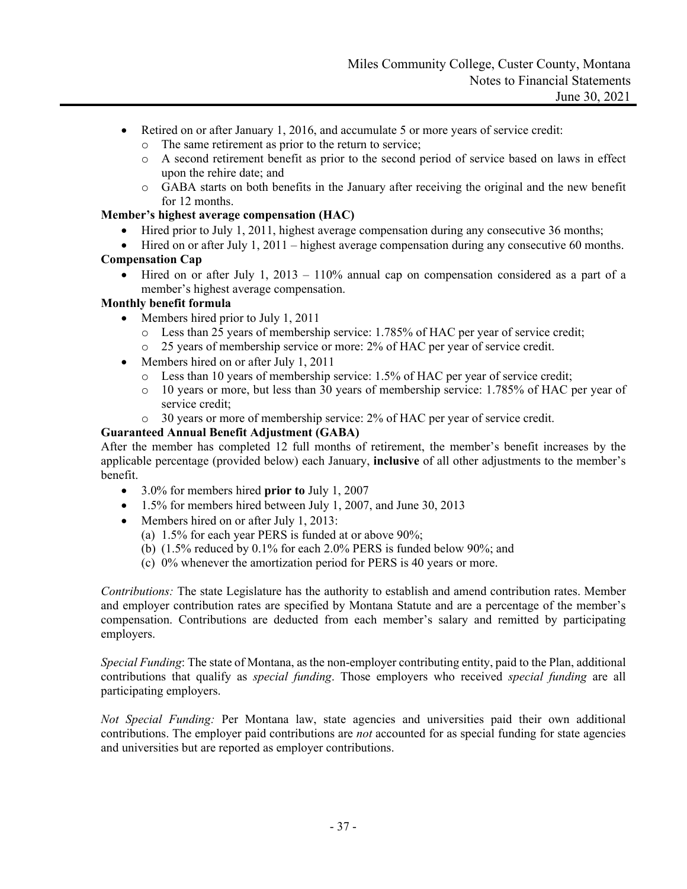- Retired on or after January 1, 2016, and accumulate 5 or more years of service credit:
  - The same retirement as prior to the return to service;
  - A second retirement benefit as prior to the second period of service based on laws in effect upon the rehire date; and
  - GABA starts on both benefits in the January after receiving the original and the new benefit for 12 months.

**Member's highest average compensation (HAC)**

- Hired prior to July 1, 2011, highest average compensation during any consecutive 36 months;
- Hired on or after July 1, 2011 – highest average compensation during any consecutive 60 months.

**Compensation Cap**

- Hired on or after July 1, 2013 – 110% annual cap on compensation considered as a part of a member's highest average compensation.

**Monthly benefit formula**

- Members hired prior to July 1, 2011
  - Less than 25 years of membership service: 1.785% of HAC per year of service credit;
  - 25 years of membership service or more: 2% of HAC per year of service credit.
- Members hired on or after July 1, 2011
  - Less than 10 years of membership service: 1.5% of HAC per year of service credit;
  - 10 years or more, but less than 30 years of membership service: 1.785% of HAC per year of service credit;
  - 30 years or more of membership service: 2% of HAC per year of service credit.

**Guaranteed Annual Benefit Adjustment (GABA)**

After the member has completed 12 full months of retirement, the member's benefit increases by the applicable percentage (provided below) each January, **inclusive** of all other adjustments to the member's benefit.

- 3.0% for members hired **prior to** July 1, 2007
- 1.5% for members hired between July 1, 2007, and June 30, 2013
- Members hired on or after July 1, 2013:
  - (a) 1.5% for each year PERS is funded at or above 90%;
  - (b) (1.5% reduced by 0.1% for each 2.0% PERS is funded below 90%; and
  - (c) 0% whenever the amortization period for PERS is 40 years or more.

*Contributions:* The state Legislature has the authority to establish and amend contribution rates. Member and employer contribution rates are specified by Montana Statute and are a percentage of the member's compensation. Contributions are deducted from each member's salary and remitted by participating employers.

*Special Funding*: The state of Montana, as the non-employer contributing entity, paid to the Plan, additional contributions that qualify as *special funding*. Those employers who received *special funding* are all participating employers.

*Not Special Funding:* Per Montana law, state agencies and universities paid their own additional contributions. The employer paid contributions are *not* accounted for as special funding for state agencies and universities but are reported as employer contributions.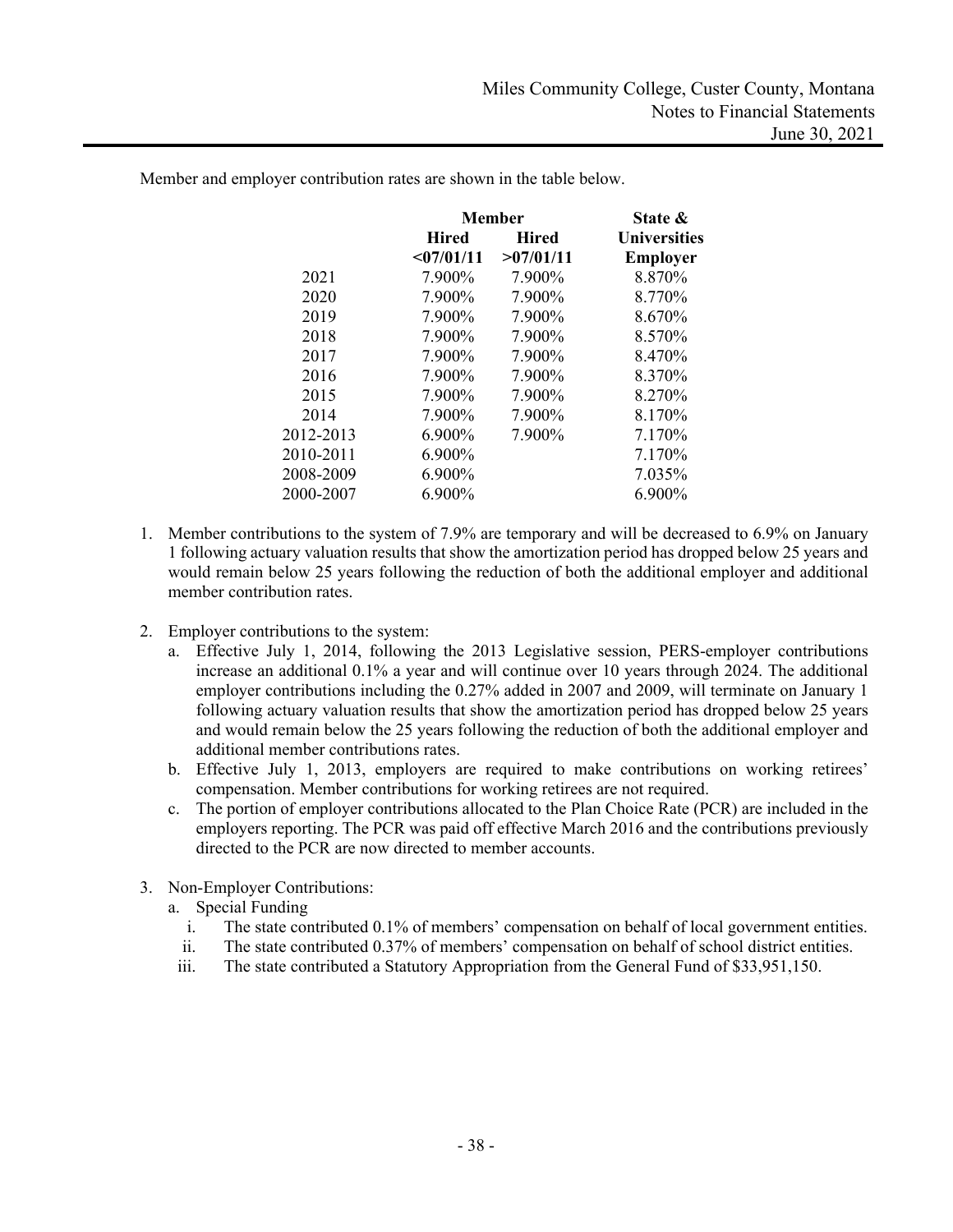Member and employer contribution rates are shown in the table below.

| | Member | | State & |
|---|---|---|---|
| | Hired | Hired | Universities |
| | <07/01/11 | >07/01/11 | Employer |
| 2021 | 7.900% | 7.900% | 8.870% |
| 2020 | 7.900% | 7.900% | 8.770% |
| 2019 | 7.900% | 7.900% | 8.670% |
| 2018 | 7.900% | 7.900% | 8.570% |
| 2017 | 7.900% | 7.900% | 8.470% |
| 2016 | 7.900% | 7.900% | 8.370% |
| 2015 | 7.900% | 7.900% | 8.270% |
| 2014 | 7.900% | 7.900% | 8.170% |
| 2012-2013 | 6.900% | 7.900% | 7.170% |
| 2010-2011 | 6.900% | | 7.170% |
| 2008-2009 | 6.900% | | 7.035% |
| 2000-2007 | 6.900% | | 6.900% |

1. Member contributions to the system of 7.9% are temporary and will be decreased to 6.9% on January 1 following actuary valuation results that show the amortization period has dropped below 25 years and would remain below 25 years following the reduction of both the additional employer and additional member contribution rates.

2. Employer contributions to the system:
   a. Effective July 1, 2014, following the 2013 Legislative session, PERS-employer contributions increase an additional 0.1% a year and will continue over 10 years through 2024. The additional employer contributions including the 0.27% added in 2007 and 2009, will terminate on January 1 following actuary valuation results that show the amortization period has dropped below 25 years and would remain below the 25 years following the reduction of both the additional employer and additional member contributions rates.
   b. Effective July 1, 2013, employers are required to make contributions on working retirees' compensation. Member contributions for working retirees are not required.
   c. The portion of employer contributions allocated to the Plan Choice Rate (PCR) are included in the employers reporting. The PCR was paid off effective March 2016 and the contributions previously directed to the PCR are now directed to member accounts.

3. Non-Employer Contributions:
   a. Special Funding
      i. The state contributed 0.1% of members' compensation on behalf of local government entities.
      ii. The state contributed 0.37% of members' compensation on behalf of school district entities.
      iii. The state contributed a Statutory Appropriation from the General Fund of $33,951,150.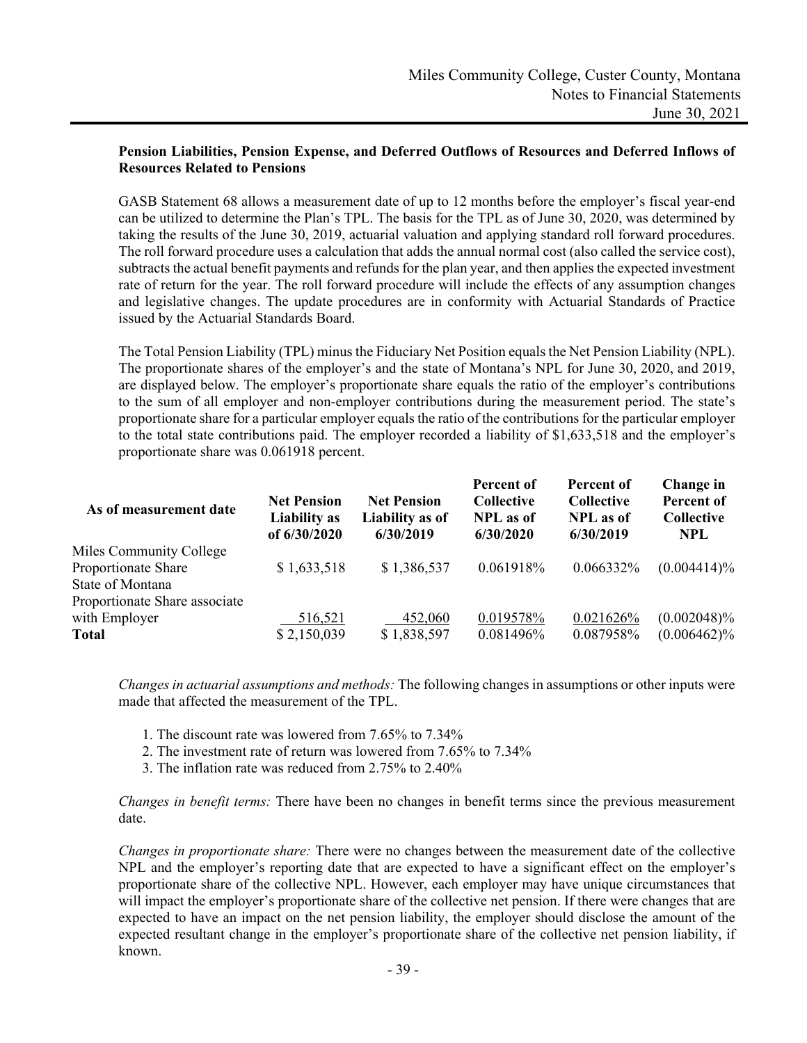### Pension Liabilities, Pension Expense, and Deferred Outflows of Resources and Deferred Inflows of Resources Related to Pensions

GASB Statement 68 allows a measurement date of up to 12 months before the employer's fiscal year-end can be utilized to determine the Plan's TPL. The basis for the TPL as of June 30, 2020, was determined by taking the results of the June 30, 2019, actuarial valuation and applying standard roll forward procedures. The roll forward procedure uses a calculation that adds the annual normal cost (also called the service cost), subtracts the actual benefit payments and refunds for the plan year, and then applies the expected investment rate of return for the year. The roll forward procedure will include the effects of any assumption changes and legislative changes. The update procedures are in conformity with Actuarial Standards of Practice issued by the Actuarial Standards Board.

The Total Pension Liability (TPL) minus the Fiduciary Net Position equals the Net Pension Liability (NPL). The proportionate shares of the employer's and the state of Montana's NPL for June 30, 2020, and 2019, are displayed below. The employer's proportionate share equals the ratio of the employer's contributions to the sum of all employer and non-employer contributions during the measurement period. The state's proportionate share for a particular employer equals the ratio of the contributions for the particular employer to the total state contributions paid. The employer recorded a liability of $1,633,518 and the employer's proportionate share was 0.061918 percent.

| As of measurement date | Net Pension Liability as of 6/30/2020 | Net Pension Liability as of 6/30/2019 | Percent of Collective NPL as of 6/30/2020 | Percent of Collective NPL as of 6/30/2019 | Change in Percent of Collective NPL |
|---|---|---|---|---|---|
| Miles Community College Proportionate Share | $ 1,633,518 | $ 1,386,537 | 0.061918% | 0.066332% | (0.004414)% |
| State of Montana Proportionate Share associate with Employer | 516,521 | 452,060 | 0.019578% | 0.021626% | (0.002048)% |
| **Total** | $ 2,150,039 | $ 1,838,597 | 0.081496% | 0.087958% | (0.006462)% |

*Changes in actuarial assumptions and methods:* The following changes in assumptions or other inputs were made that affected the measurement of the TPL.

1. The discount rate was lowered from 7.65% to 7.34%
2. The investment rate of return was lowered from 7.65% to 7.34%
3. The inflation rate was reduced from 2.75% to 2.40%

*Changes in benefit terms:* There have been no changes in benefit terms since the previous measurement date.

*Changes in proportionate share:* There were no changes between the measurement date of the collective NPL and the employer's reporting date that are expected to have a significant effect on the employer's proportionate share of the collective NPL. However, each employer may have unique circumstances that will impact the employer's proportionate share of the collective net pension. If there were changes that are expected to have an impact on the net pension liability, the employer should disclose the amount of the expected resultant change in the employer's proportionate share of the collective net pension liability, if known.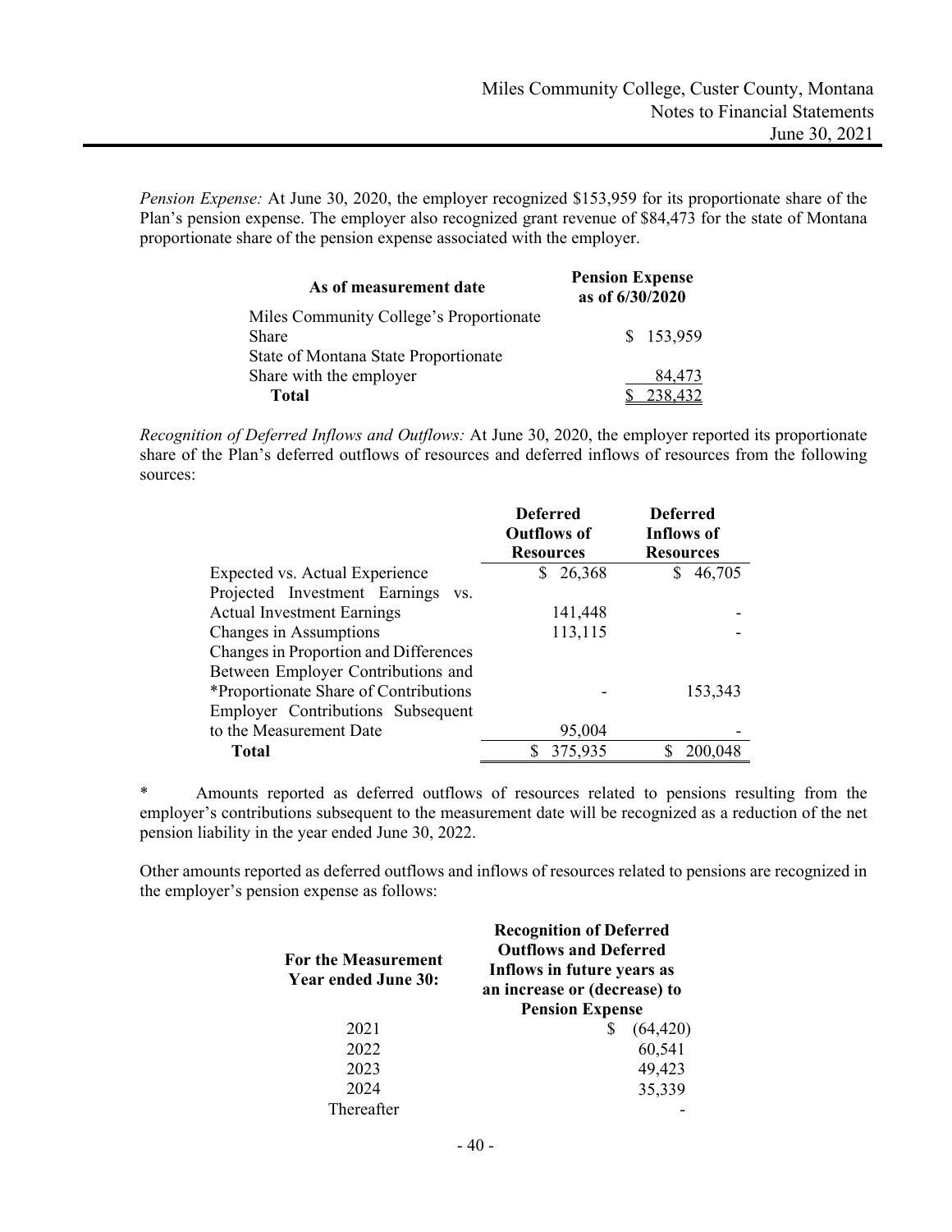*Pension Expense:* At June 30, 2020, the employer recognized $153,959 for its proportionate share of the Plan's pension expense. The employer also recognized grant revenue of $84,473 for the state of Montana proportionate share of the pension expense associated with the employer.

| As of measurement date | Pension Expense as of 6/30/2020 |
|---|---|
| Miles Community College's Proportionate Share | $ 153,959 |
| State of Montana State Proportionate Share with the employer | 84,473 |
| **Total** | $ 238,432 |

*Recognition of Deferred Inflows and Outflows:* At June 30, 2020, the employer reported its proportionate share of the Plan's deferred outflows of resources and deferred inflows of resources from the following sources:

| | Deferred Outflows of Resources | Deferred Inflows of Resources |
|---|---|---|
| Expected vs. Actual Experience | $ 26,368 | $ 46,705 |
| Projected Investment Earnings vs. Actual Investment Earnings | 141,448 | - |
| Changes in Assumptions | 113,115 | - |
| Changes in Proportion and Differences Between Employer Contributions and *Proportionate Share of Contributions | - | 153,343 |
| Employer Contributions Subsequent to the Measurement Date | 95,004 | - |
| **Total** | $ 375,935 | $ 200,048 |

\* Amounts reported as deferred outflows of resources related to pensions resulting from the employer's contributions subsequent to the measurement date will be recognized as a reduction of the net pension liability in the year ended June 30, 2022.

Other amounts reported as deferred outflows and inflows of resources related to pensions are recognized in the employer's pension expense as follows:

| For the Measurement Year ended June 30: | Recognition of Deferred Outflows and Deferred Inflows in future years as an increase or (decrease) to Pension Expense |
|---|---|
| 2021 | $ (64,420) |
| 2022 | 60,541 |
| 2023 | 49,423 |
| 2024 | 35,339 |
| Thereafter | - |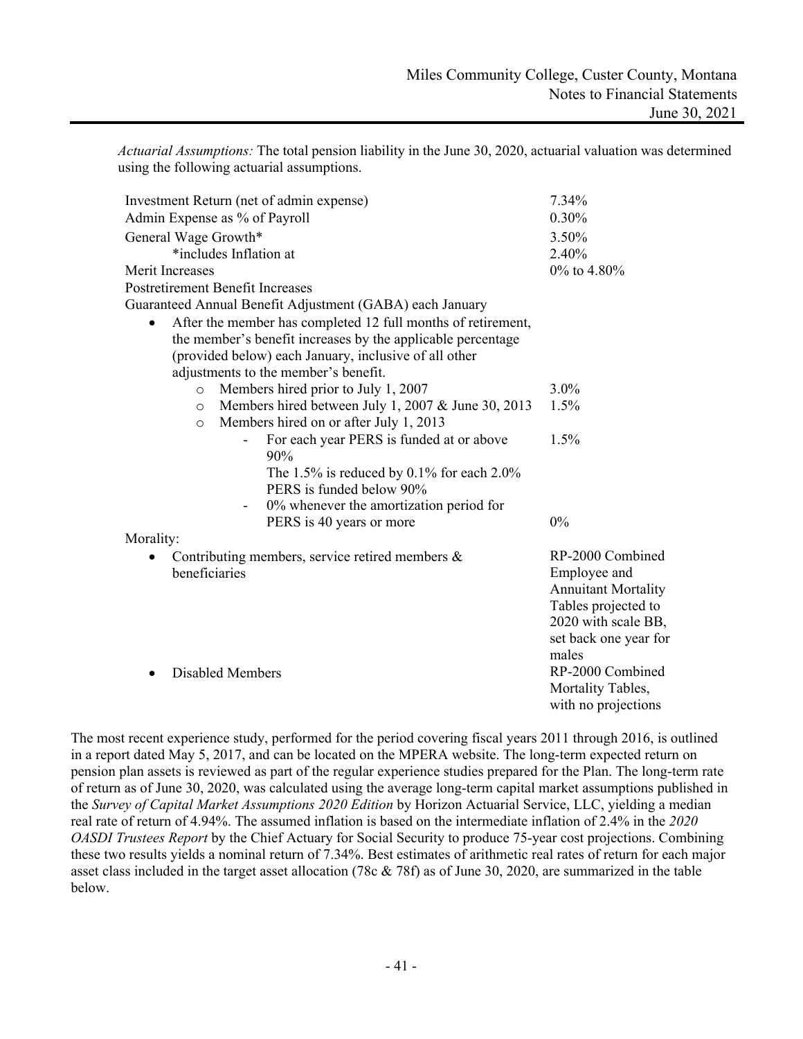*Actuarial Assumptions:* The total pension liability in the June 30, 2020, actuarial valuation was determined using the following actuarial assumptions.

| | |
|---|---|
| Investment Return (net of admin expense) | 7.34% |
| Admin Expense as % of Payroll | 0.30% |
| General Wage Growth* | 3.50% |
| *includes Inflation at | 2.40% |
| Merit Increases | 0% to 4.80% |
| Postretirement Benefit Increases | |
| Guaranteed Annual Benefit Adjustment (GABA) each January | |
| • After the member has completed 12 full months of retirement, the member's benefit increases by the applicable percentage (provided below) each January, inclusive of all other adjustments to the member's benefit. | |
| o Members hired prior to July 1, 2007 | 3.0% |
| o Members hired between July 1, 2007 & June 30, 2013 | 1.5% |
| o Members hired on or after July 1, 2013 | |
| - For each year PERS is funded at or above 90% | 1.5% |
| The 1.5% is reduced by 0.1% for each 2.0% PERS is funded below 90% | |
| - 0% whenever the amortization period for PERS is 40 years or more | 0% |
| Morality: | |
| • Contributing members, service retired members & beneficiaries | RP-2000 Combined Employee and Annuitant Mortality Tables projected to 2020 with scale BB, set back one year for males |
| • Disabled Members | RP-2000 Combined Mortality Tables, with no projections |

The most recent experience study, performed for the period covering fiscal years 2011 through 2016, is outlined in a report dated May 5, 2017, and can be located on the MPERA website. The long-term expected return on pension plan assets is reviewed as part of the regular experience studies prepared for the Plan. The long-term rate of return as of June 30, 2020, was calculated using the average long-term capital market assumptions published in the *Survey of Capital Market Assumptions 2020 Edition* by Horizon Actuarial Service, LLC, yielding a median real rate of return of 4.94%. The assumed inflation is based on the intermediate inflation of 2.4% in the *2020 OASDI Trustees Report* by the Chief Actuary for Social Security to produce 75-year cost projections. Combining these two results yields a nominal return of 7.34%. Best estimates of arithmetic real rates of return for each major asset class included in the target asset allocation (78c & 78f) as of June 30, 2020, are summarized in the table below.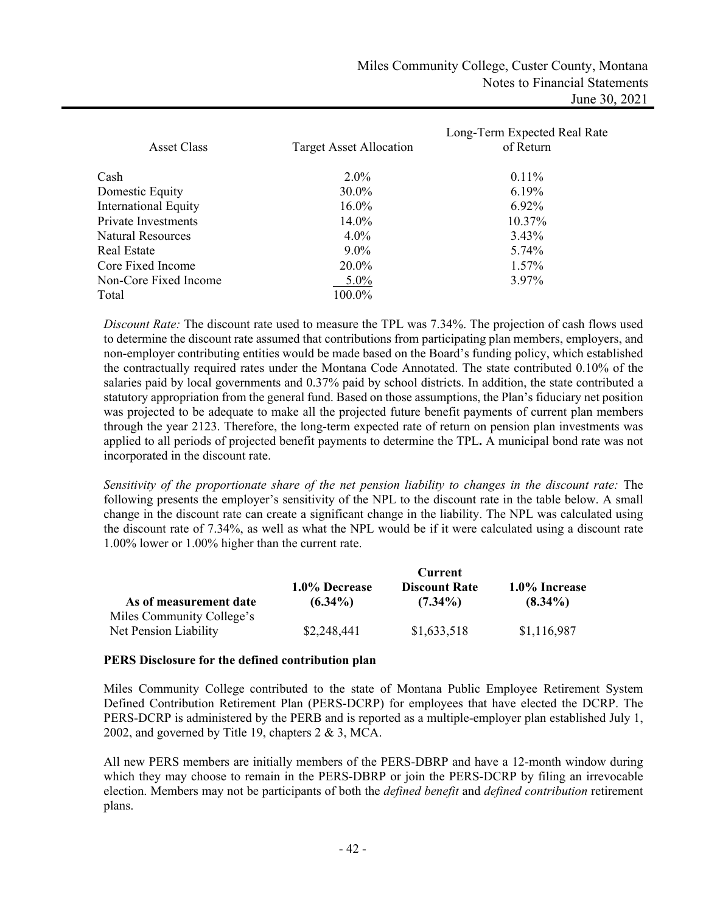| Asset Class | Target Asset Allocation | Long-Term Expected Real Rate of Return |
|---|---|---|
| Cash | 2.0% | 0.11% |
| Domestic Equity | 30.0% | 6.19% |
| International Equity | 16.0% | 6.92% |
| Private Investments | 14.0% | 10.37% |
| Natural Resources | 4.0% | 3.43% |
| Real Estate | 9.0% | 5.74% |
| Core Fixed Income | 20.0% | 1.57% |
| Non-Core Fixed Income | 5.0% | 3.97% |
| Total | 100.0% | |

*Discount Rate:* The discount rate used to measure the TPL was 7.34%. The projection of cash flows used to determine the discount rate assumed that contributions from participating plan members, employers, and non-employer contributing entities would be made based on the Board's funding policy, which established the contractually required rates under the Montana Code Annotated. The state contributed 0.10% of the salaries paid by local governments and 0.37% paid by school districts. In addition, the state contributed a statutory appropriation from the general fund. Based on those assumptions, the Plan's fiduciary net position was projected to be adequate to make all the projected future benefit payments of current plan members through the year 2123. Therefore, the long-term expected rate of return on pension plan investments was applied to all periods of projected benefit payments to determine the TPL**.** A municipal bond rate was not incorporated in the discount rate.

*Sensitivity of the proportionate share of the net pension liability to changes in the discount rate:* The following presents the employer's sensitivity of the NPL to the discount rate in the table below. A small change in the discount rate can create a significant change in the liability. The NPL was calculated using the discount rate of 7.34%, as well as what the NPL would be if it were calculated using a discount rate 1.00% lower or 1.00% higher than the current rate.

| As of measurement date | 1.0% Decrease (6.34%) | Current Discount Rate (7.34%) | 1.0% Increase (8.34%) |
|---|---|---|---|
| Miles Community College's Net Pension Liability | $2,248,441 | $1,633,518 | $1,116,987 |

**PERS Disclosure for the defined contribution plan**

Miles Community College contributed to the state of Montana Public Employee Retirement System Defined Contribution Retirement Plan (PERS-DCRP) for employees that have elected the DCRP. The PERS-DCRP is administered by the PERB and is reported as a multiple-employer plan established July 1, 2002, and governed by Title 19, chapters 2 & 3, MCA.

All new PERS members are initially members of the PERS-DBRP and have a 12-month window during which they may choose to remain in the PERS-DBRP or join the PERS-DCRP by filing an irrevocable election. Members may not be participants of both the *defined benefit* and *defined contribution* retirement plans.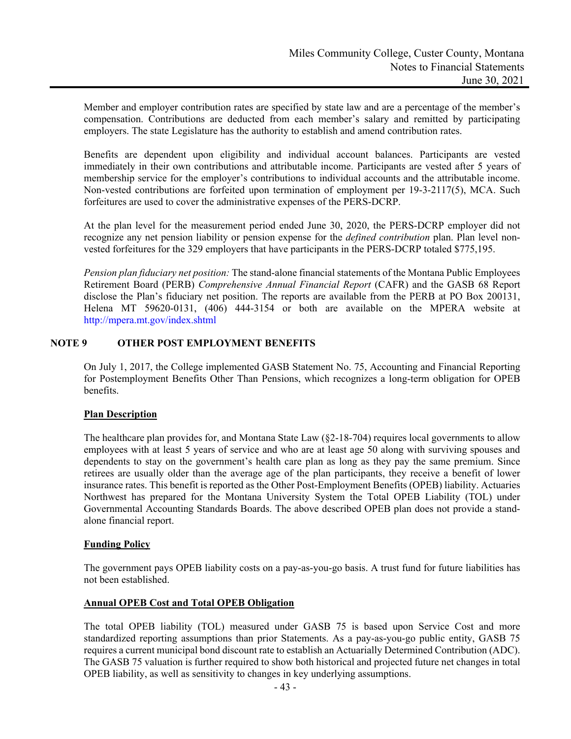Member and employer contribution rates are specified by state law and are a percentage of the member's compensation. Contributions are deducted from each member's salary and remitted by participating employers. The state Legislature has the authority to establish and amend contribution rates.

Benefits are dependent upon eligibility and individual account balances. Participants are vested immediately in their own contributions and attributable income. Participants are vested after 5 years of membership service for the employer's contributions to individual accounts and the attributable income. Non-vested contributions are forfeited upon termination of employment per 19-3-2117(5), MCA. Such forfeitures are used to cover the administrative expenses of the PERS-DCRP.

At the plan level for the measurement period ended June 30, 2020, the PERS-DCRP employer did not recognize any net pension liability or pension expense for the *defined contribution* plan. Plan level non-vested forfeitures for the 329 employers that have participants in the PERS-DCRP totaled $775,195.

*Pension plan fiduciary net position:* The stand-alone financial statements of the Montana Public Employees Retirement Board (PERB) *Comprehensive Annual Financial Report* (CAFR) and the GASB 68 Report disclose the Plan's fiduciary net position. The reports are available from the PERB at PO Box 200131, Helena MT 59620-0131, (406) 444-3154 or both are available on the MPERA website at http://mpera.mt.gov/index.shtml

## NOTE 9 OTHER POST EMPLOYMENT BENEFITS

On July 1, 2017, the College implemented GASB Statement No. 75, Accounting and Financial Reporting for Postemployment Benefits Other Than Pensions, which recognizes a long-term obligation for OPEB benefits.

### Plan Description

The healthcare plan provides for, and Montana State Law (§2-18-704) requires local governments to allow employees with at least 5 years of service and who are at least age 50 along with surviving spouses and dependents to stay on the government's health care plan as long as they pay the same premium. Since retirees are usually older than the average age of the plan participants, they receive a benefit of lower insurance rates. This benefit is reported as the Other Post-Employment Benefits (OPEB) liability. Actuaries Northwest has prepared for the Montana University System the Total OPEB Liability (TOL) under Governmental Accounting Standards Boards. The above described OPEB plan does not provide a stand-alone financial report.

### Funding Policy

The government pays OPEB liability costs on a pay-as-you-go basis. A trust fund for future liabilities has not been established.

### Annual OPEB Cost and Total OPEB Obligation

The total OPEB liability (TOL) measured under GASB 75 is based upon Service Cost and more standardized reporting assumptions than prior Statements. As a pay-as-you-go public entity, GASB 75 requires a current municipal bond discount rate to establish an Actuarially Determined Contribution (ADC). The GASB 75 valuation is further required to show both historical and projected future net changes in total OPEB liability, as well as sensitivity to changes in key underlying assumptions.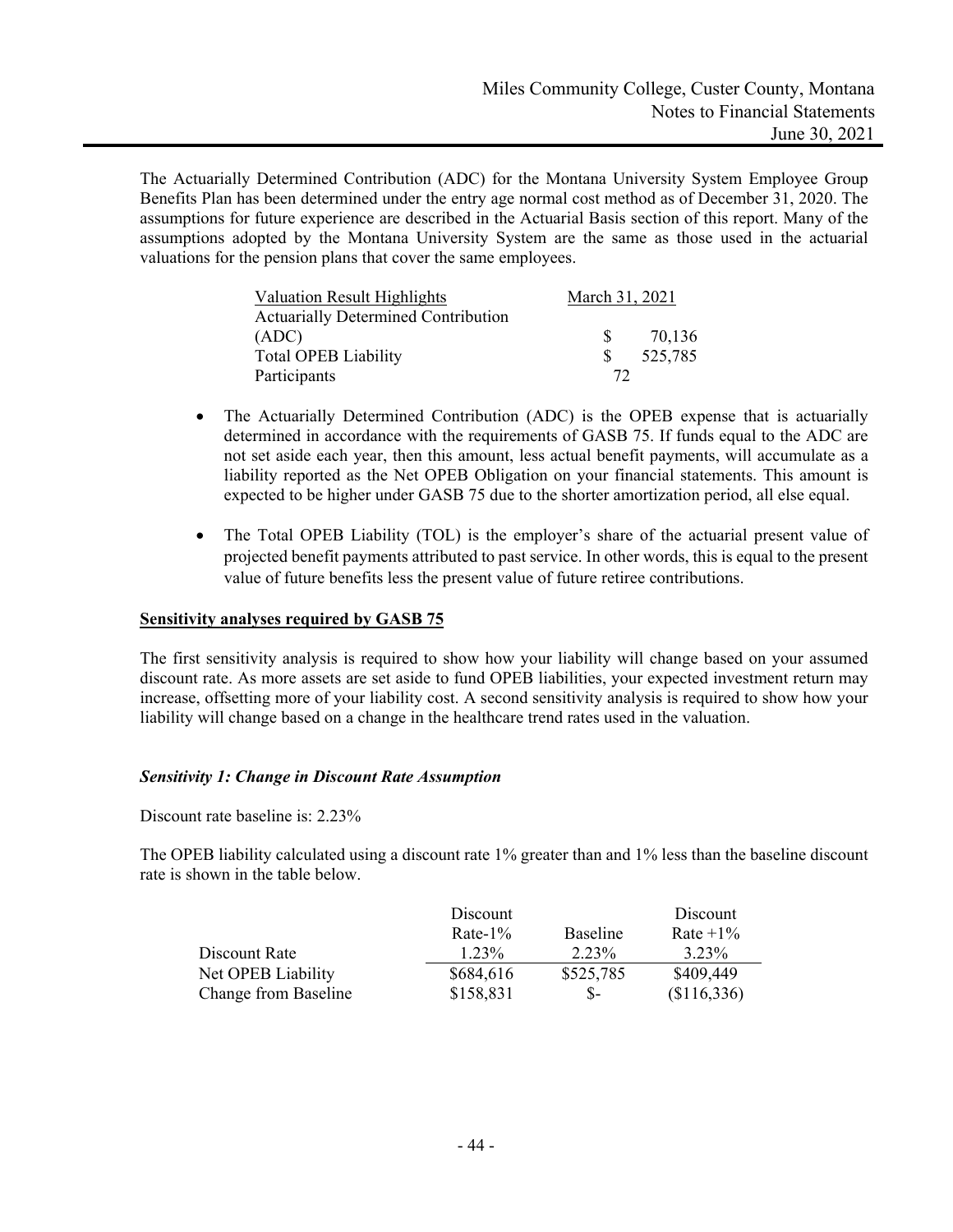The Actuarially Determined Contribution (ADC) for the Montana University System Employee Group Benefits Plan has been determined under the entry age normal cost method as of December 31, 2020. The assumptions for future experience are described in the Actuarial Basis section of this report. Many of the assumptions adopted by the Montana University System are the same as those used in the actuarial valuations for the pension plans that cover the same employees.

| Valuation Result Highlights | March 31, 2021 |
|---|---|
| Actuarially Determined Contribution (ADC) | $ 70,136 |
| Total OPEB Liability | $ 525,785 |
| Participants | 72 |

- The Actuarially Determined Contribution (ADC) is the OPEB expense that is actuarially determined in accordance with the requirements of GASB 75. If funds equal to the ADC are not set aside each year, then this amount, less actual benefit payments, will accumulate as a liability reported as the Net OPEB Obligation on your financial statements. This amount is expected to be higher under GASB 75 due to the shorter amortization period, all else equal.

- The Total OPEB Liability (TOL) is the employer's share of the actuarial present value of projected benefit payments attributed to past service. In other words, this is equal to the present value of future benefits less the present value of future retiree contributions.

**Sensitivity analyses required by GASB 75**

The first sensitivity analysis is required to show how your liability will change based on your assumed discount rate. As more assets are set aside to fund OPEB liabilities, your expected investment return may increase, offsetting more of your liability cost. A second sensitivity analysis is required to show how your liability will change based on a change in the healthcare trend rates used in the valuation.

***Sensitivity 1: Change in Discount Rate Assumption***

Discount rate baseline is: 2.23%

The OPEB liability calculated using a discount rate 1% greater than and 1% less than the baseline discount rate is shown in the table below.

| | Discount Rate-1% | Baseline | Discount Rate +1% |
|---|---|---|---|
| Discount Rate | 1.23% | 2.23% | 3.23% |
| Net OPEB Liability | $684,616 | $525,785 | $409,449 |
| Change from Baseline | $158,831 | $- | ($116,336) |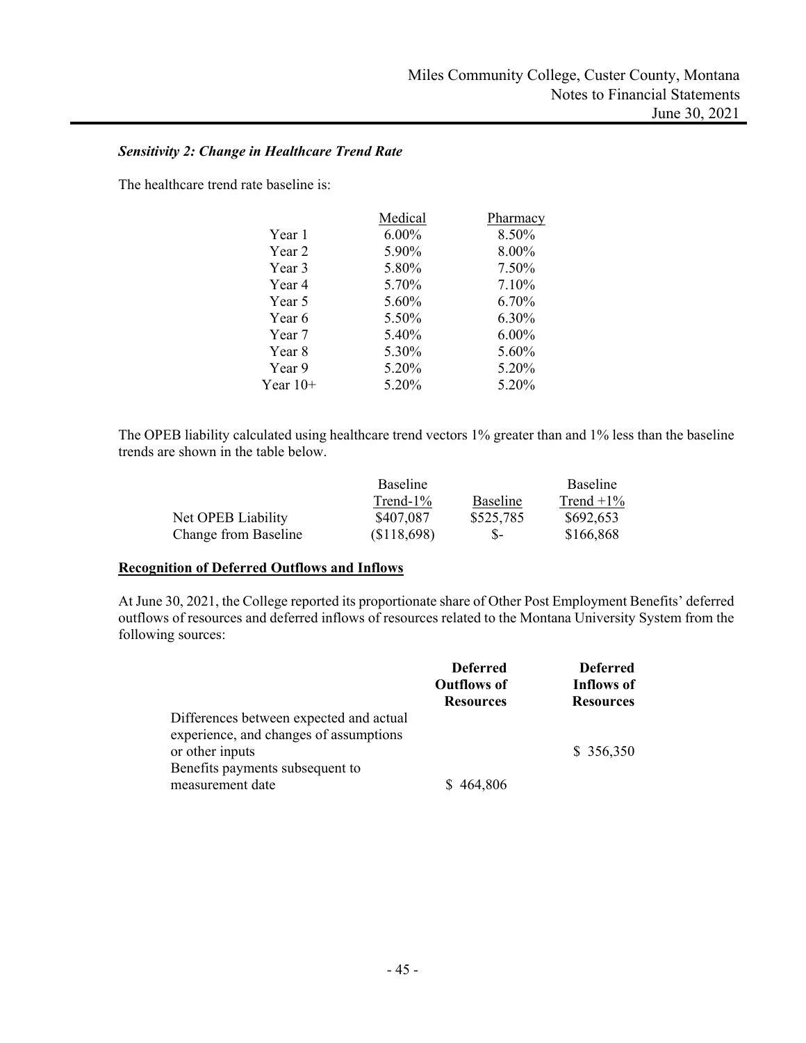*Sensitivity 2: Change in Healthcare Trend Rate*

The healthcare trend rate baseline is:

| | Medical | Pharmacy |
|---|---|---|
| Year 1 | 6.00% | 8.50% |
| Year 2 | 5.90% | 8.00% |
| Year 3 | 5.80% | 7.50% |
| Year 4 | 5.70% | 7.10% |
| Year 5 | 5.60% | 6.70% |
| Year 6 | 5.50% | 6.30% |
| Year 7 | 5.40% | 6.00% |
| Year 8 | 5.30% | 5.60% |
| Year 9 | 5.20% | 5.20% |
| Year 10+ | 5.20% | 5.20% |

The OPEB liability calculated using healthcare trend vectors 1% greater than and 1% less than the baseline trends are shown in the table below.

| | Baseline Trend-1% | Baseline | Baseline Trend +1% |
|---|---|---|---|
| Net OPEB Liability | $407,087 | $525,785 | $692,653 |
| Change from Baseline | ($118,698) | $- | $166,868 |

**Recognition of Deferred Outflows and Inflows**

At June 30, 2021, the College reported its proportionate share of Other Post Employment Benefits' deferred outflows of resources and deferred inflows of resources related to the Montana University System from the following sources:

| | **Deferred Outflows of Resources** | **Deferred Inflows of Resources** |
|---|---|---|
| Differences between expected and actual experience, and changes of assumptions or other inputs | | $ 356,350 |
| Benefits payments subsequent to measurement date | $ 464,806 | |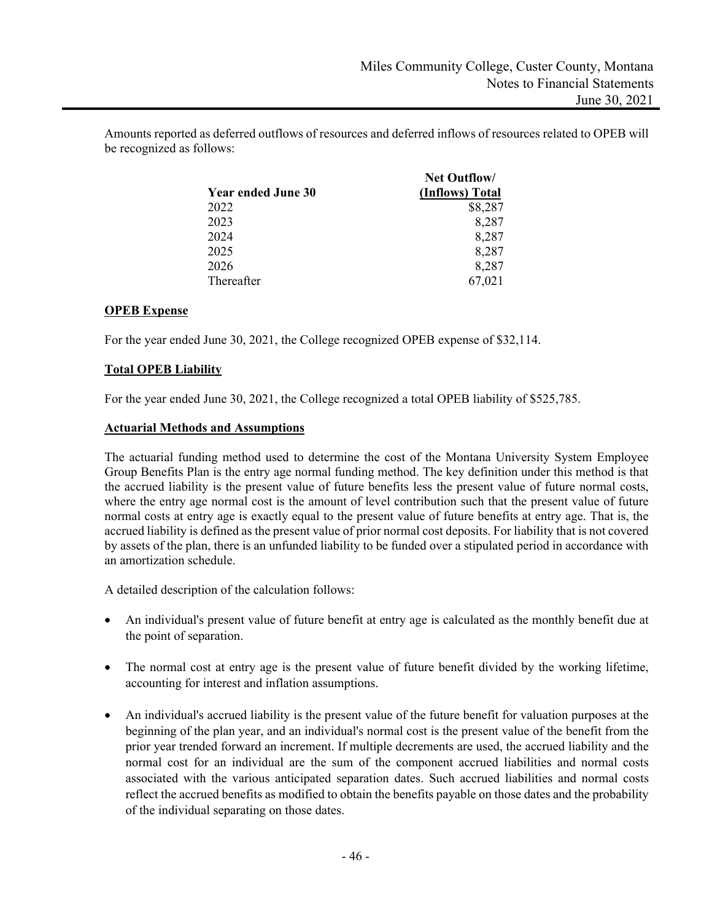Amounts reported as deferred outflows of resources and deferred inflows of resources related to OPEB will be recognized as follows:

| Year ended June 30 | Net Outflow/ (Inflows) Total |
|---|---|
| 2022 | $8,287 |
| 2023 | 8,287 |
| 2024 | 8,287 |
| 2025 | 8,287 |
| 2026 | 8,287 |
| Thereafter | 67,021 |

**OPEB Expense**

For the year ended June 30, 2021, the College recognized OPEB expense of $32,114.

**Total OPEB Liability**

For the year ended June 30, 2021, the College recognized a total OPEB liability of $525,785.

**Actuarial Methods and Assumptions**

The actuarial funding method used to determine the cost of the Montana University System Employee Group Benefits Plan is the entry age normal funding method. The key definition under this method is that the accrued liability is the present value of future benefits less the present value of future normal costs, where the entry age normal cost is the amount of level contribution such that the present value of future normal costs at entry age is exactly equal to the present value of future benefits at entry age. That is, the accrued liability is defined as the present value of prior normal cost deposits. For liability that is not covered by assets of the plan, there is an unfunded liability to be funded over a stipulated period in accordance with an amortization schedule.

A detailed description of the calculation follows:

- An individual's present value of future benefit at entry age is calculated as the monthly benefit due at the point of separation.
- The normal cost at entry age is the present value of future benefit divided by the working lifetime, accounting for interest and inflation assumptions.
- An individual's accrued liability is the present value of the future benefit for valuation purposes at the beginning of the plan year, and an individual's normal cost is the present value of the benefit from the prior year trended forward an increment. If multiple decrements are used, the accrued liability and the normal cost for an individual are the sum of the component accrued liabilities and normal costs associated with the various anticipated separation dates. Such accrued liabilities and normal costs reflect the accrued benefits as modified to obtain the benefits payable on those dates and the probability of the individual separating on those dates.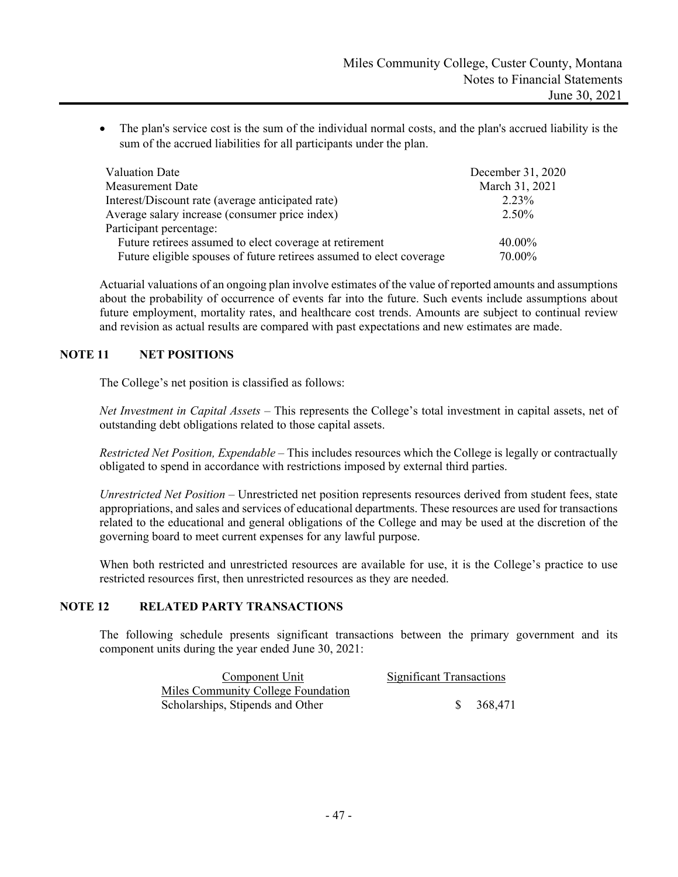- The plan's service cost is the sum of the individual normal costs, and the plan's accrued liability is the sum of the accrued liabilities for all participants under the plan.

| | |
|---|---|
| Valuation Date | December 31, 2020 |
| Measurement Date | March 31, 2021 |
| Interest/Discount rate (average anticipated rate) | 2.23% |
| Average salary increase (consumer price index) | 2.50% |
| Participant percentage: | |
| Future retirees assumed to elect coverage at retirement | 40.00% |
| Future eligible spouses of future retirees assumed to elect coverage | 70.00% |

Actuarial valuations of an ongoing plan involve estimates of the value of reported amounts and assumptions about the probability of occurrence of events far into the future. Such events include assumptions about future employment, mortality rates, and healthcare cost trends. Amounts are subject to continual review and revision as actual results are compared with past expectations and new estimates are made.

## NOTE 11 NET POSITIONS

The College's net position is classified as follows:

*Net Investment in Capital Assets* – This represents the College's total investment in capital assets, net of outstanding debt obligations related to those capital assets.

*Restricted Net Position, Expendable* – This includes resources which the College is legally or contractually obligated to spend in accordance with restrictions imposed by external third parties.

*Unrestricted Net Position* – Unrestricted net position represents resources derived from student fees, state appropriations, and sales and services of educational departments. These resources are used for transactions related to the educational and general obligations of the College and may be used at the discretion of the governing board to meet current expenses for any lawful purpose.

When both restricted and unrestricted resources are available for use, it is the College's practice to use restricted resources first, then unrestricted resources as they are needed.

## NOTE 12 RELATED PARTY TRANSACTIONS

The following schedule presents significant transactions between the primary government and its component units during the year ended June 30, 2021:

| Component Unit | Significant Transactions |
|---|---|
| Miles Community College Foundation | |
| Scholarships, Stipends and Other | $ 368,471 |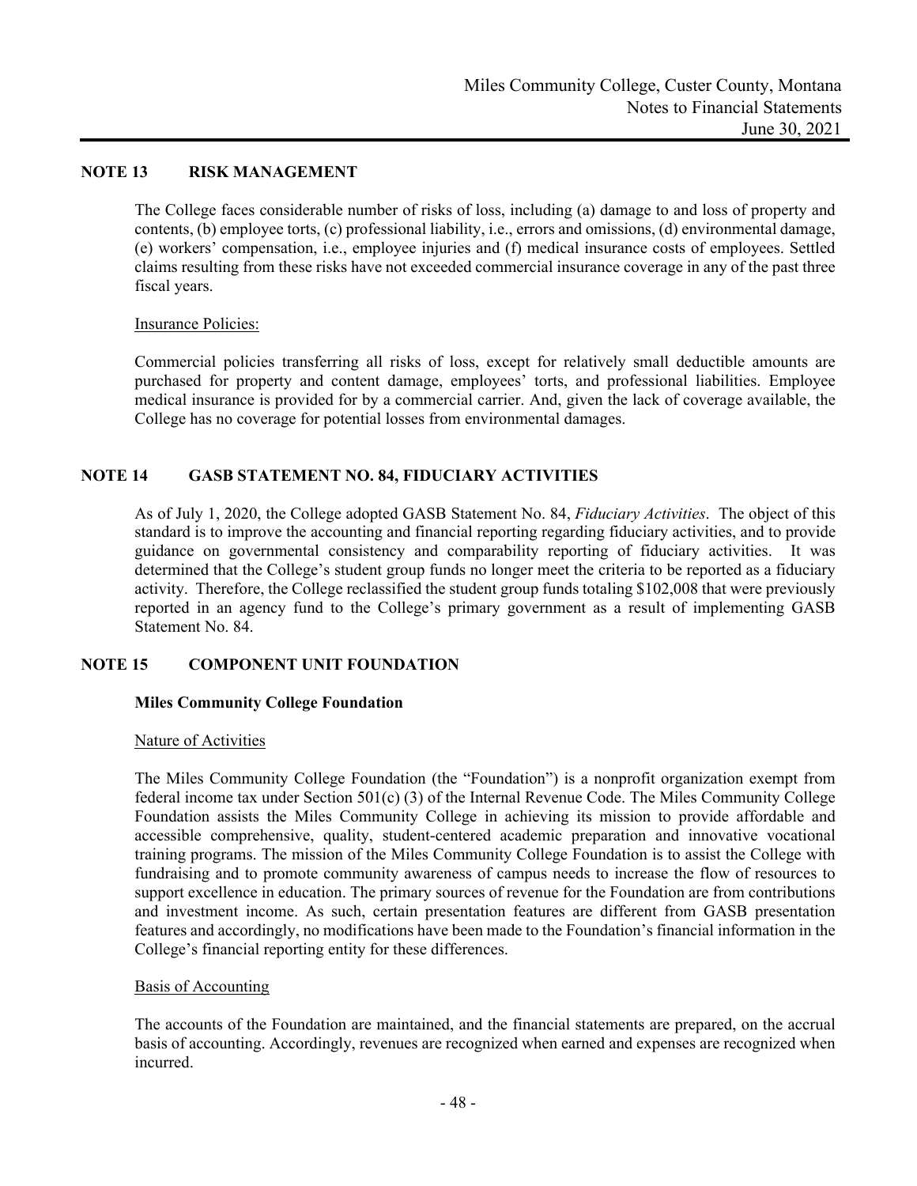## NOTE 13 RISK MANAGEMENT

The College faces considerable number of risks of loss, including (a) damage to and loss of property and contents, (b) employee torts, (c) professional liability, i.e., errors and omissions, (d) environmental damage, (e) workers' compensation, i.e., employee injuries and (f) medical insurance costs of employees. Settled claims resulting from these risks have not exceeded commercial insurance coverage in any of the past three fiscal years.

Insurance Policies:

Commercial policies transferring all risks of loss, except for relatively small deductible amounts are purchased for property and content damage, employees' torts, and professional liabilities. Employee medical insurance is provided for by a commercial carrier. And, given the lack of coverage available, the College has no coverage for potential losses from environmental damages.

## NOTE 14 GASB STATEMENT NO. 84, FIDUCIARY ACTIVITIES

As of July 1, 2020, the College adopted GASB Statement No. 84, *Fiduciary Activities*. The object of this standard is to improve the accounting and financial reporting regarding fiduciary activities, and to provide guidance on governmental consistency and comparability reporting of fiduciary activities. It was determined that the College's student group funds no longer meet the criteria to be reported as a fiduciary activity. Therefore, the College reclassified the student group funds totaling $102,008 that were previously reported in an agency fund to the College's primary government as a result of implementing GASB Statement No. 84.

## NOTE 15 COMPONENT UNIT FOUNDATION

**Miles Community College Foundation**

Nature of Activities

The Miles Community College Foundation (the "Foundation") is a nonprofit organization exempt from federal income tax under Section 501(c) (3) of the Internal Revenue Code. The Miles Community College Foundation assists the Miles Community College in achieving its mission to provide affordable and accessible comprehensive, quality, student-centered academic preparation and innovative vocational training programs. The mission of the Miles Community College Foundation is to assist the College with fundraising and to promote community awareness of campus needs to increase the flow of resources to support excellence in education. The primary sources of revenue for the Foundation are from contributions and investment income. As such, certain presentation features are different from GASB presentation features and accordingly, no modifications have been made to the Foundation's financial information in the College's financial reporting entity for these differences.

Basis of Accounting

The accounts of the Foundation are maintained, and the financial statements are prepared, on the accrual basis of accounting. Accordingly, revenues are recognized when earned and expenses are recognized when incurred.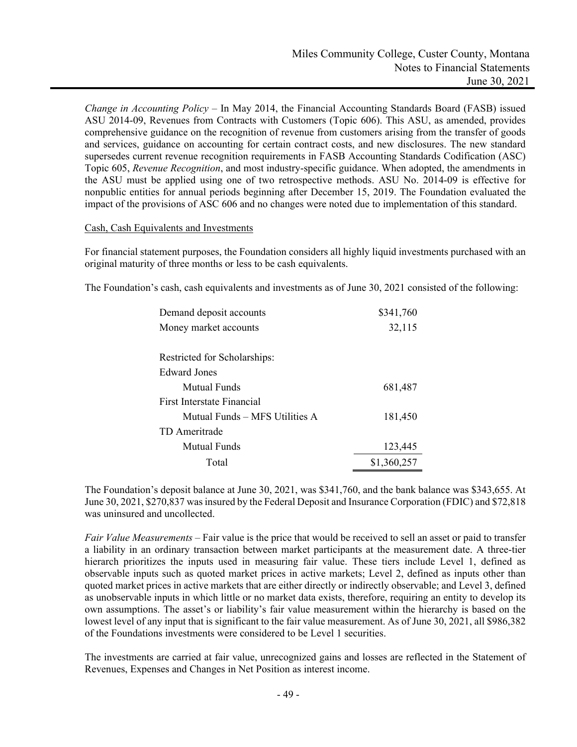*Change in Accounting Policy* – In May 2014, the Financial Accounting Standards Board (FASB) issued ASU 2014-09, Revenues from Contracts with Customers (Topic 606). This ASU, as amended, provides comprehensive guidance on the recognition of revenue from customers arising from the transfer of goods and services, guidance on accounting for certain contract costs, and new disclosures. The new standard supersedes current revenue recognition requirements in FASB Accounting Standards Codification (ASC) Topic 605, *Revenue Recognition*, and most industry-specific guidance. When adopted, the amendments in the ASU must be applied using one of two retrospective methods. ASU No. 2014-09 is effective for nonpublic entities for annual periods beginning after December 15, 2019. The Foundation evaluated the impact of the provisions of ASC 606 and no changes were noted due to implementation of this standard.

Cash, Cash Equivalents and Investments

For financial statement purposes, the Foundation considers all highly liquid investments purchased with an original maturity of three months or less to be cash equivalents.

The Foundation's cash, cash equivalents and investments as of June 30, 2021 consisted of the following:

| | |
|---|---|
| Demand deposit accounts | $341,760 |
| Money market accounts | 32,115 |
| | |
| Restricted for Scholarships: | |
| Edward Jones | |
| Mutual Funds | 681,487 |
| First Interstate Financial | |
| Mutual Funds – MFS Utilities A | 181,450 |
| TD Ameritrade | |
| Mutual Funds | 123,445 |
| Total | $1,360,257 |

The Foundation's deposit balance at June 30, 2021, was $341,760, and the bank balance was $343,655. At June 30, 2021, $270,837 was insured by the Federal Deposit and Insurance Corporation (FDIC) and $72,818 was uninsured and uncollected.

*Fair Value Measurements* – Fair value is the price that would be received to sell an asset or paid to transfer a liability in an ordinary transaction between market participants at the measurement date. A three-tier hierarchy prioritizes the inputs used in measuring fair value. These tiers include Level 1, defined as observable inputs such as quoted market prices in active markets; Level 2, defined as inputs other than quoted market prices in active markets that are either directly or indirectly observable; and Level 3, defined as unobservable inputs in which little or no market data exists, therefore, requiring an entity to develop its own assumptions. The asset's or liability's fair value measurement within the hierarchy is based on the lowest level of any input that is significant to the fair value measurement. As of June 30, 2021, all $986,382 of the Foundations investments were considered to be Level 1 securities.

The investments are carried at fair value, unrecognized gains and losses are reflected in the Statement of Revenues, Expenses and Changes in Net Position as interest income.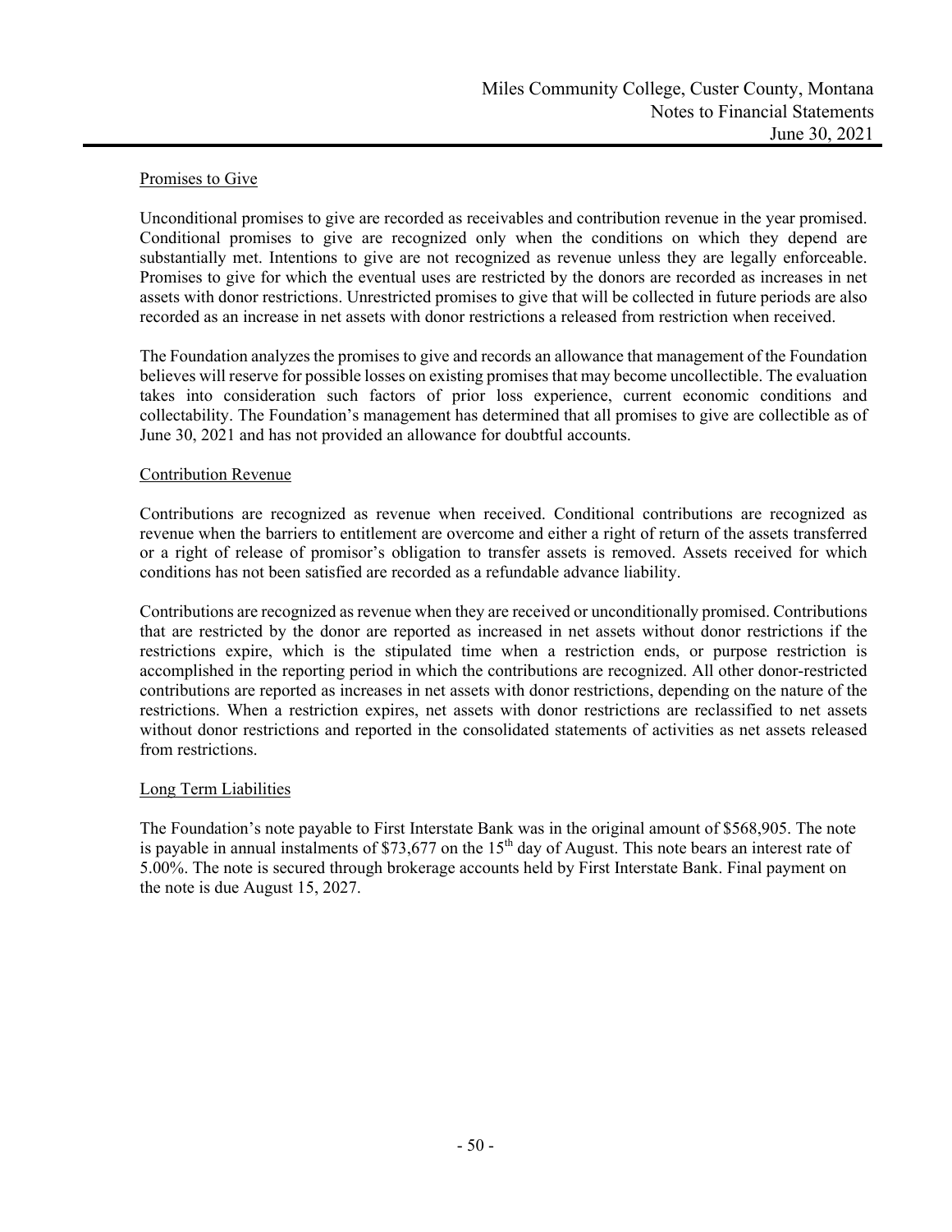### Promises to Give

Unconditional promises to give are recorded as receivables and contribution revenue in the year promised. Conditional promises to give are recognized only when the conditions on which they depend are substantially met. Intentions to give are not recognized as revenue unless they are legally enforceable. Promises to give for which the eventual uses are restricted by the donors are recorded as increases in net assets with donor restrictions. Unrestricted promises to give that will be collected in future periods are also recorded as an increase in net assets with donor restrictions a released from restriction when received.

The Foundation analyzes the promises to give and records an allowance that management of the Foundation believes will reserve for possible losses on existing promises that may become uncollectible. The evaluation takes into consideration such factors of prior loss experience, current economic conditions and collectability. The Foundation's management has determined that all promises to give are collectible as of June 30, 2021 and has not provided an allowance for doubtful accounts.

### Contribution Revenue

Contributions are recognized as revenue when received. Conditional contributions are recognized as revenue when the barriers to entitlement are overcome and either a right of return of the assets transferred or a right of release of promisor's obligation to transfer assets is removed. Assets received for which conditions has not been satisfied are recorded as a refundable advance liability.

Contributions are recognized as revenue when they are received or unconditionally promised. Contributions that are restricted by the donor are reported as increased in net assets without donor restrictions if the restrictions expire, which is the stipulated time when a restriction ends, or purpose restriction is accomplished in the reporting period in which the contributions are recognized. All other donor-restricted contributions are reported as increases in net assets with donor restrictions, depending on the nature of the restrictions. When a restriction expires, net assets with donor restrictions are reclassified to net assets without donor restrictions and reported in the consolidated statements of activities as net assets released from restrictions.

### Long Term Liabilities

The Foundation's note payable to First Interstate Bank was in the original amount of \$568,905. The note is payable in annual instalments of \$73,677 on the 15th day of August. This note bears an interest rate of 5.00%. The note is secured through brokerage accounts held by First Interstate Bank. Final payment on the note is due August 15, 2027.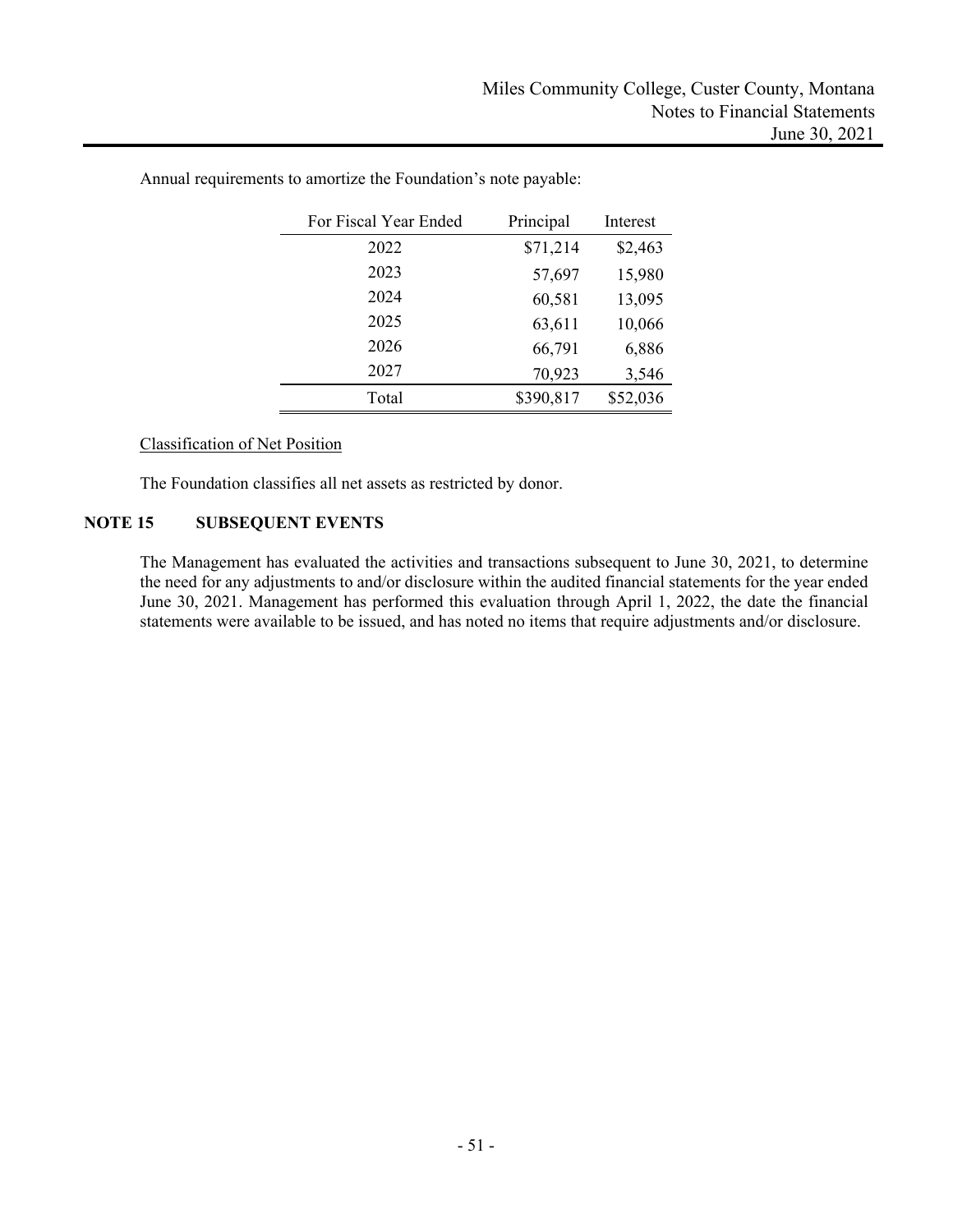Annual requirements to amortize the Foundation's note payable:

| For Fiscal Year Ended | Principal | Interest |
|---|---|---|
| 2022 | $71,214 | $2,463 |
| 2023 | 57,697 | 15,980 |
| 2024 | 60,581 | 13,095 |
| 2025 | 63,611 | 10,066 |
| 2026 | 66,791 | 6,886 |
| 2027 | 70,923 | 3,546 |
| Total | $390,817 | $52,036 |

Classification of Net Position

The Foundation classifies all net assets as restricted by donor.

## NOTE 15 SUBSEQUENT EVENTS

The Management has evaluated the activities and transactions subsequent to June 30, 2021, to determine the need for any adjustments to and/or disclosure within the audited financial statements for the year ended June 30, 2021. Management has performed this evaluation through April 1, 2022, the date the financial statements were available to be issued, and has noted no items that require adjustments and/or disclosure.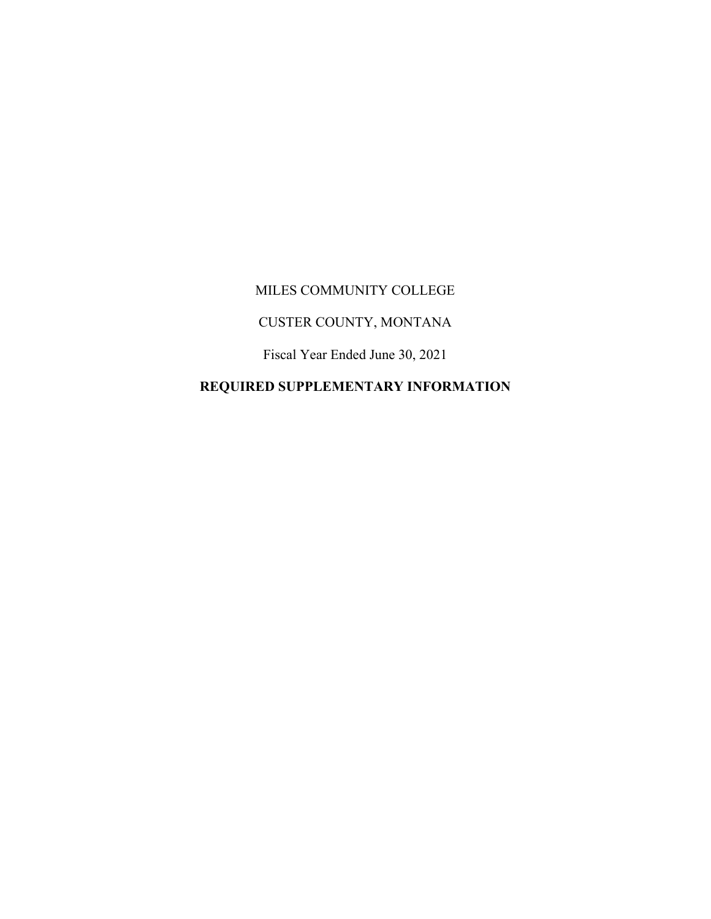MILES COMMUNITY COLLEGE

CUSTER COUNTY, MONTANA

Fiscal Year Ended June 30, 2021

**REQUIRED SUPPLEMENTARY INFORMATION**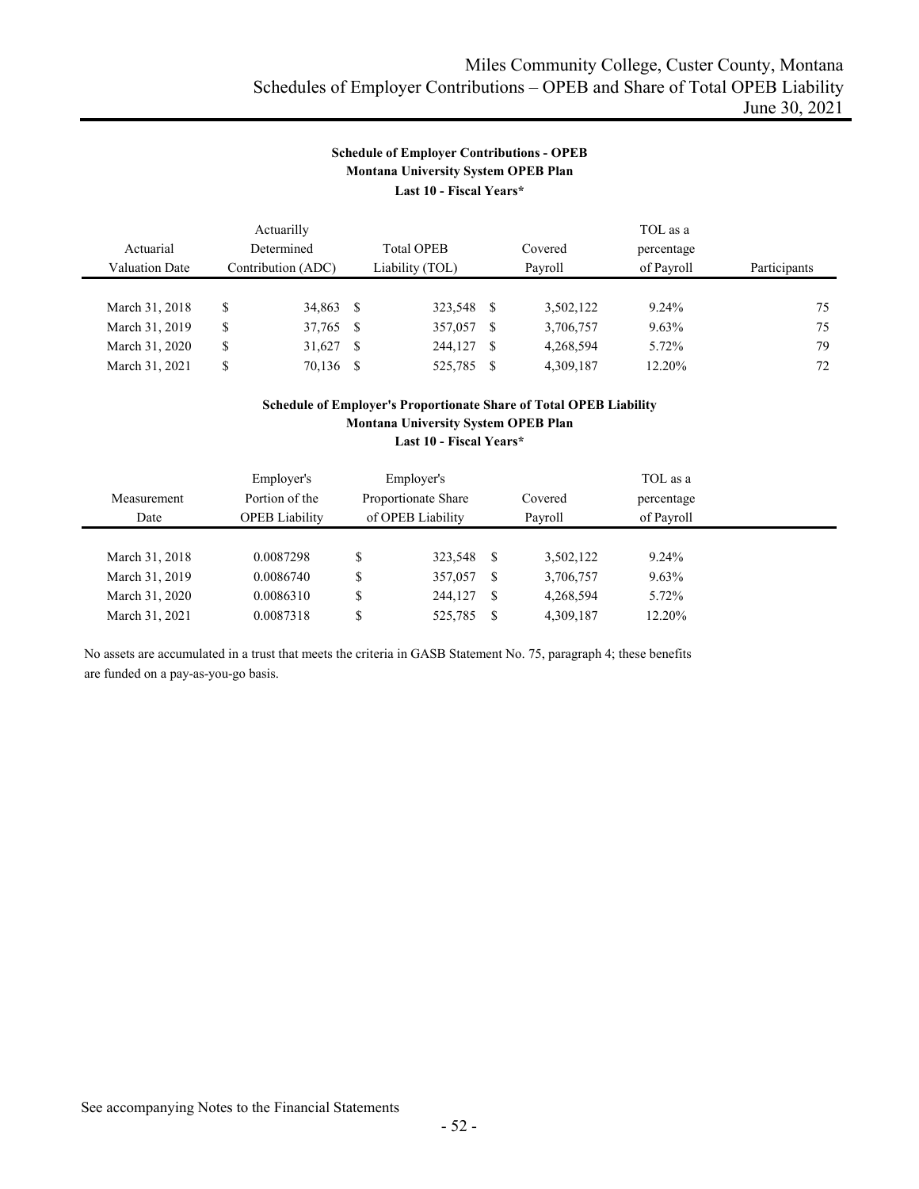# Miles Community College, Custer County, Montana
## Schedules of Employer Contributions – OPEB and Share of Total OPEB Liability
### June 30, 2021

**Schedule of Employer Contributions - OPEB**
**Montana University System OPEB Plan**
**Last 10 - Fiscal Years***

| Actuarial Valuation Date | Actuarilly Determined Contribution (ADC) | Total OPEB Liability (TOL) | Covered Payroll | TOL as a percentage of Payroll | Participants |
|---|---|---|---|---|---|
| March 31, 2018 | $ 34,863 | $ 323,548 | $ 3,502,122 | 9.24% | 75 |
| March 31, 2019 | $ 37,765 | $ 357,057 | $ 3,706,757 | 9.63% | 75 |
| March 31, 2020 | $ 31,627 | $ 244,127 | $ 4,268,594 | 5.72% | 79 |
| March 31, 2021 | $ 70,136 | $ 525,785 | $ 4,309,187 | 12.20% | 72 |

**Schedule of Employer's Proportionate Share of Total OPEB Liability**
**Montana University System OPEB Plan**
**Last 10 - Fiscal Years***

| Measurement Date | Employer's Portion of the OPEB Liability | Employer's Proportionate Share of OPEB Liability | Covered Payroll | TOL as a percentage of Payroll |
|---|---|---|---|---|
| March 31, 2018 | 0.0087298 | $ 323,548 | $ 3,502,122 | 9.24% |
| March 31, 2019 | 0.0086740 | $ 357,057 | $ 3,706,757 | 9.63% |
| March 31, 2020 | 0.0086310 | $ 244,127 | $ 4,268,594 | 5.72% |
| March 31, 2021 | 0.0087318 | $ 525,785 | $ 4,309,187 | 12.20% |

No assets are accumulated in a trust that meets the criteria in GASB Statement No. 75, paragraph 4; these benefits are funded on a pay-as-you-go basis.

See accompanying Notes to the Financial Statements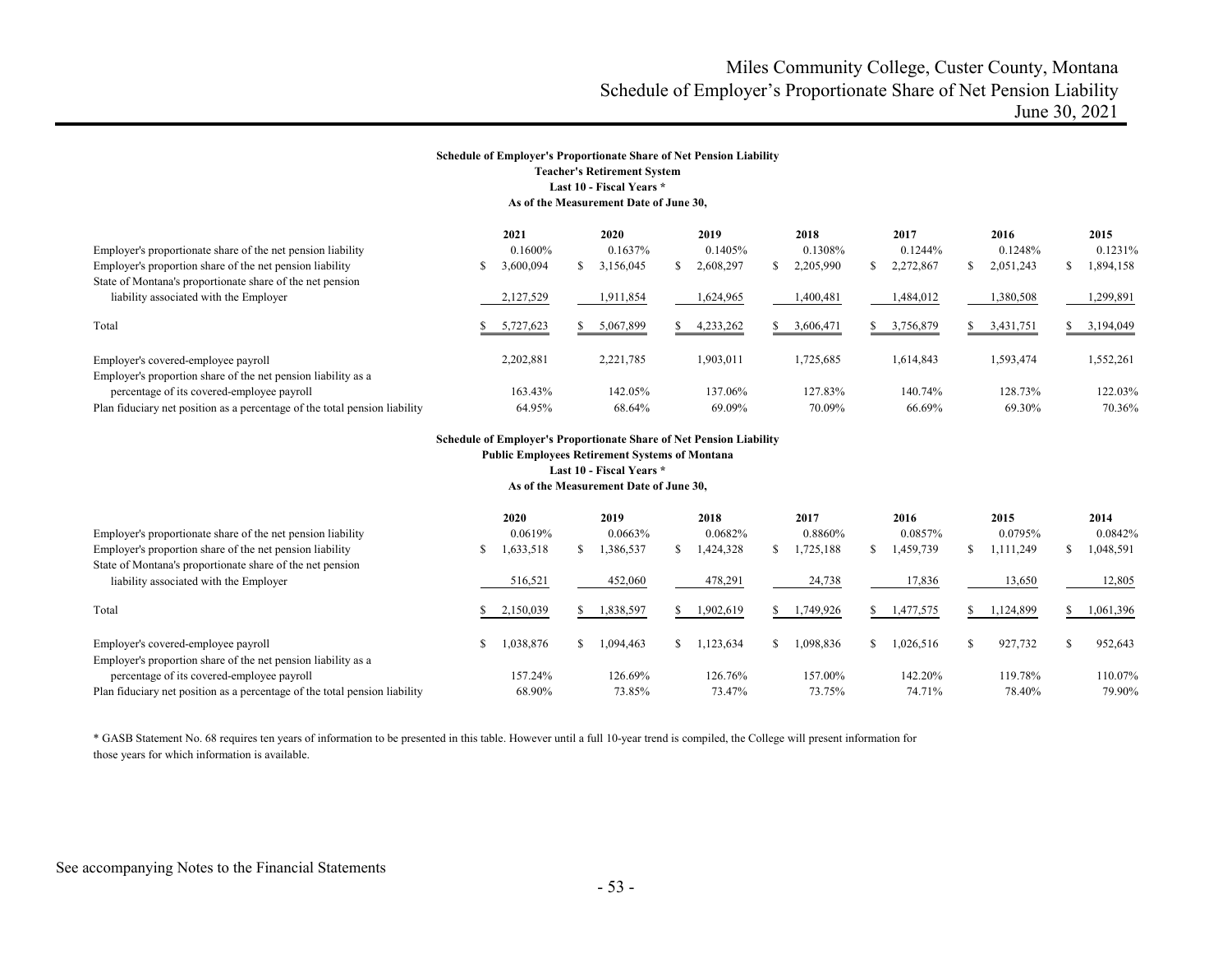# Miles Community College, Custer County, Montana
## Schedule of Employer's Proportionate Share of Net Pension Liability
### June 30, 2021

**Schedule of Employer's Proportionate Share of Net Pension Liability**
**Teacher's Retirement System**
**Last 10 - Fiscal Years \***
**As of the Measurement Date of June 30,**

| | 2021 | 2020 | 2019 | 2018 | 2017 | 2016 | 2015 |
|---|---|---|---|---|---|---|---|
| Employer's proportionate share of the net pension liability | 0.1600% | 0.1637% | 0.1405% | 0.1308% | 0.1244% | 0.1248% | 0.1231% |
| Employer's proportion share of the net pension liability | $ 3,600,094 | $ 3,156,045 | $ 2,608,297 | $ 2,205,990 | $ 2,272,867 | $ 2,051,243 | $ 1,894,158 |
| State of Montana's proportionate share of the net pension liability associated with the Employer | 2,127,529 | 1,911,854 | 1,624,965 | 1,400,481 | 1,484,012 | 1,380,508 | 1,299,891 |
| Total | $ 5,727,623 | $ 5,067,899 | $ 4,233,262 | $ 3,606,471 | $ 3,756,879 | $ 3,431,751 | $ 3,194,049 |
| Employer's covered-employee payroll | 2,202,881 | 2,221,785 | 1,903,011 | 1,725,685 | 1,614,843 | 1,593,474 | 1,552,261 |
| Employer's proportion share of the net pension liability as a percentage of its covered-employee payroll | 163.43% | 142.05% | 137.06% | 127.83% | 140.74% | 128.73% | 122.03% |
| Plan fiduciary net position as a percentage of the total pension liability | 64.95% | 68.64% | 69.09% | 70.09% | 66.69% | 69.30% | 70.36% |

**Schedule of Employer's Proportionate Share of Net Pension Liability**
**Public Employees Retirement Systems of Montana**
**Last 10 - Fiscal Years \***
**As of the Measurement Date of June 30,**

| | 2020 | 2019 | 2018 | 2017 | 2016 | 2015 | 2014 |
|---|---|---|---|---|---|---|---|
| Employer's proportionate share of the net pension liability | 0.0619% | 0.0663% | 0.0682% | 0.8860% | 0.0857% | 0.0795% | 0.0842% |
| Employer's proportion share of the net pension liability | $ 1,633,518 | $ 1,386,537 | $ 1,424,328 | $ 1,725,188 | $ 1,459,739 | $ 1,111,249 | $ 1,048,591 |
| State of Montana's proportionate share of the net pension liability associated with the Employer | 516,521 | 452,060 | 478,291 | 24,738 | 17,836 | 13,650 | 12,805 |
| Total | $ 2,150,039 | $ 1,838,597 | $ 1,902,619 | $ 1,749,926 | $ 1,477,575 | $ 1,124,899 | $ 1,061,396 |
| Employer's covered-employee payroll | $ 1,038,876 | $ 1,094,463 | $ 1,123,634 | $ 1,098,836 | $ 1,026,516 | $ 927,732 | $ 952,643 |
| Employer's proportion share of the net pension liability as a percentage of its covered-employee payroll | 157.24% | 126.69% | 126.76% | 157.00% | 142.20% | 119.78% | 110.07% |
| Plan fiduciary net position as a percentage of the total pension liability | 68.90% | 73.85% | 73.47% | 73.75% | 74.71% | 78.40% | 79.90% |

\* GASB Statement No. 68 requires ten years of information to be presented in this table. However until a full 10-year trend is compiled, the College will present information for those years for which information is available.

See accompanying Notes to the Financial Statements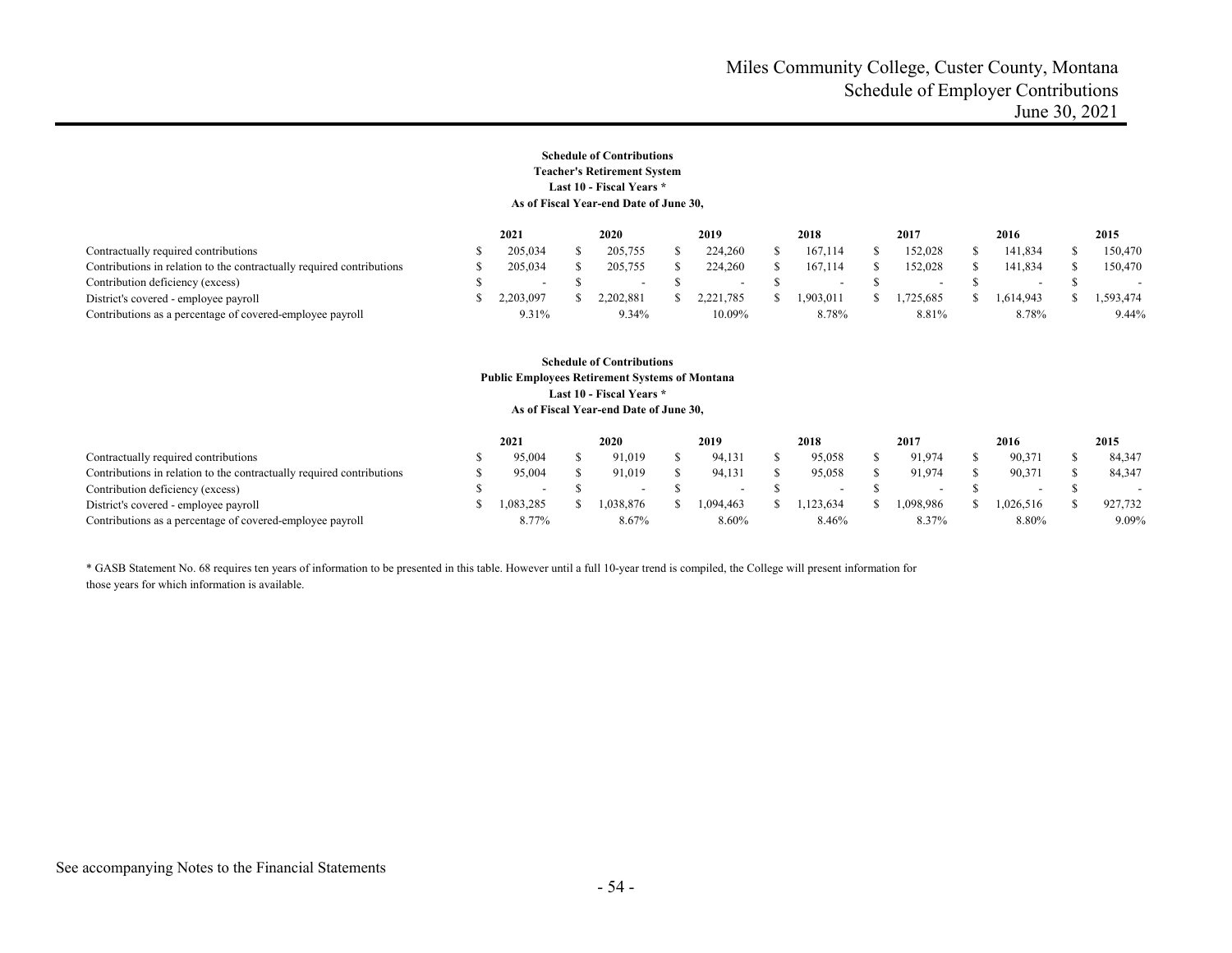# Miles Community College, Custer County, Montana
## Schedule of Employer Contributions
### June 30, 2021

**Schedule of Contributions**
**Teacher's Retirement System**
**Last 10 - Fiscal Years ***
**As of Fiscal Year-end Date of June 30,**

| | 2021 | 2020 | 2019 | 2018 | 2017 | 2016 | 2015 |
|---|---|---|---|---|---|---|---|
| Contractually required contributions | $ 205,034 | $ 205,755 | $ 224,260 | $ 167,114 | $ 152,028 | $ 141,834 | $ 150,470 |
| Contributions in relation to the contractually required contributions | $ 205,034 | $ 205,755 | $ 224,260 | $ 167,114 | $ 152,028 | $ 141,834 | $ 150,470 |
| Contribution deficiency (excess) | $ - | $ - | $ - | $ - | $ - | $ - | $ - |
| District's covered - employee payroll | $ 2,203,097 | $ 2,202,881 | $ 2,221,785 | $ 1,903,011 | $ 1,725,685 | $ 1,614,943 | $ 1,593,474 |
| Contributions as a percentage of covered-employee payroll | 9.31% | 9.34% | 10.09% | 8.78% | 8.81% | 8.78% | 9.44% |

**Schedule of Contributions**
**Public Employees Retirement Systems of Montana**
**Last 10 - Fiscal Years ***
**As of Fiscal Year-end Date of June 30,**

| | 2021 | 2020 | 2019 | 2018 | 2017 | 2016 | 2015 |
|---|---|---|---|---|---|---|---|
| Contractually required contributions | $ 95,004 | $ 91,019 | $ 94,131 | $ 95,058 | $ 91,974 | $ 90,371 | $ 84,347 |
| Contributions in relation to the contractually required contributions | $ 95,004 | $ 91,019 | $ 94,131 | $ 95,058 | $ 91,974 | $ 90,371 | $ 84,347 |
| Contribution deficiency (excess) | $ - | $ - | $ - | $ - | $ - | $ - | $ - |
| District's covered - employee payroll | $ 1,083,285 | $ 1,038,876 | $ 1,094,463 | $ 1,123,634 | $ 1,098,986 | $ 1,026,516 | $ 927,732 |
| Contributions as a percentage of covered-employee payroll | 8.77% | 8.67% | 8.60% | 8.46% | 8.37% | 8.80% | 9.09% |

* GASB Statement No. 68 requires ten years of information to be presented in this table. However until a full 10-year trend is compiled, the College will present information for those years for which information is available.

See accompanying Notes to the Financial Statements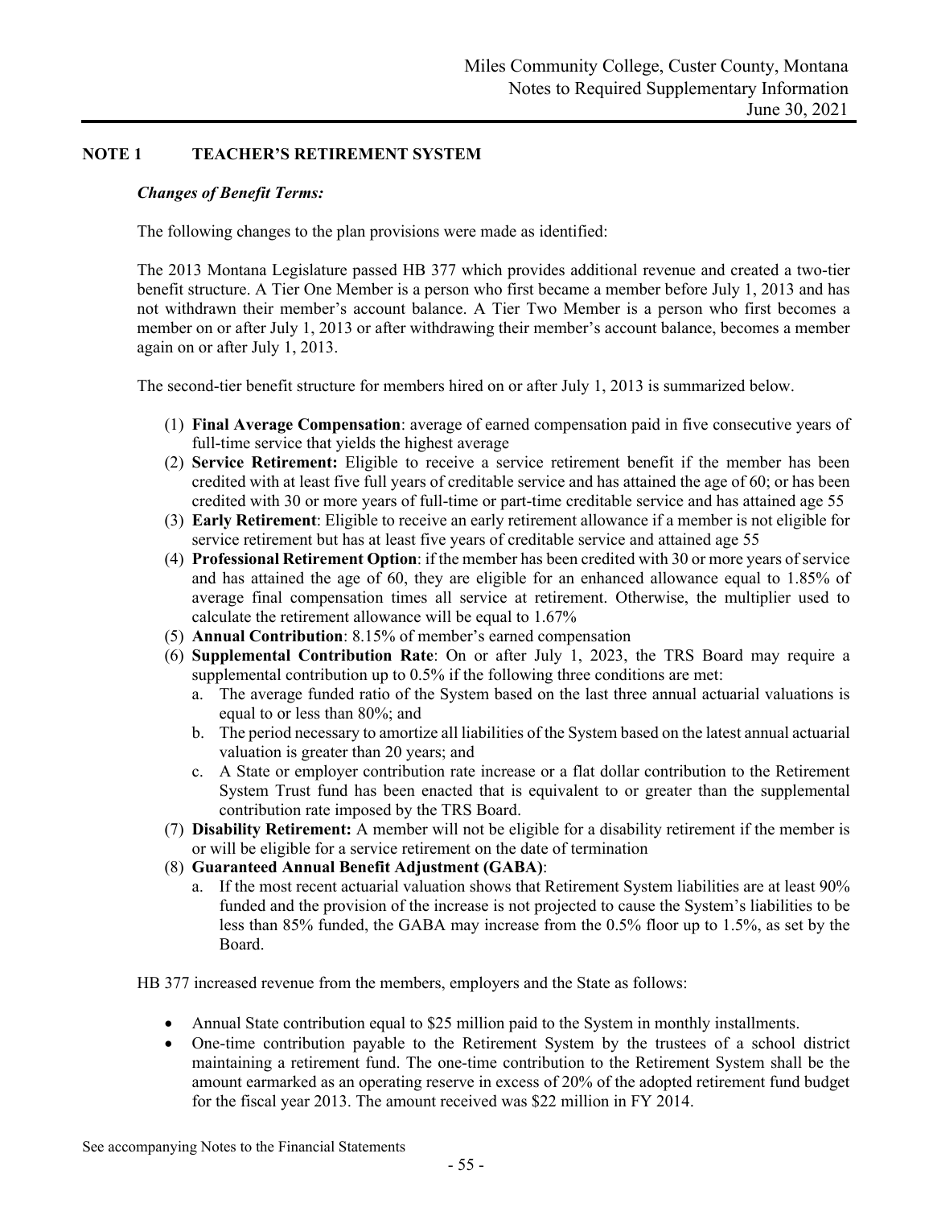## NOTE 1 TEACHER'S RETIREMENT SYSTEM

***Changes of Benefit Terms:***

The following changes to the plan provisions were made as identified:

The 2013 Montana Legislature passed HB 377 which provides additional revenue and created a two-tier benefit structure. A Tier One Member is a person who first became a member before July 1, 2013 and has not withdrawn their member's account balance. A Tier Two Member is a person who first becomes a member on or after July 1, 2013 or after withdrawing their member's account balance, becomes a member again on or after July 1, 2013.

The second-tier benefit structure for members hired on or after July 1, 2013 is summarized below.

1. **Final Average Compensation**: average of earned compensation paid in five consecutive years of full-time service that yields the highest average
2. **Service Retirement:** Eligible to receive a service retirement benefit if the member has been credited with at least five full years of creditable service and has attained the age of 60; or has been credited with 30 or more years of full-time or part-time creditable service and has attained age 55
3. **Early Retirement**: Eligible to receive an early retirement allowance if a member is not eligible for service retirement but has at least five years of creditable service and attained age 55
4. **Professional Retirement Option**: if the member has been credited with 30 or more years of service and has attained the age of 60, they are eligible for an enhanced allowance equal to 1.85% of average final compensation times all service at retirement. Otherwise, the multiplier used to calculate the retirement allowance will be equal to 1.67%
5. **Annual Contribution**: 8.15% of member's earned compensation
6. **Supplemental Contribution Rate**: On or after July 1, 2023, the TRS Board may require a supplemental contribution up to 0.5% if the following three conditions are met:
   a. The average funded ratio of the System based on the last three annual actuarial valuations is equal to or less than 80%; and
   b. The period necessary to amortize all liabilities of the System based on the latest annual actuarial valuation is greater than 20 years; and
   c. A State or employer contribution rate increase or a flat dollar contribution to the Retirement System Trust fund has been enacted that is equivalent to or greater than the supplemental contribution rate imposed by the TRS Board.
7. **Disability Retirement:** A member will not be eligible for a disability retirement if the member is or will be eligible for a service retirement on the date of termination
8. **Guaranteed Annual Benefit Adjustment (GABA)**:
   a. If the most recent actuarial valuation shows that Retirement System liabilities are at least 90% funded and the provision of the increase is not projected to cause the System's liabilities to be less than 85% funded, the GABA may increase from the 0.5% floor up to 1.5%, as set by the Board.

HB 377 increased revenue from the members, employers and the State as follows:

- Annual State contribution equal to $25 million paid to the System in monthly installments.
- One-time contribution payable to the Retirement System by the trustees of a school district maintaining a retirement fund. The one-time contribution to the Retirement System shall be the amount earmarked as an operating reserve in excess of 20% of the adopted retirement fund budget for the fiscal year 2013. The amount received was $22 million in FY 2014.

See accompanying Notes to the Financial Statements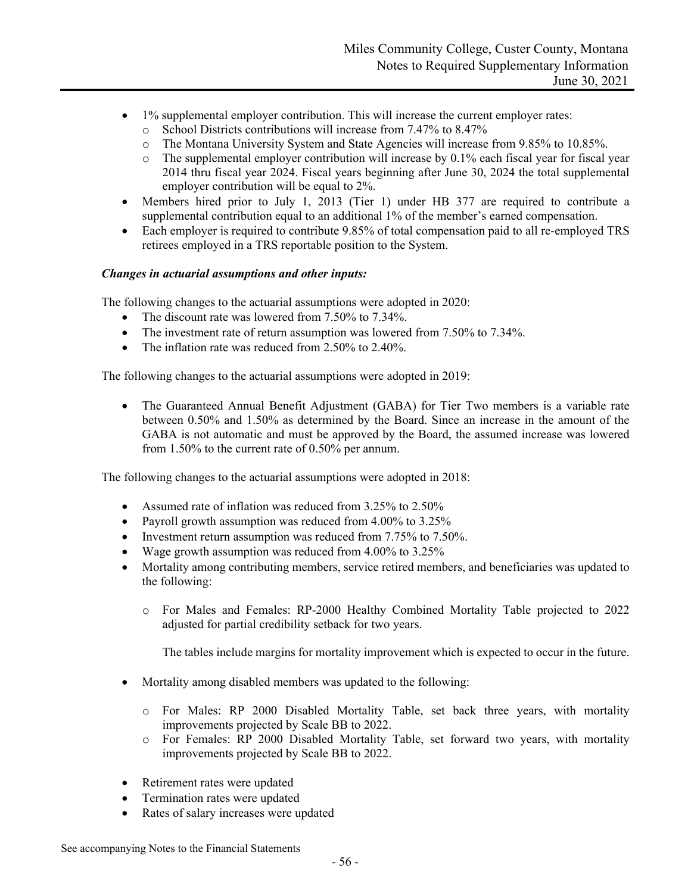- 1% supplemental employer contribution. This will increase the current employer rates:
  - School Districts contributions will increase from 7.47% to 8.47%
  - The Montana University System and State Agencies will increase from 9.85% to 10.85%.
  - The supplemental employer contribution will increase by 0.1% each fiscal year for fiscal year 2014 thru fiscal year 2024. Fiscal years beginning after June 30, 2024 the total supplemental employer contribution will be equal to 2%.
- Members hired prior to July 1, 2013 (Tier 1) under HB 377 are required to contribute a supplemental contribution equal to an additional 1% of the member's earned compensation.
- Each employer is required to contribute 9.85% of total compensation paid to all re-employed TRS retirees employed in a TRS reportable position to the System.

***Changes in actuarial assumptions and other inputs:***

The following changes to the actuarial assumptions were adopted in 2020:

- The discount rate was lowered from 7.50% to 7.34%.
- The investment rate of return assumption was lowered from 7.50% to 7.34%.
- The inflation rate was reduced from 2.50% to 2.40%.

The following changes to the actuarial assumptions were adopted in 2019:

- The Guaranteed Annual Benefit Adjustment (GABA) for Tier Two members is a variable rate between 0.50% and 1.50% as determined by the Board. Since an increase in the amount of the GABA is not automatic and must be approved by the Board, the assumed increase was lowered from 1.50% to the current rate of 0.50% per annum.

The following changes to the actuarial assumptions were adopted in 2018:

- Assumed rate of inflation was reduced from 3.25% to 2.50%
- Payroll growth assumption was reduced from 4.00% to 3.25%
- Investment return assumption was reduced from 7.75% to 7.50%.
- Wage growth assumption was reduced from 4.00% to 3.25%
- Mortality among contributing members, service retired members, and beneficiaries was updated to the following:
  - For Males and Females: RP-2000 Healthy Combined Mortality Table projected to 2022 adjusted for partial credibility setback for two years.

    The tables include margins for mortality improvement which is expected to occur in the future.

- Mortality among disabled members was updated to the following:
  - For Males: RP 2000 Disabled Mortality Table, set back three years, with mortality improvements projected by Scale BB to 2022.
  - For Females: RP 2000 Disabled Mortality Table, set forward two years, with mortality improvements projected by Scale BB to 2022.
- Retirement rates were updated
- Termination rates were updated
- Rates of salary increases were updated

See accompanying Notes to the Financial Statements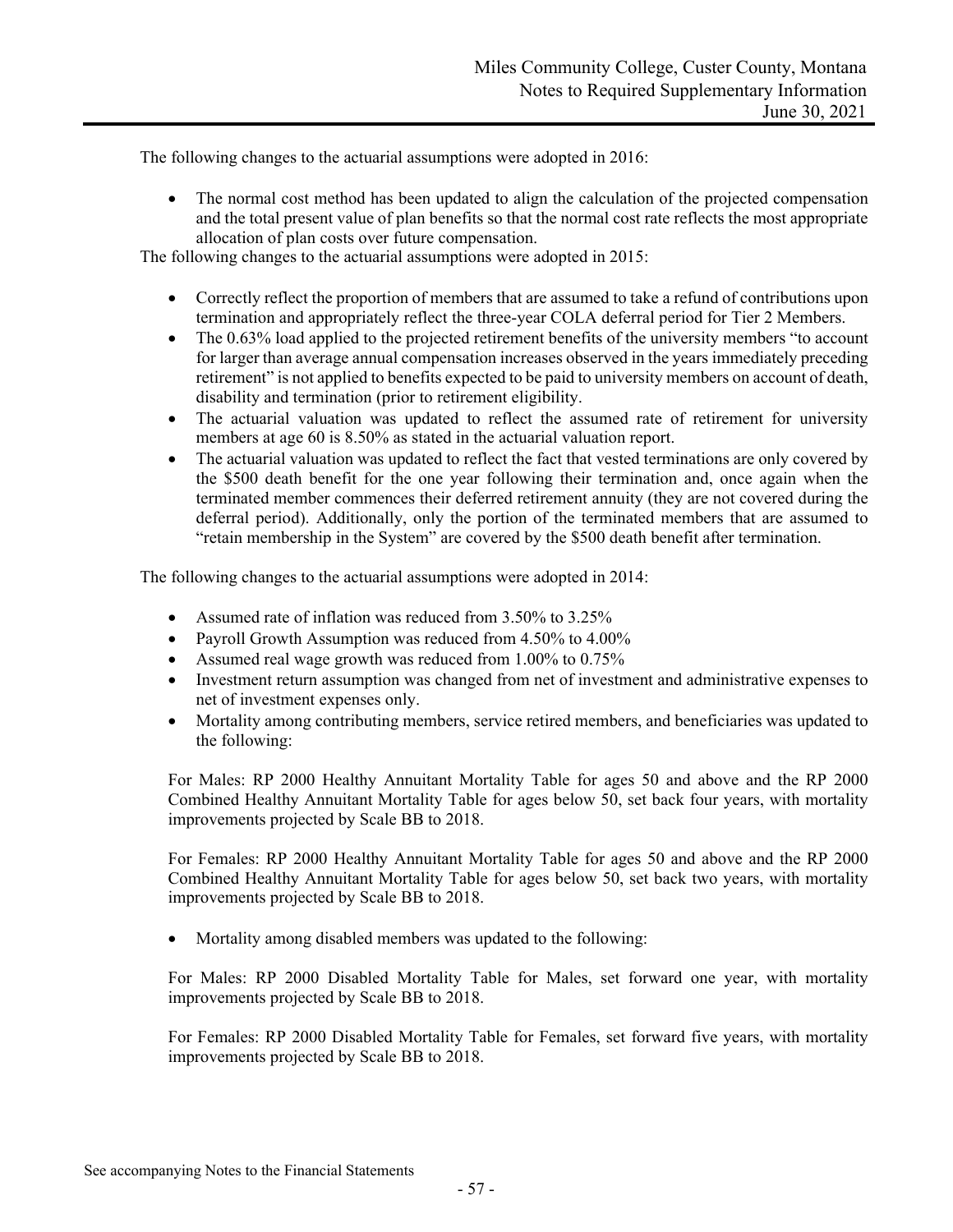The following changes to the actuarial assumptions were adopted in 2016:

- The normal cost method has been updated to align the calculation of the projected compensation and the total present value of plan benefits so that the normal cost rate reflects the most appropriate allocation of plan costs over future compensation.

The following changes to the actuarial assumptions were adopted in 2015:

- Correctly reflect the proportion of members that are assumed to take a refund of contributions upon termination and appropriately reflect the three-year COLA deferral period for Tier 2 Members.
- The 0.63% load applied to the projected retirement benefits of the university members "to account for larger than average annual compensation increases observed in the years immediately preceding retirement" is not applied to benefits expected to be paid to university members on account of death, disability and termination (prior to retirement eligibility.
- The actuarial valuation was updated to reflect the assumed rate of retirement for university members at age 60 is 8.50% as stated in the actuarial valuation report.
- The actuarial valuation was updated to reflect the fact that vested terminations are only covered by the $500 death benefit for the one year following their termination and, once again when the terminated member commences their deferred retirement annuity (they are not covered during the deferral period). Additionally, only the portion of the terminated members that are assumed to "retain membership in the System" are covered by the $500 death benefit after termination.

The following changes to the actuarial assumptions were adopted in 2014:

- Assumed rate of inflation was reduced from 3.50% to 3.25%
- Payroll Growth Assumption was reduced from 4.50% to 4.00%
- Assumed real wage growth was reduced from 1.00% to 0.75%
- Investment return assumption was changed from net of investment and administrative expenses to net of investment expenses only.
- Mortality among contributing members, service retired members, and beneficiaries was updated to the following:

  For Males: RP 2000 Healthy Annuitant Mortality Table for ages 50 and above and the RP 2000 Combined Healthy Annuitant Mortality Table for ages below 50, set back four years, with mortality improvements projected by Scale BB to 2018.

  For Females: RP 2000 Healthy Annuitant Mortality Table for ages 50 and above and the RP 2000 Combined Healthy Annuitant Mortality Table for ages below 50, set back two years, with mortality improvements projected by Scale BB to 2018.

- Mortality among disabled members was updated to the following:

  For Males: RP 2000 Disabled Mortality Table for Males, set forward one year, with mortality improvements projected by Scale BB to 2018.

  For Females: RP 2000 Disabled Mortality Table for Females, set forward five years, with mortality improvements projected by Scale BB to 2018.

See accompanying Notes to the Financial Statements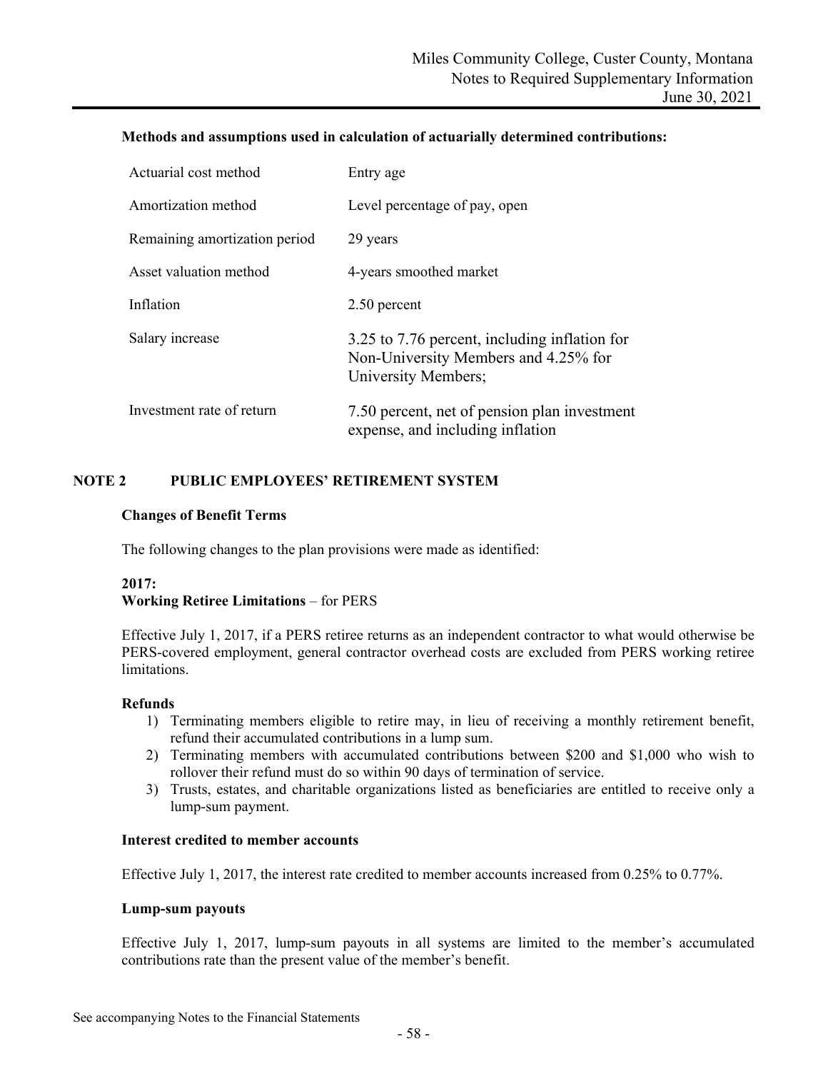**Methods and assumptions used in calculation of actuarially determined contributions:**

| | |
|---|---|
| Actuarial cost method | Entry age |
| Amortization method | Level percentage of pay, open |
| Remaining amortization period | 29 years |
| Asset valuation method | 4-years smoothed market |
| Inflation | 2.50 percent |
| Salary increase | 3.25 to 7.76 percent, including inflation for Non-University Members and 4.25% for University Members; |
| Investment rate of return | 7.50 percent, net of pension plan investment expense, and including inflation |

## NOTE 2 PUBLIC EMPLOYEES' RETIREMENT SYSTEM

### Changes of Benefit Terms

The following changes to the plan provisions were made as identified:

**2017:**
**Working Retiree Limitations** – for PERS

Effective July 1, 2017, if a PERS retiree returns as an independent contractor to what would otherwise be PERS-covered employment, general contractor overhead costs are excluded from PERS working retiree limitations.

**Refunds**

1) Terminating members eligible to retire may, in lieu of receiving a monthly retirement benefit, refund their accumulated contributions in a lump sum.
2) Terminating members with accumulated contributions between $200 and $1,000 who wish to rollover their refund must do so within 90 days of termination of service.
3) Trusts, estates, and charitable organizations listed as beneficiaries are entitled to receive only a lump-sum payment.

**Interest credited to member accounts**

Effective July 1, 2017, the interest rate credited to member accounts increased from 0.25% to 0.77%.

**Lump-sum payouts**

Effective July 1, 2017, lump-sum payouts in all systems are limited to the member's accumulated contributions rate than the present value of the member's benefit.

See accompanying Notes to the Financial Statements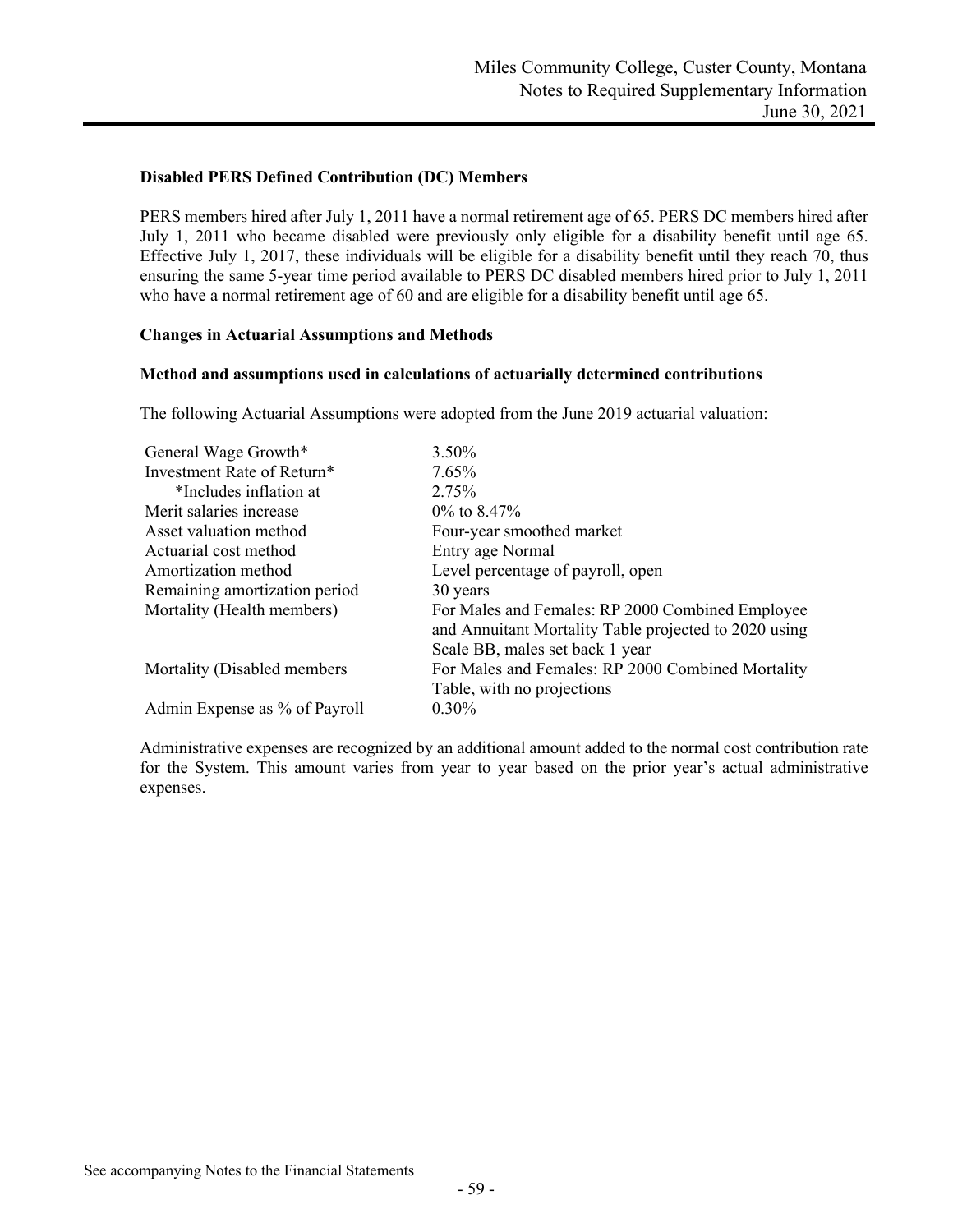#### Disabled PERS Defined Contribution (DC) Members

PERS members hired after July 1, 2011 have a normal retirement age of 65. PERS DC members hired after July 1, 2011 who became disabled were previously only eligible for a disability benefit until age 65. Effective July 1, 2017, these individuals will be eligible for a disability benefit until they reach 70, thus ensuring the same 5-year time period available to PERS DC disabled members hired prior to July 1, 2011 who have a normal retirement age of 60 and are eligible for a disability benefit until age 65.

#### Changes in Actuarial Assumptions and Methods

#### Method and assumptions used in calculations of actuarially determined contributions

The following Actuarial Assumptions were adopted from the June 2019 actuarial valuation:

| | |
|---|---|
| General Wage Growth* | 3.50% |
| Investment Rate of Return* | 7.65% |
| *Includes inflation at | 2.75% |
| Merit salaries increase | 0% to 8.47% |
| Asset valuation method | Four-year smoothed market |
| Actuarial cost method | Entry age Normal |
| Amortization method | Level percentage of payroll, open |
| Remaining amortization period | 30 years |
| Mortality (Health members) | For Males and Females: RP 2000 Combined Employee and Annuitant Mortality Table projected to 2020 using Scale BB, males set back 1 year |
| Mortality (Disabled members | For Males and Females: RP 2000 Combined Mortality Table, with no projections |
| Admin Expense as % of Payroll | 0.30% |

Administrative expenses are recognized by an additional amount added to the normal cost contribution rate for the System. This amount varies from year to year based on the prior year's actual administrative expenses.

See accompanying Notes to the Financial Statements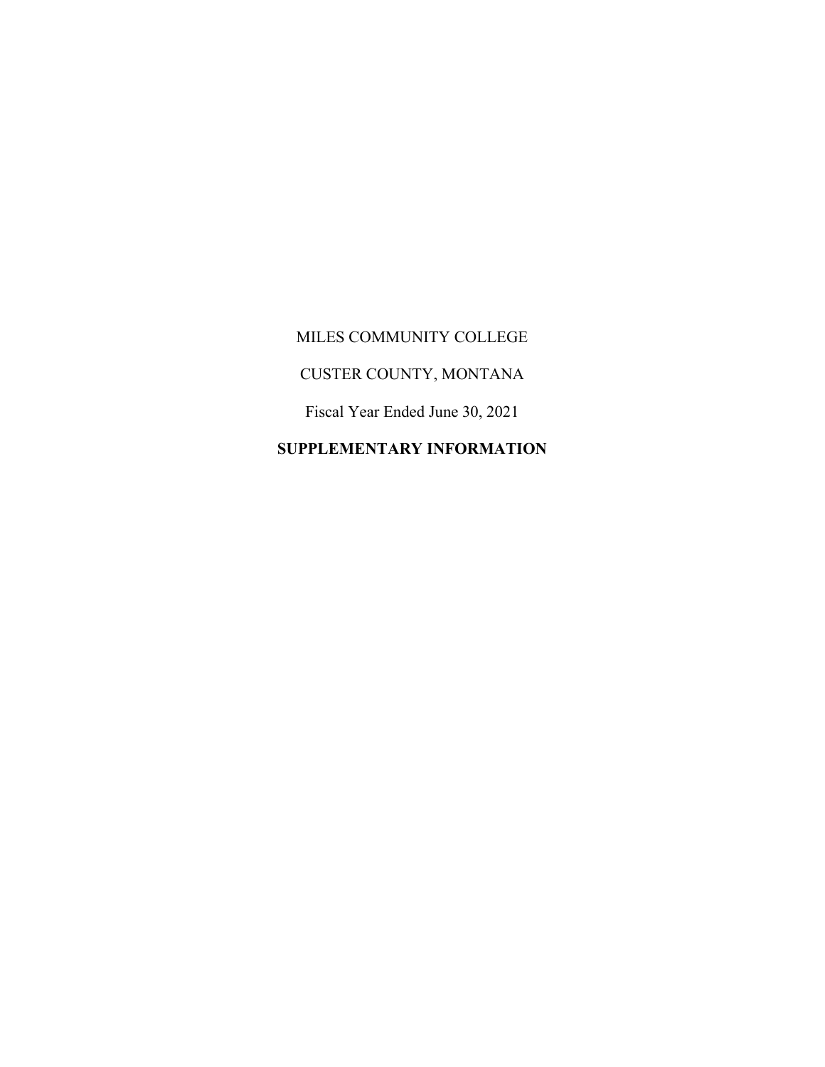MILES COMMUNITY COLLEGE

CUSTER COUNTY, MONTANA

Fiscal Year Ended June 30, 2021

**SUPPLEMENTARY INFORMATION**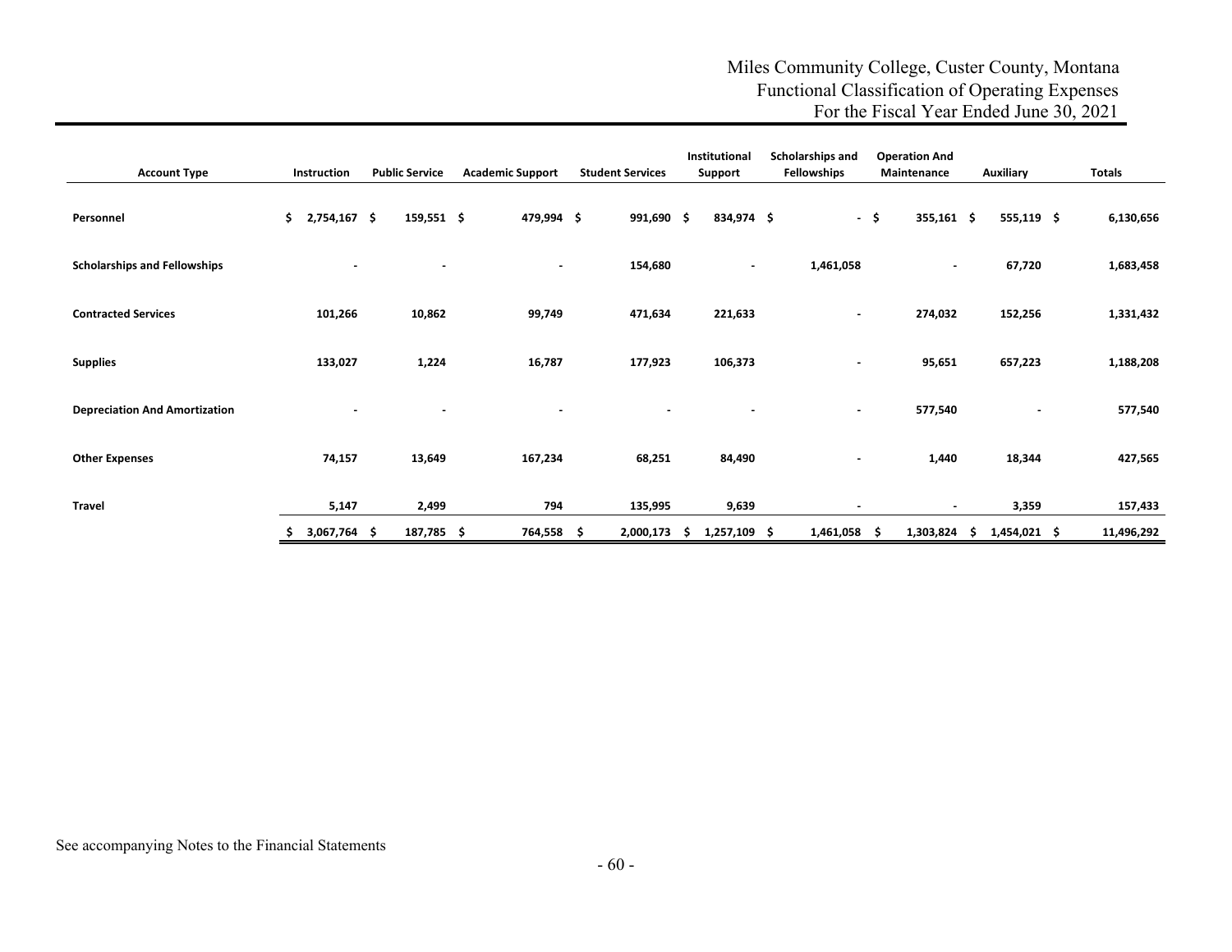# Miles Community College, Custer County, Montana
## Functional Classification of Operating Expenses
## For the Fiscal Year Ended June 30, 2021

| Account Type | Instruction | Public Service | Academic Support | Student Services | Institutional Support | Scholarships and Fellowships | Operation And Maintenance | Auxiliary | Totals |
|---|---|---|---|---|---|---|---|---|---|
| **Personnel** | $ 2,754,167 | $ 159,551 | $ 479,994 | $ 991,690 | $ 834,974 | $ - | $ 355,161 | $ 555,119 | $ 6,130,656 |
| **Scholarships and Fellowships** | - | - | - | 154,680 | - | 1,461,058 | - | 67,720 | 1,683,458 |
| **Contracted Services** | 101,266 | 10,862 | 99,749 | 471,634 | 221,633 | - | 274,032 | 152,256 | 1,331,432 |
| **Supplies** | 133,027 | 1,224 | 16,787 | 177,923 | 106,373 | - | 95,651 | 657,223 | 1,188,208 |
| **Depreciation And Amortization** | - | - | - | - | - | - | 577,540 | - | 577,540 |
| **Other Expenses** | 74,157 | 13,649 | 167,234 | 68,251 | 84,490 | - | 1,440 | 18,344 | 427,565 |
| **Travel** | 5,147 | 2,499 | 794 | 135,995 | 9,639 | - | - | 3,359 | 157,433 |
| | $ 3,067,764 | $ 187,785 | $ 764,558 | $ 2,000,173 | $ 1,257,109 | $ 1,461,058 | $ 1,303,824 | $ 1,454,021 | $ 11,496,292 |

See accompanying Notes to the Financial Statements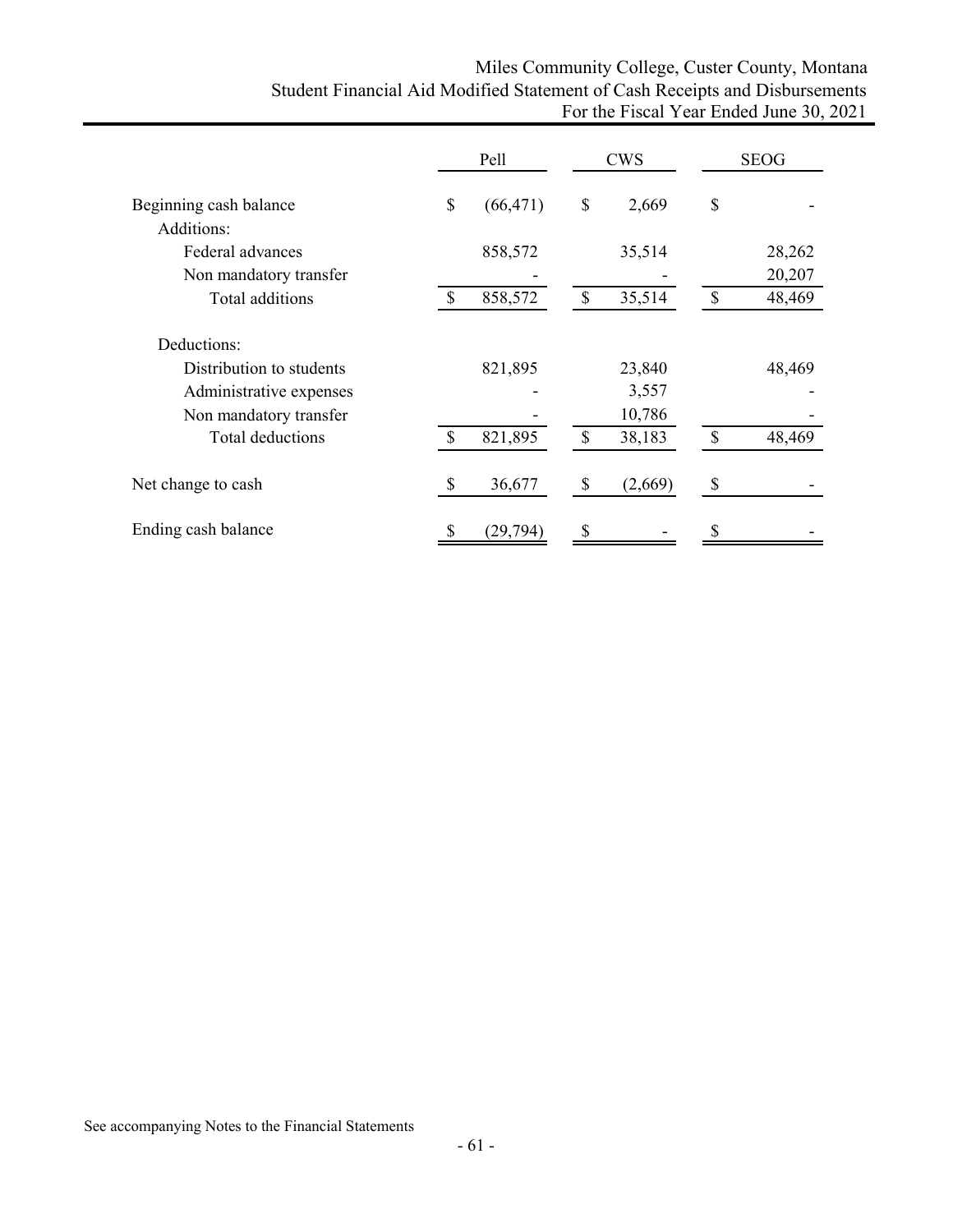Miles Community College, Custer County, Montana
Student Financial Aid Modified Statement of Cash Receipts and Disbursements
For the Fiscal Year Ended June 30, 2021

| | Pell | CWS | SEOG |
|---|---|---|---|
| Beginning cash balance | $ (66,471) | $ 2,669 | $ - |
| Additions: | | | |
| Federal advances | 858,572 | 35,514 | 28,262 |
| Non mandatory transfer | - | - | 20,207 |
| Total additions | $ 858,572 | $ 35,514 | $ 48,469 |
| Deductions: | | | |
| Distribution to students | 821,895 | 23,840 | 48,469 |
| Administrative expenses | - | 3,557 | - |
| Non mandatory transfer | - | 10,786 | - |
| Total deductions | $ 821,895 | $ 38,183 | $ 48,469 |
| Net change to cash | $ 36,677 | $ (2,669) | $ - |
| Ending cash balance | $ (29,794) | $ - | $ - |

See accompanying Notes to the Financial Statements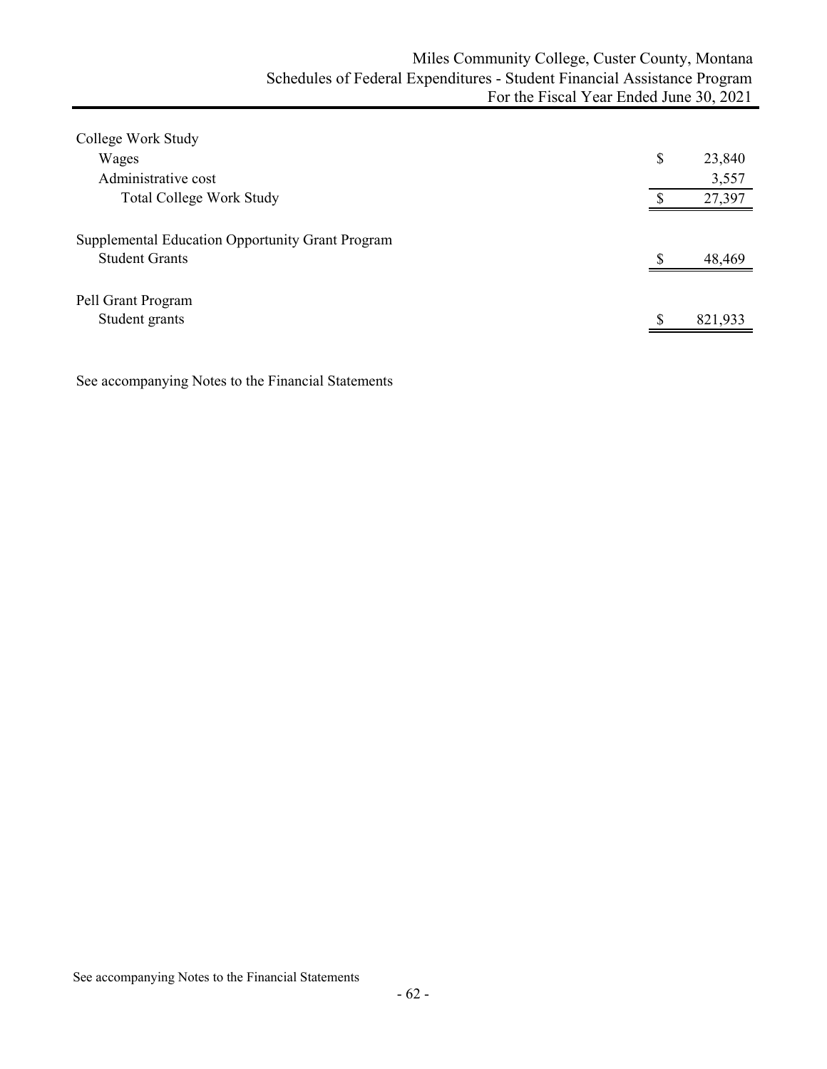# Miles Community College, Custer County, Montana
## Schedules of Federal Expenditures - Student Financial Assistance Program
### For the Fiscal Year Ended June 30, 2021

| | |
|---|---|
| **College Work Study** | |
| Wages | $ 23,840 |
| Administrative cost | 3,557 |
| Total College Work Study | $ 27,397 |
| | |
| **Supplemental Education Opportunity Grant Program** | |
| Student Grants | $ 48,469 |
| | |
| **Pell Grant Program** | |
| Student grants | $ 821,933 |

See accompanying Notes to the Financial Statements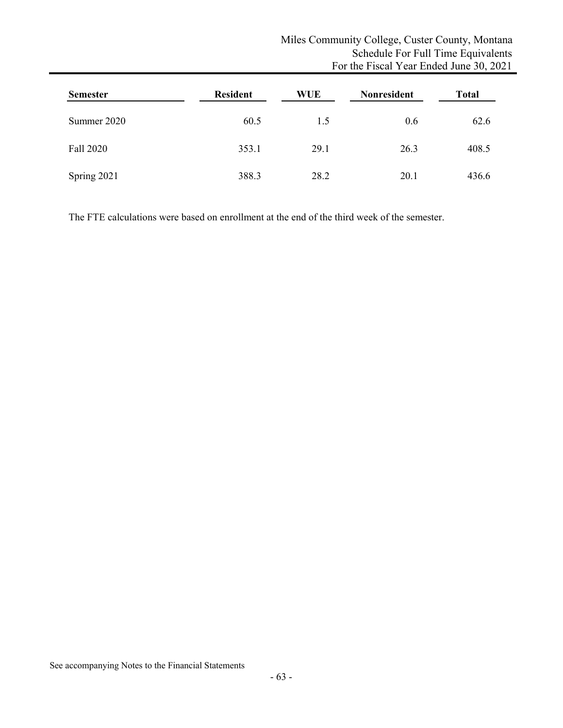Miles Community College, Custer County, Montana
Schedule For Full Time Equivalents
For the Fiscal Year Ended June 30, 2021

| Semester | Resident | WUE | Nonresident | Total |
|---|---|---|---|---|
| Summer 2020 | 60.5 | 1.5 | 0.6 | 62.6 |
| Fall 2020 | 353.1 | 29.1 | 26.3 | 408.5 |
| Spring 2021 | 388.3 | 28.2 | 20.1 | 436.6 |

The FTE calculations were based on enrollment at the end of the third week of the semester.

See accompanying Notes to the Financial Statements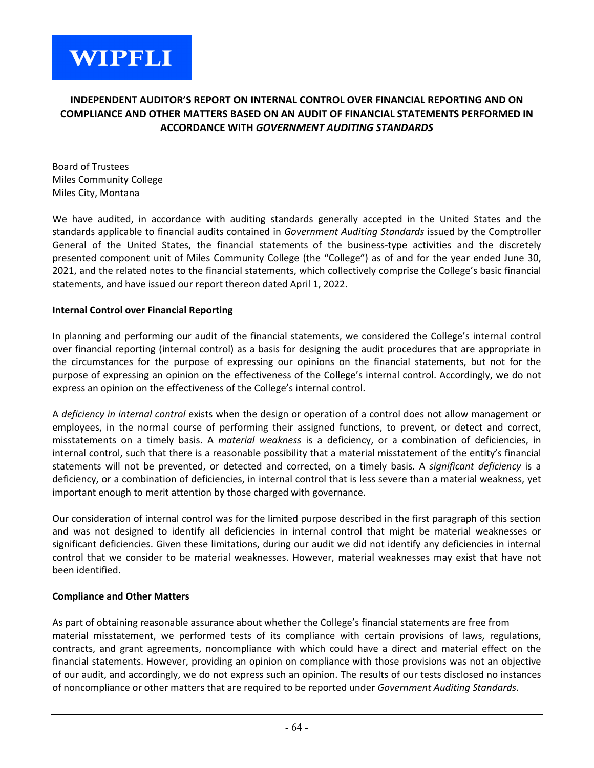WIPFLI

# INDEPENDENT AUDITOR'S REPORT ON INTERNAL CONTROL OVER FINANCIAL REPORTING AND ON COMPLIANCE AND OTHER MATTERS BASED ON AN AUDIT OF FINANCIAL STATEMENTS PERFORMED IN ACCORDANCE WITH *GOVERNMENT AUDITING STANDARDS*

Board of Trustees
Miles Community College
Miles City, Montana

We have audited, in accordance with auditing standards generally accepted in the United States and the standards applicable to financial audits contained in *Government Auditing Standards* issued by the Comptroller General of the United States, the financial statements of the business-type activities and the discretely presented component unit of Miles Community College (the "College") as of and for the year ended June 30, 2021, and the related notes to the financial statements, which collectively comprise the College's basic financial statements, and have issued our report thereon dated April 1, 2022.

**Internal Control over Financial Reporting**

In planning and performing our audit of the financial statements, we considered the College's internal control over financial reporting (internal control) as a basis for designing the audit procedures that are appropriate in the circumstances for the purpose of expressing our opinions on the financial statements, but not for the purpose of expressing an opinion on the effectiveness of the College's internal control. Accordingly, we do not express an opinion on the effectiveness of the College's internal control.

A *deficiency in internal control* exists when the design or operation of a control does not allow management or employees, in the normal course of performing their assigned functions, to prevent, or detect and correct, misstatements on a timely basis. A *material weakness* is a deficiency, or a combination of deficiencies, in internal control, such that there is a reasonable possibility that a material misstatement of the entity's financial statements will not be prevented, or detected and corrected, on a timely basis. A *significant deficiency* is a deficiency, or a combination of deficiencies, in internal control that is less severe than a material weakness, yet important enough to merit attention by those charged with governance.

Our consideration of internal control was for the limited purpose described in the first paragraph of this section and was not designed to identify all deficiencies in internal control that might be material weaknesses or significant deficiencies. Given these limitations, during our audit we did not identify any deficiencies in internal control that we consider to be material weaknesses. However, material weaknesses may exist that have not been identified.

**Compliance and Other Matters**

As part of obtaining reasonable assurance about whether the College's financial statements are free from material misstatement, we performed tests of its compliance with certain provisions of laws, regulations, contracts, and grant agreements, noncompliance with which could have a direct and material effect on the financial statements. However, providing an opinion on compliance with those provisions was not an objective of our audit, and accordingly, we do not express such an opinion. The results of our tests disclosed no instances of noncompliance or other matters that are required to be reported under *Government Auditing Standards*.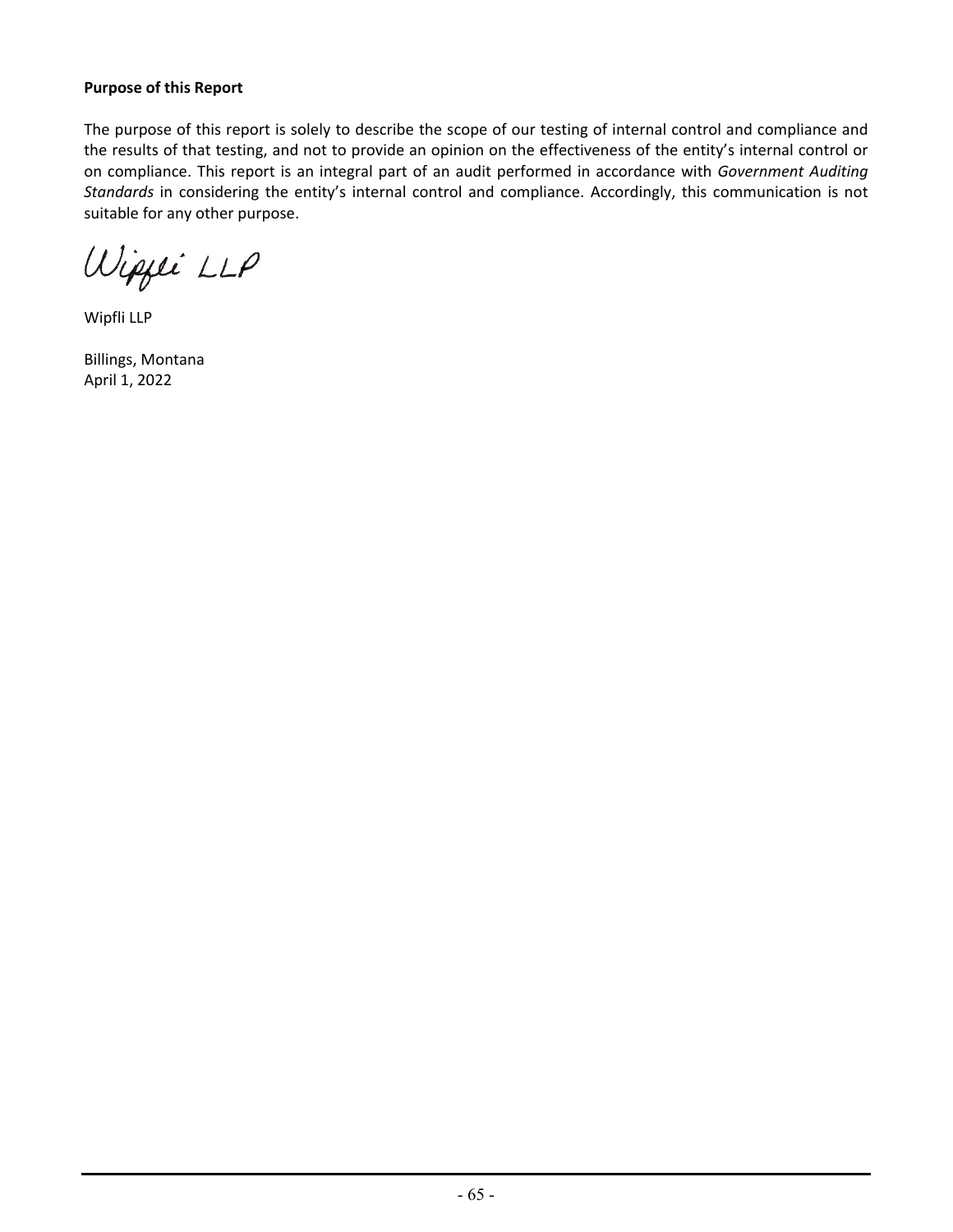**Purpose of this Report**

The purpose of this report is solely to describe the scope of our testing of internal control and compliance and the results of that testing, and not to provide an opinion on the effectiveness of the entity's internal control or on compliance. This report is an integral part of an audit performed in accordance with *Government Auditing Standards* in considering the entity's internal control and compliance. Accordingly, this communication is not suitable for any other purpose.

Wipfli LLP

Wipfli LLP

Billings, Montana
April 1, 2022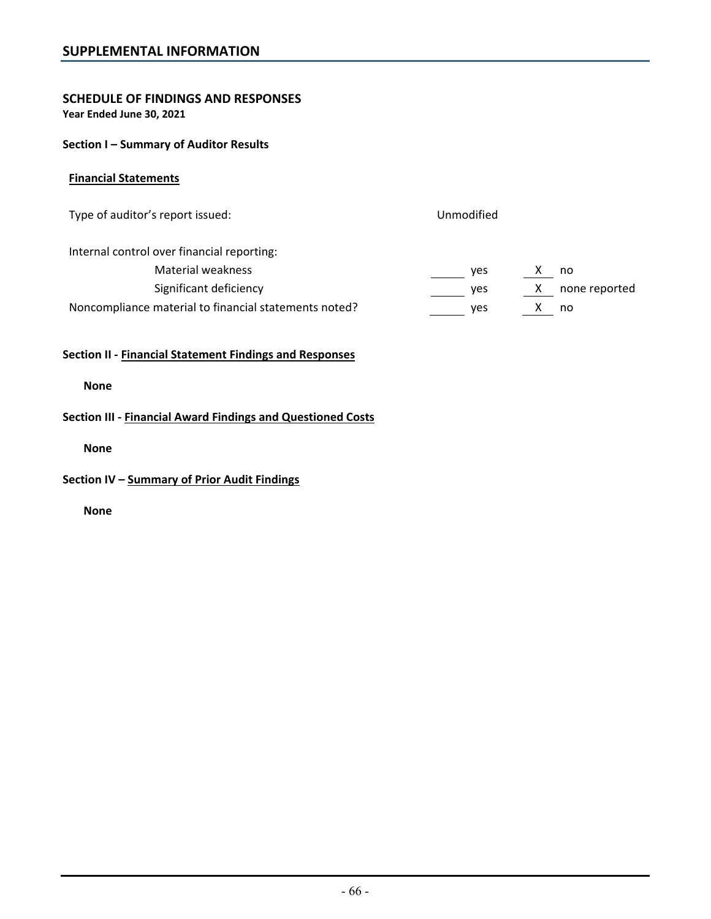# SUPPLEMENTAL INFORMATION

## SCHEDULE OF FINDINGS AND RESPONSES

**Year Ended June 30, 2021**

### Section I – Summary of Auditor Results

**Financial Statements**

| | | |
|---|---|---|
| Type of auditor's report issued: | Unmodified | |
| Internal control over financial reporting: | | |
| Material weakness | ____ yes | X no |
| Significant deficiency | ____ yes | X none reported |
| Noncompliance material to financial statements noted? | ____ yes | X no |

### Section II - Financial Statement Findings and Responses

**None**

### Section III - Financial Award Findings and Questioned Costs

**None**

### Section IV – Summary of Prior Audit Findings

**None**